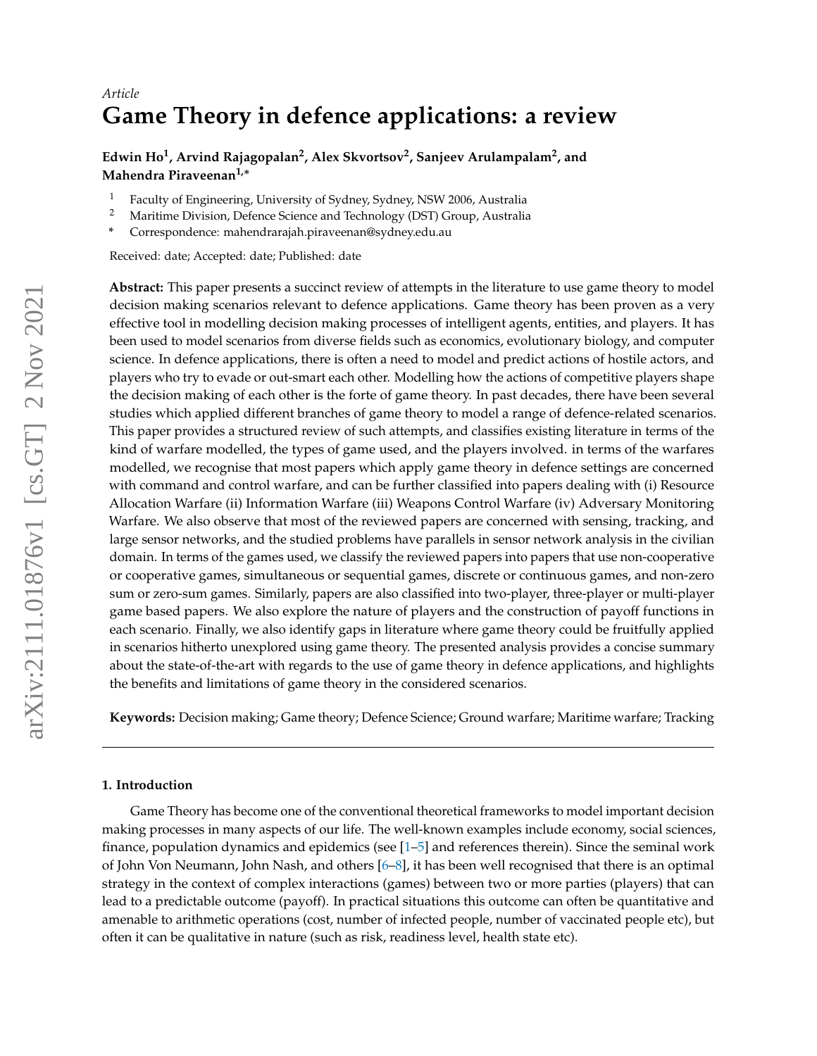*Article*

# Game Theory in defence applications: a review

**Edwin Ho[1], Arvind Rajagopalan[2], Alex Skvortsov[2], Sanjeev Arulampalam[2], and Mahendra Piraveenan[1,*]**

[1] Faculty of Engineering, University of Sydney, Sydney, NSW 2006, Australia
[2] Maritime Division, Defence Science and Technology (DST) Group, Australia
[*] Correspondence: mahendrarajah.piraveenan@sydney.edu.au

Received: date; Accepted: date; Published: date

**Abstract:** This paper presents a succinct review of attempts in the literature to use game theory to model decision making scenarios relevant to defence applications. Game theory has been proven as a very effective tool in modelling decision making processes of intelligent agents, entities, and players. It has been used to model scenarios from diverse fields such as economics, evolutionary biology, and computer science. In defence applications, there is often a need to model and predict actions of hostile actors, and players who try to evade or out-smart each other. Modelling how the actions of competitive players shape the decision making of each other is the forte of game theory. In past decades, there have been several studies which applied different branches of game theory to model a range of defence-related scenarios. This paper provides a structured review of such attempts, and classifies existing literature in terms of the kind of warfare modelled, the types of game used, and the players involved. in terms of the warfares modelled, we recognise that most papers which apply game theory in defence settings are concerned with command and control warfare, and can be further classified into papers dealing with (i) Resource Allocation Warfare (ii) Information Warfare (iii) Weapons Control Warfare (iv) Adversary Monitoring Warfare. We also observe that most of the reviewed papers are concerned with sensing, tracking, and large sensor networks, and the studied problems have parallels in sensor network analysis in the civilian domain. In terms of the games used, we classify the reviewed papers into papers that use non-cooperative or cooperative games, simultaneous or sequential games, discrete or continuous games, and non-zero sum or zero-sum games. Similarly, papers are also classified into two-player, three-player or multi-player game based papers. We also explore the nature of players and the construction of payoff functions in each scenario. Finally, we also identify gaps in literature where game theory could be fruitfully applied in scenarios hitherto unexplored using game theory. The presented analysis provides a concise summary about the state-of-the-art with regards to the use of game theory in defence applications, and highlights the benefits and limitations of game theory in the considered scenarios.

**Keywords:** Decision making; Game theory; Defence Science; Ground warfare; Maritime warfare; Tracking

## 1. Introduction

Game Theory has become one of the conventional theoretical frameworks to model important decision making processes in many aspects of our life. The well-known examples include economy, social sciences, finance, population dynamics and epidemics (see [1–5] and references therein). Since the seminal work of John Von Neumann, John Nash, and others [6–8], it has been well recognised that there is an optimal strategy in the context of complex interactions (games) between two or more parties (players) that can lead to a predictable outcome (payoff). In practical situations this outcome can often be quantitative and amenable to arithmetic operations (cost, number of infected people, number of vaccinated people etc), but often it can be qualitative in nature (such as risk, readiness level, health state etc).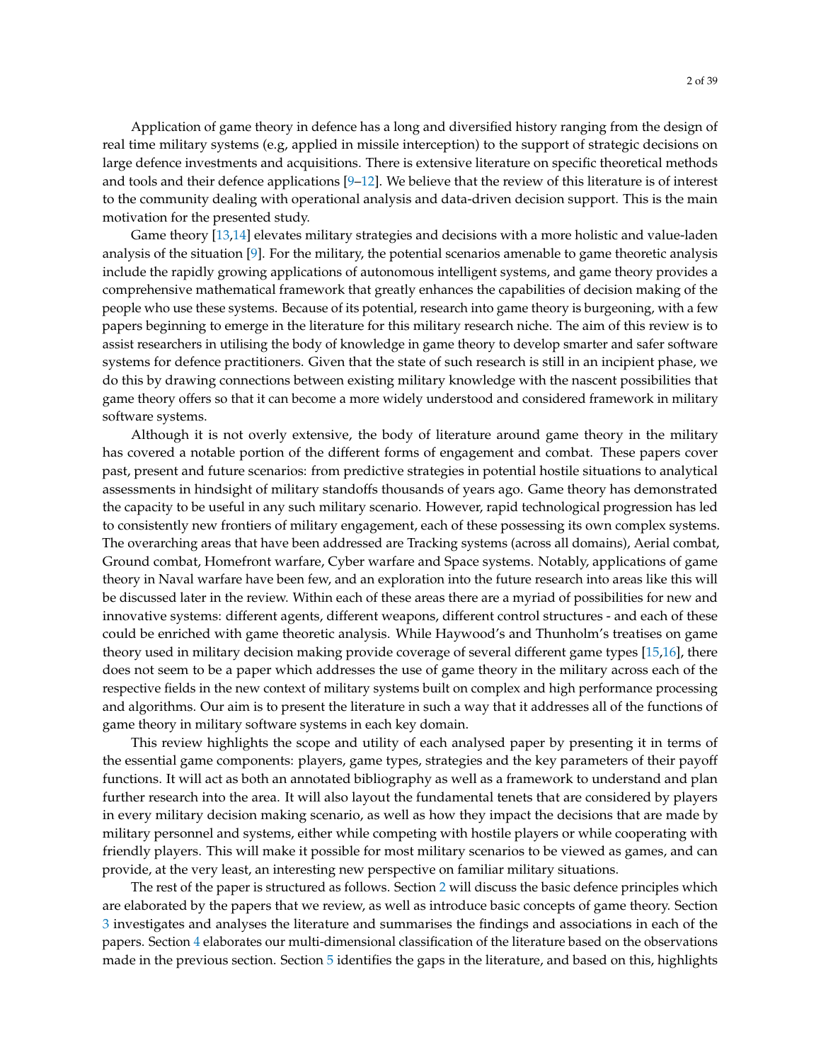Application of game theory in defence has a long and diversified history ranging from the design of real time military systems (e.g, applied in missile interception) to the support of strategic decisions on large defence investments and acquisitions. There is extensive literature on specific theoretical methods and tools and their defence applications [9–12]. We believe that the review of this literature is of interest to the community dealing with operational analysis and data-driven decision support. This is the main motivation for the presented study.

Game theory [13,14] elevates military strategies and decisions with a more holistic and value-laden analysis of the situation [9]. For the military, the potential scenarios amenable to game theoretic analysis include the rapidly growing applications of autonomous intelligent systems, and game theory provides a comprehensive mathematical framework that greatly enhances the capabilities of decision making of the people who use these systems. Because of its potential, research into game theory is burgeoning, with a few papers beginning to emerge in the literature for this military research niche. The aim of this review is to assist researchers in utilising the body of knowledge in game theory to develop smarter and safer software systems for defence practitioners. Given that the state of such research is still in an incipient phase, we do this by drawing connections between existing military knowledge with the nascent possibilities that game theory offers so that it can become a more widely understood and considered framework in military software systems.

Although it is not overly extensive, the body of literature around game theory in the military has covered a notable portion of the different forms of engagement and combat. These papers cover past, present and future scenarios: from predictive strategies in potential hostile situations to analytical assessments in hindsight of military standoffs thousands of years ago. Game theory has demonstrated the capacity to be useful in any such military scenario. However, rapid technological progression has led to consistently new frontiers of military engagement, each of these possessing its own complex systems. The overarching areas that have been addressed are Tracking systems (across all domains), Aerial combat, Ground combat, Homefront warfare, Cyber warfare and Space systems. Notably, applications of game theory in Naval warfare have been few, and an exploration into the future research into areas like this will be discussed later in the review. Within each of these areas there are a myriad of possibilities for new and innovative systems: different agents, different weapons, different control structures - and each of these could be enriched with game theoretic analysis. While Haywood's and Thunholm's treatises on game theory used in military decision making provide coverage of several different game types [15,16], there does not seem to be a paper which addresses the use of game theory in the military across each of the respective fields in the new context of military systems built on complex and high performance processing and algorithms. Our aim is to present the literature in such a way that it addresses all of the functions of game theory in military software systems in each key domain.

This review highlights the scope and utility of each analysed paper by presenting it in terms of the essential game components: players, game types, strategies and the key parameters of their payoff functions. It will act as both an annotated bibliography as well as a framework to understand and plan further research into the area. It will also layout the fundamental tenets that are considered by players in every military decision making scenario, as well as how they impact the decisions that are made by military personnel and systems, either while competing with hostile players or while cooperating with friendly players. This will make it possible for most military scenarios to be viewed as games, and can provide, at the very least, an interesting new perspective on familiar military situations.

The rest of the paper is structured as follows. Section 2 will discuss the basic defence principles which are elaborated by the papers that we review, as well as introduce basic concepts of game theory. Section 3 investigates and analyses the literature and summarises the findings and associations in each of the papers. Section 4 elaborates our multi-dimensional classification of the literature based on the observations made in the previous section. Section 5 identifies the gaps in the literature, and based on this, highlights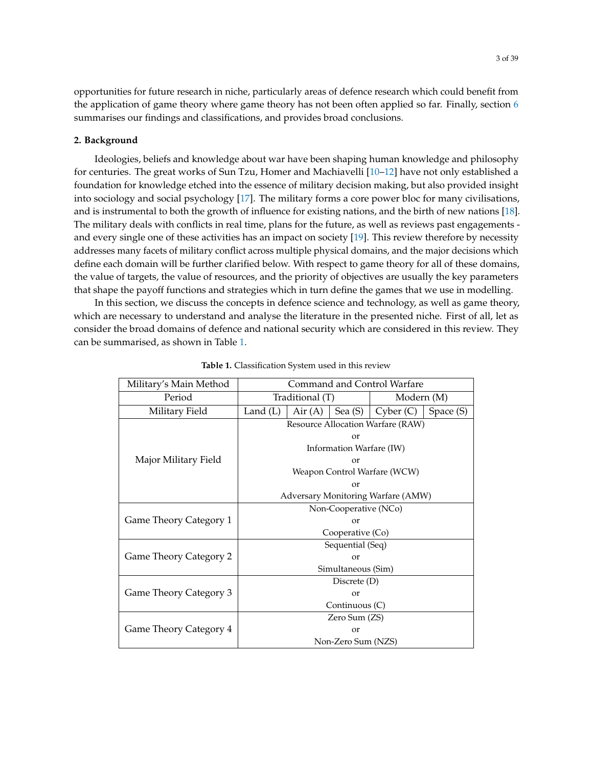opportunities for future research in niche, particularly areas of defence research which could benefit from the application of game theory where game theory has not been often applied so far. Finally, section 6 summarises our findings and classifications, and provides broad conclusions.

## 2. Background

Ideologies, beliefs and knowledge about war have been shaping human knowledge and philosophy for centuries. The great works of Sun Tzu, Homer and Machiavelli [10–12] have not only established a foundation for knowledge etched into the essence of military decision making, but also provided insight into sociology and social psychology [17]. The military forms a core power bloc for many civilisations, and is instrumental to both the growth of influence for existing nations, and the birth of new nations [18]. The military deals with conflicts in real time, plans for the future, as well as reviews past engagements - and every single one of these activities has an impact on society [19]. This review therefore by necessity addresses many facets of military conflict across multiple physical domains, and the major decisions which define each domain will be further clarified below. With respect to game theory for all of these domains, the value of targets, the value of resources, and the priority of objectives are usually the key parameters that shape the payoff functions and strategies which in turn define the games that we use in modelling.

In this section, we discuss the concepts in defence science and technology, as well as game theory, which are necessary to understand and analyse the literature in the presented niche. First of all, let as consider the broad domains of defence and national security which are considered in this review. They can be summarised, as shown in Table 1.

**Table 1.** Classification System used in this review

| Military's Main Method | Command and Control Warfare | | | | |
|---|---|---|---|---|---|
| Period | Traditional (T) | | | Modern (M) | |
| Military Field | Land (L) | Air (A) | Sea (S) | Cyber (C) | Space (S) |
| Major Military Field | Resource Allocation Warfare (RAW) or Information Warfare (IW) or Weapon Control Warfare (WCW) or Adversary Monitoring Warfare (AMW) | | | | |
| Game Theory Category 1 | Non-Cooperative (NCo) or Cooperative (Co) | | | | |
| Game Theory Category 2 | Sequential (Seq) or Simultaneous (Sim) | | | | |
| Game Theory Category 3 | Discrete (D) or Continuous (C) | | | | |
| Game Theory Category 4 | Zero Sum (ZS) or Non-Zero Sum (NZS) | | | | |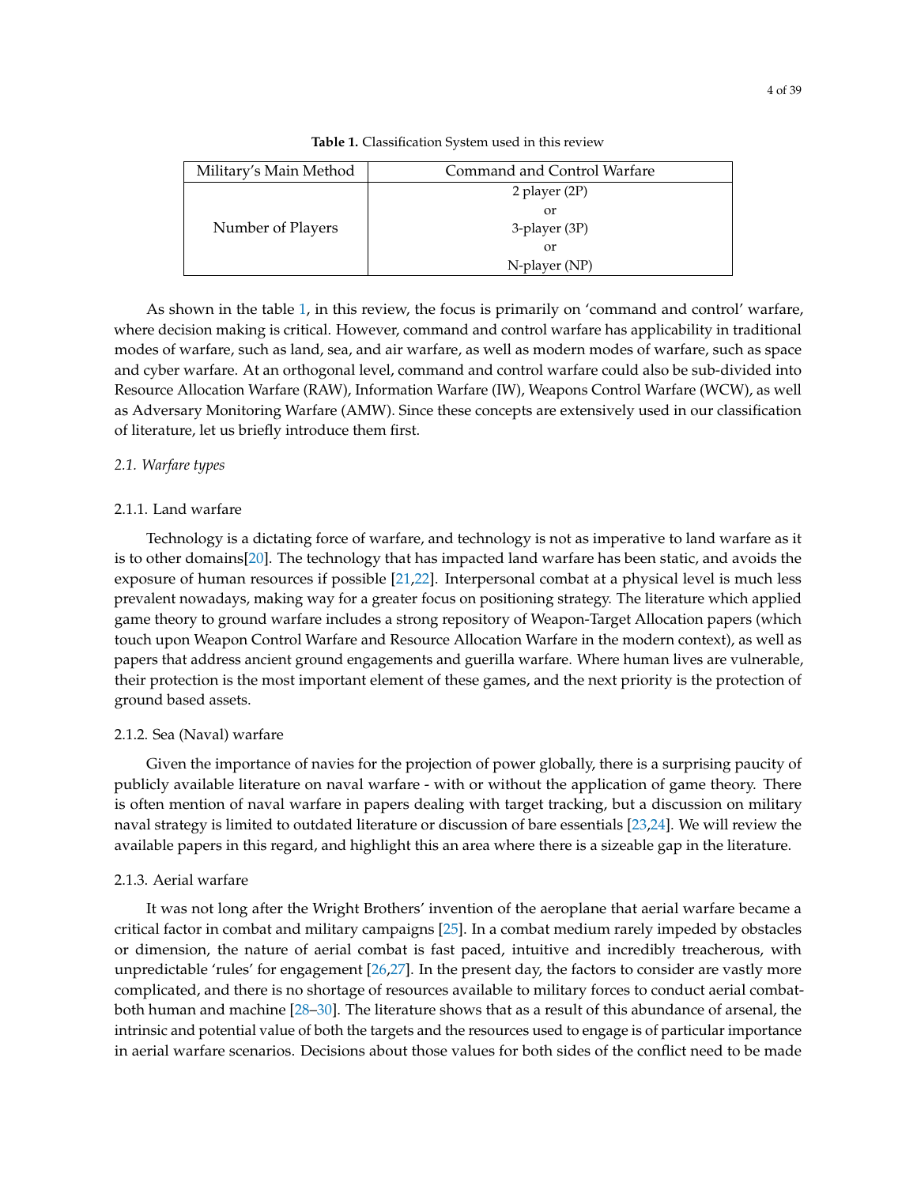**Table 1.** Classification System used in this review

| Military's Main Method | Command and Control Warfare |
|---|---|
| Number of Players | 2 player (2P)<br>or<br>3-player (3P)<br>or<br>N-player (NP) |

As shown in the table 1, in this review, the focus is primarily on 'command and control' warfare, where decision making is critical. However, command and control warfare has applicability in traditional modes of warfare, such as land, sea, and air warfare, as well as modern modes of warfare, such as space and cyber warfare. At an orthogonal level, command and control warfare could also be sub-divided into Resource Allocation Warfare (RAW), Information Warfare (IW), Weapons Control Warfare (WCW), as well as Adversary Monitoring Warfare (AMW). Since these concepts are extensively used in our classification of literature, let us briefly introduce them first.

### *2.1. Warfare types*

#### 2.1.1. Land warfare

Technology is a dictating force of warfare, and technology is not as imperative to land warfare as it is to other domains[20]. The technology that has impacted land warfare has been static, and avoids the exposure of human resources if possible [21,22]. Interpersonal combat at a physical level is much less prevalent nowadays, making way for a greater focus on positioning strategy. The literature which applied game theory to ground warfare includes a strong repository of Weapon-Target Allocation papers (which touch upon Weapon Control Warfare and Resource Allocation Warfare in the modern context), as well as papers that address ancient ground engagements and guerilla warfare. Where human lives are vulnerable, their protection is the most important element of these games, and the next priority is the protection of ground based assets.

#### 2.1.2. Sea (Naval) warfare

Given the importance of navies for the projection of power globally, there is a surprising paucity of publicly available literature on naval warfare - with or without the application of game theory. There is often mention of naval warfare in papers dealing with target tracking, but a discussion on military naval strategy is limited to outdated literature or discussion of bare essentials [23,24]. We will review the available papers in this regard, and highlight this an area where there is a sizeable gap in the literature.

#### 2.1.3. Aerial warfare

It was not long after the Wright Brothers' invention of the aeroplane that aerial warfare became a critical factor in combat and military campaigns [25]. In a combat medium rarely impeded by obstacles or dimension, the nature of aerial combat is fast paced, intuitive and incredibly treacherous, with unpredictable 'rules' for engagement [26,27]. In the present day, the factors to consider are vastly more complicated, and there is no shortage of resources available to military forces to conduct aerial combat- both human and machine [28–30]. The literature shows that as a result of this abundance of arsenal, the intrinsic and potential value of both the targets and the resources used to engage is of particular importance in aerial warfare scenarios. Decisions about those values for both sides of the conflict need to be made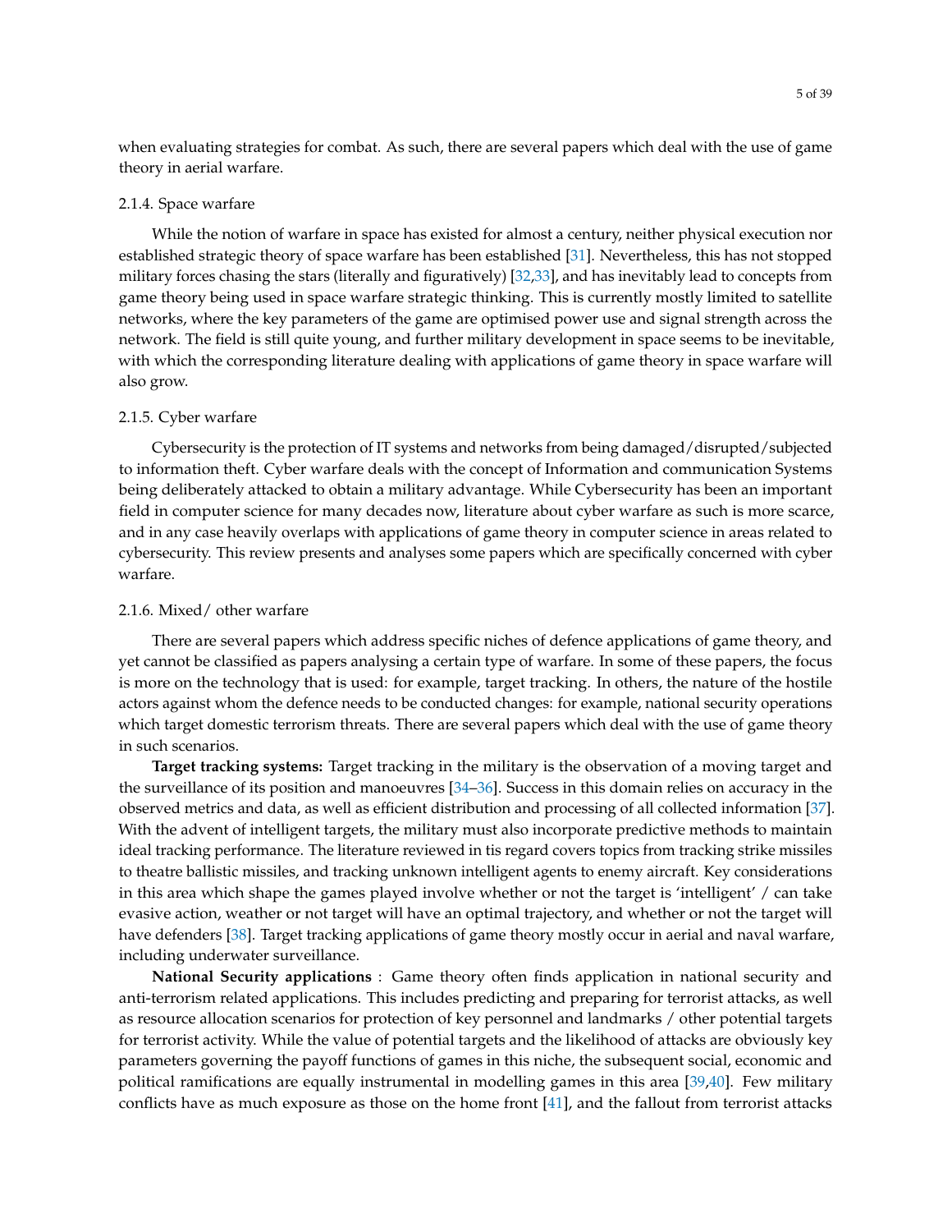when evaluating strategies for combat. As such, there are several papers which deal with the use of game theory in aerial warfare.

#### 2.1.4. Space warfare

While the notion of warfare in space has existed for almost a century, neither physical execution nor established strategic theory of space warfare has been established [31]. Nevertheless, this has not stopped military forces chasing the stars (literally and figuratively) [32,33], and has inevitably lead to concepts from game theory being used in space warfare strategic thinking. This is currently mostly limited to satellite networks, where the key parameters of the game are optimised power use and signal strength across the network. The field is still quite young, and further military development in space seems to be inevitable, with which the corresponding literature dealing with applications of game theory in space warfare will also grow.

#### 2.1.5. Cyber warfare

Cybersecurity is the protection of IT systems and networks from being damaged/disrupted/subjected to information theft. Cyber warfare deals with the concept of Information and communication Systems being deliberately attacked to obtain a military advantage. While Cybersecurity has been an important field in computer science for many decades now, literature about cyber warfare as such is more scarce, and in any case heavily overlaps with applications of game theory in computer science in areas related to cybersecurity. This review presents and analyses some papers which are specifically concerned with cyber warfare.

#### 2.1.6. Mixed/ other warfare

There are several papers which address specific niches of defence applications of game theory, and yet cannot be classified as papers analysing a certain type of warfare. In some of these papers, the focus is more on the technology that is used: for example, target tracking. In others, the nature of the hostile actors against whom the defence needs to be conducted changes: for example, national security operations which target domestic terrorism threats. There are several papers which deal with the use of game theory in such scenarios.

**Target tracking systems:** Target tracking in the military is the observation of a moving target and the surveillance of its position and manoeuvres [34–36]. Success in this domain relies on accuracy in the observed metrics and data, as well as efficient distribution and processing of all collected information [37]. With the advent of intelligent targets, the military must also incorporate predictive methods to maintain ideal tracking performance. The literature reviewed in tis regard covers topics from tracking strike missiles to theatre ballistic missiles, and tracking unknown intelligent agents to enemy aircraft. Key considerations in this area which shape the games played involve whether or not the target is 'intelligent' / can take evasive action, weather or not target will have an optimal trajectory, and whether or not the target will have defenders [38]. Target tracking applications of game theory mostly occur in aerial and naval warfare, including underwater surveillance.

**National Security applications** : Game theory often finds application in national security and anti-terrorism related applications. This includes predicting and preparing for terrorist attacks, as well as resource allocation scenarios for protection of key personnel and landmarks / other potential targets for terrorist activity. While the value of potential targets and the likelihood of attacks are obviously key parameters governing the payoff functions of games in this niche, the subsequent social, economic and political ramifications are equally instrumental in modelling games in this area [39,40]. Few military conflicts have as much exposure as those on the home front [41], and the fallout from terrorist attacks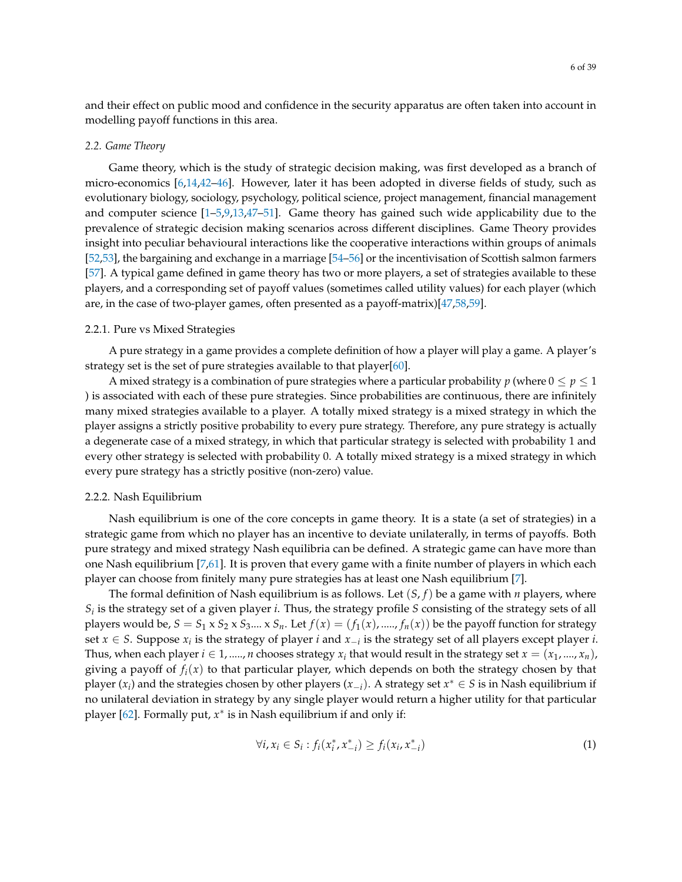and their effect on public mood and confidence in the security apparatus are often taken into account in modelling payoff functions in this area.

### 2.2. Game Theory

Game theory, which is the study of strategic decision making, was first developed as a branch of micro-economics [6,14,42–46]. However, later it has been adopted in diverse fields of study, such as evolutionary biology, sociology, psychology, political science, project management, financial management and computer science [1–5,9,13,47–51]. Game theory has gained such wide applicability due to the prevalence of strategic decision making scenarios across different disciplines. Game Theory provides insight into peculiar behavioural interactions like the cooperative interactions within groups of animals [52,53], the bargaining and exchange in a marriage [54–56] or the incentivisation of Scottish salmon farmers [57]. A typical game defined in game theory has two or more players, a set of strategies available to these players, and a corresponding set of payoff values (sometimes called utility values) for each player (which are, in the case of two-player games, often presented as a payoff-matrix)[47,58,59].

#### 2.2.1. Pure vs Mixed Strategies

A pure strategy in a game provides a complete definition of how a player will play a game. A player's strategy set is the set of pure strategies available to that player[60].

A mixed strategy is a combination of pure strategies where a particular probability $p$ (where $0 \leq p \leq 1$ ) is associated with each of these pure strategies. Since probabilities are continuous, there are infinitely many mixed strategies available to a player. A totally mixed strategy is a mixed strategy in which the player assigns a strictly positive probability to every pure strategy. Therefore, any pure strategy is actually a degenerate case of a mixed strategy, in which that particular strategy is selected with probability 1 and every other strategy is selected with probability 0. A totally mixed strategy is a mixed strategy in which every pure strategy has a strictly positive (non-zero) value.

#### 2.2.2. Nash Equilibrium

Nash equilibrium is one of the core concepts in game theory. It is a state (a set of strategies) in a strategic game from which no player has an incentive to deviate unilaterally, in terms of payoffs. Both pure strategy and mixed strategy Nash equilibria can be defined. A strategic game can have more than one Nash equilibrium [7,61]. It is proven that every game with a finite number of players in which each player can choose from finitely many pure strategies has at least one Nash equilibrium [7].

The formal definition of Nash equilibrium is as follows. Let $(S, f)$ be a game with $n$ players, where $S_i$ is the strategy set of a given player $i$. Thus, the strategy profile $S$ consisting of the strategy sets of all players would be, $S = S_1 \text{ x } S_2 \text{ x } S_3 .... \text{ x } S_n$. Let $f(x) = (f_1(x), ....., f_n(x))$ be the payoff function for strategy set $x \in S$. Suppose $x_i$ is the strategy of player $i$ and $x_{-i}$ is the strategy set of all players except player $i$. Thus, when each player $i \in 1, ....., n$ chooses strategy $x_i$ that would result in the strategy set $x = (x_1, ...., x_n)$, giving a payoff of $f_i(x)$ to that particular player, which depends on both the strategy chosen by that player ($x_i$) and the strategies chosen by other players ($x_{-i}$). A strategy set $x^* \in S$ is in Nash equilibrium if no unilateral deviation in strategy by any single player would return a higher utility for that particular player [62]. Formally put, $x^*$ is in Nash equilibrium if and only if:

$$\forall i, x_i \in S_i : f_i(x_i^*, x_{-i}^*) \geq f_i(x_i, x_{-i}^*) \tag{1}$$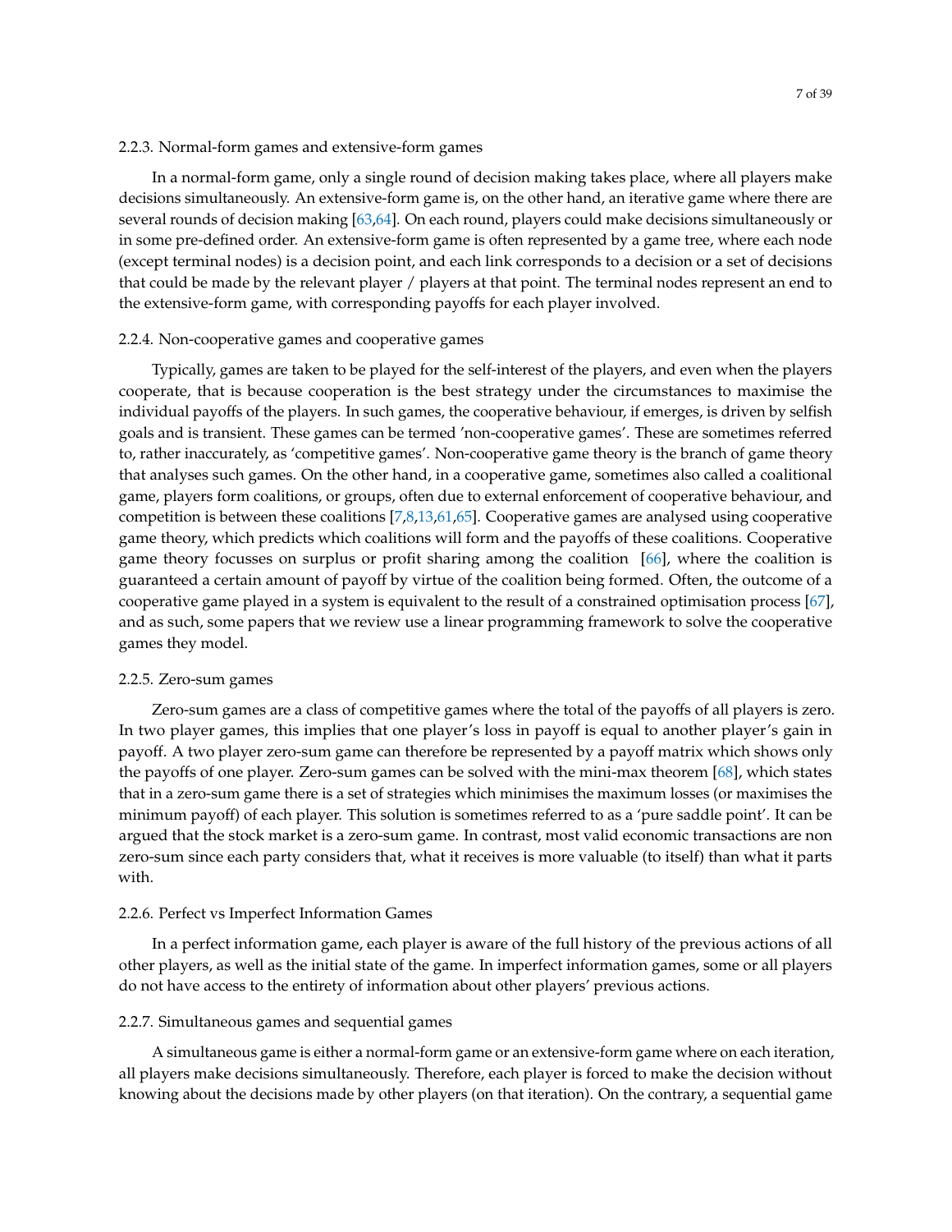#### 2.2.3. Normal-form games and extensive-form games

In a normal-form game, only a single round of decision making takes place, where all players make decisions simultaneously. An extensive-form game is, on the other hand, an iterative game where there are several rounds of decision making [63,64]. On each round, players could make decisions simultaneously or in some pre-defined order. An extensive-form game is often represented by a game tree, where each node (except terminal nodes) is a decision point, and each link corresponds to a decision or a set of decisions that could be made by the relevant player / players at that point. The terminal nodes represent an end to the extensive-form game, with corresponding payoffs for each player involved.

#### 2.2.4. Non-cooperative games and cooperative games

Typically, games are taken to be played for the self-interest of the players, and even when the players cooperate, that is because cooperation is the best strategy under the circumstances to maximise the individual payoffs of the players. In such games, the cooperative behaviour, if emerges, is driven by selfish goals and is transient. These games can be termed 'non-cooperative games'. These are sometimes referred to, rather inaccurately, as 'competitive games'. Non-cooperative game theory is the branch of game theory that analyses such games. On the other hand, in a cooperative game, sometimes also called a coalitional game, players form coalitions, or groups, often due to external enforcement of cooperative behaviour, and competition is between these coalitions [7,8,13,61,65]. Cooperative games are analysed using cooperative game theory, which predicts which coalitions will form and the payoffs of these coalitions. Cooperative game theory focusses on surplus or profit sharing among the coalition [66], where the coalition is guaranteed a certain amount of payoff by virtue of the coalition being formed. Often, the outcome of a cooperative game played in a system is equivalent to the result of a constrained optimisation process [67], and as such, some papers that we review use a linear programming framework to solve the cooperative games they model.

#### 2.2.5. Zero-sum games

Zero-sum games are a class of competitive games where the total of the payoffs of all players is zero. In two player games, this implies that one player's loss in payoff is equal to another player's gain in payoff. A two player zero-sum game can therefore be represented by a payoff matrix which shows only the payoffs of one player. Zero-sum games can be solved with the mini-max theorem [68], which states that in a zero-sum game there is a set of strategies which minimises the maximum losses (or maximises the minimum payoff) of each player. This solution is sometimes referred to as a 'pure saddle point'. It can be argued that the stock market is a zero-sum game. In contrast, most valid economic transactions are non zero-sum since each party considers that, what it receives is more valuable (to itself) than what it parts with.

#### 2.2.6. Perfect vs Imperfect Information Games

In a perfect information game, each player is aware of the full history of the previous actions of all other players, as well as the initial state of the game. In imperfect information games, some or all players do not have access to the entirety of information about other players' previous actions.

#### 2.2.7. Simultaneous games and sequential games

A simultaneous game is either a normal-form game or an extensive-form game where on each iteration, all players make decisions simultaneously. Therefore, each player is forced to make the decision without knowing about the decisions made by other players (on that iteration). On the contrary, a sequential game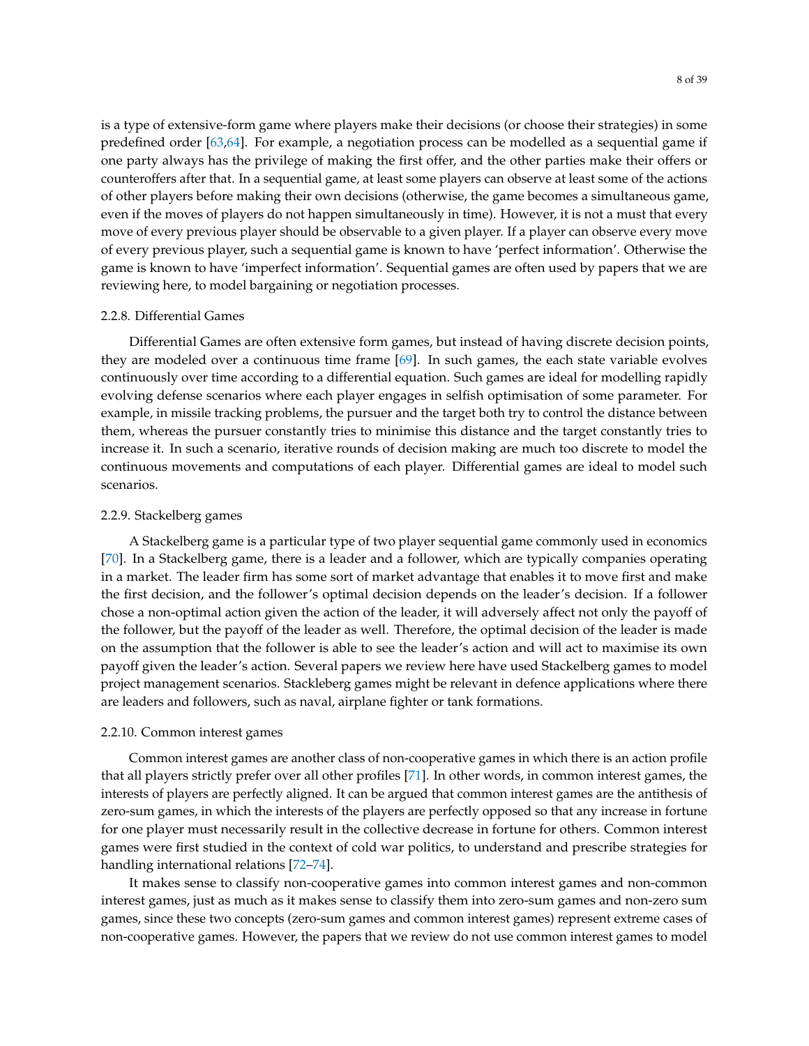is a type of extensive-form game where players make their decisions (or choose their strategies) in some predefined order [63,64]. For example, a negotiation process can be modelled as a sequential game if one party always has the privilege of making the first offer, and the other parties make their offers or counteroffers after that. In a sequential game, at least some players can observe at least some of the actions of other players before making their own decisions (otherwise, the game becomes a simultaneous game, even if the moves of players do not happen simultaneously in time). However, it is not a must that every move of every previous player should be observable to a given player. If a player can observe every move of every previous player, such a sequential game is known to have 'perfect information'. Otherwise the game is known to have 'imperfect information'. Sequential games are often used by papers that we are reviewing here, to model bargaining or negotiation processes.

#### 2.2.8. Differential Games

Differential Games are often extensive form games, but instead of having discrete decision points, they are modeled over a continuous time frame [69]. In such games, the each state variable evolves continuously over time according to a differential equation. Such games are ideal for modelling rapidly evolving defense scenarios where each player engages in selfish optimisation of some parameter. For example, in missile tracking problems, the pursuer and the target both try to control the distance between them, whereas the pursuer constantly tries to minimise this distance and the target constantly tries to increase it. In such a scenario, iterative rounds of decision making are much too discrete to model the continuous movements and computations of each player. Differential games are ideal to model such scenarios.

#### 2.2.9. Stackelberg games

A Stackelberg game is a particular type of two player sequential game commonly used in economics [70]. In a Stackelberg game, there is a leader and a follower, which are typically companies operating in a market. The leader firm has some sort of market advantage that enables it to move first and make the first decision, and the follower's optimal decision depends on the leader's decision. If a follower chose a non-optimal action given the action of the leader, it will adversely affect not only the payoff of the follower, but the payoff of the leader as well. Therefore, the optimal decision of the leader is made on the assumption that the follower is able to see the leader's action and will act to maximise its own payoff given the leader's action. Several papers we review here have used Stackelberg games to model project management scenarios. Stackleberg games might be relevant in defence applications where there are leaders and followers, such as naval, airplane fighter or tank formations.

#### 2.2.10. Common interest games

Common interest games are another class of non-cooperative games in which there is an action profile that all players strictly prefer over all other profiles [71]. In other words, in common interest games, the interests of players are perfectly aligned. It can be argued that common interest games are the antithesis of zero-sum games, in which the interests of the players are perfectly opposed so that any increase in fortune for one player must necessarily result in the collective decrease in fortune for others. Common interest games were first studied in the context of cold war politics, to understand and prescribe strategies for handling international relations [72–74].

It makes sense to classify non-cooperative games into common interest games and non-common interest games, just as much as it makes sense to classify them into zero-sum games and non-zero sum games, since these two concepts (zero-sum games and common interest games) represent extreme cases of non-cooperative games. However, the papers that we review do not use common interest games to model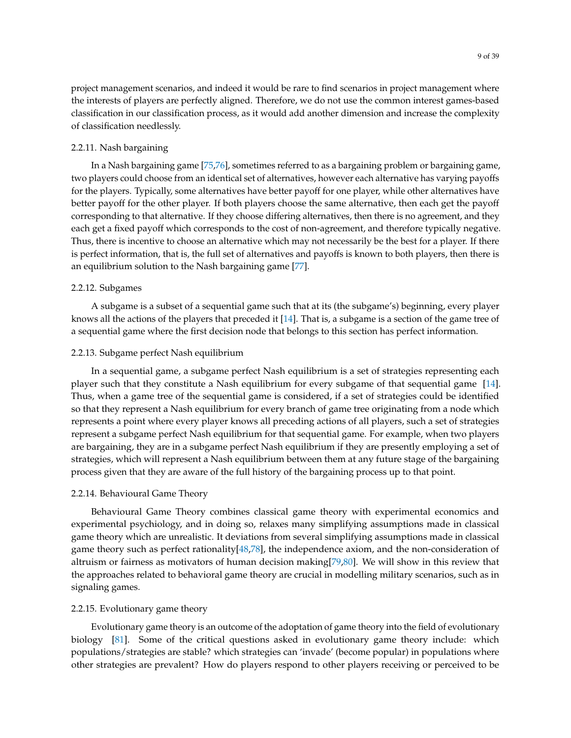project management scenarios, and indeed it would be rare to find scenarios in project management where the interests of players are perfectly aligned. Therefore, we do not use the common interest games-based classification in our classification process, as it would add another dimension and increase the complexity of classification needlessly.

#### 2.2.11. Nash bargaining

In a Nash bargaining game [75,76], sometimes referred to as a bargaining problem or bargaining game, two players could choose from an identical set of alternatives, however each alternative has varying payoffs for the players. Typically, some alternatives have better payoff for one player, while other alternatives have better payoff for the other player. If both players choose the same alternative, then each get the payoff corresponding to that alternative. If they choose differing alternatives, then there is no agreement, and they each get a fixed payoff which corresponds to the cost of non-agreement, and therefore typically negative. Thus, there is incentive to choose an alternative which may not necessarily be the best for a player. If there is perfect information, that is, the full set of alternatives and payoffs is known to both players, then there is an equilibrium solution to the Nash bargaining game [77].

#### 2.2.12. Subgames

A subgame is a subset of a sequential game such that at its (the subgame's) beginning, every player knows all the actions of the players that preceded it [14]. That is, a subgame is a section of the game tree of a sequential game where the first decision node that belongs to this section has perfect information.

#### 2.2.13. Subgame perfect Nash equilibrium

In a sequential game, a subgame perfect Nash equilibrium is a set of strategies representing each player such that they constitute a Nash equilibrium for every subgame of that sequential game [14]. Thus, when a game tree of the sequential game is considered, if a set of strategies could be identified so that they represent a Nash equilibrium for every branch of game tree originating from a node which represents a point where every player knows all preceding actions of all players, such a set of strategies represent a subgame perfect Nash equilibrium for that sequential game. For example, when two players are bargaining, they are in a subgame perfect Nash equilibrium if they are presently employing a set of strategies, which will represent a Nash equilibrium between them at any future stage of the bargaining process given that they are aware of the full history of the bargaining process up to that point.

#### 2.2.14. Behavioural Game Theory

Behavioural Game Theory combines classical game theory with experimental economics and experimental psychology, and in doing so, relaxes many simplifying assumptions made in classical game theory which are unrealistic. It deviations from several simplifying assumptions made in classical game theory such as perfect rationality[48,78], the independence axiom, and the non-consideration of altruism or fairness as motivators of human decision making[79,80]. We will show in this review that the approaches related to behavioral game theory are crucial in modelling military scenarios, such as in signaling games.

#### 2.2.15. Evolutionary game theory

Evolutionary game theory is an outcome of the adoptation of game theory into the field of evolutionary biology [81]. Some of the critical questions asked in evolutionary game theory include: which populations/strategies are stable? which strategies can 'invade' (become popular) in populations where other strategies are prevalent? How do players respond to other players receiving or perceived to be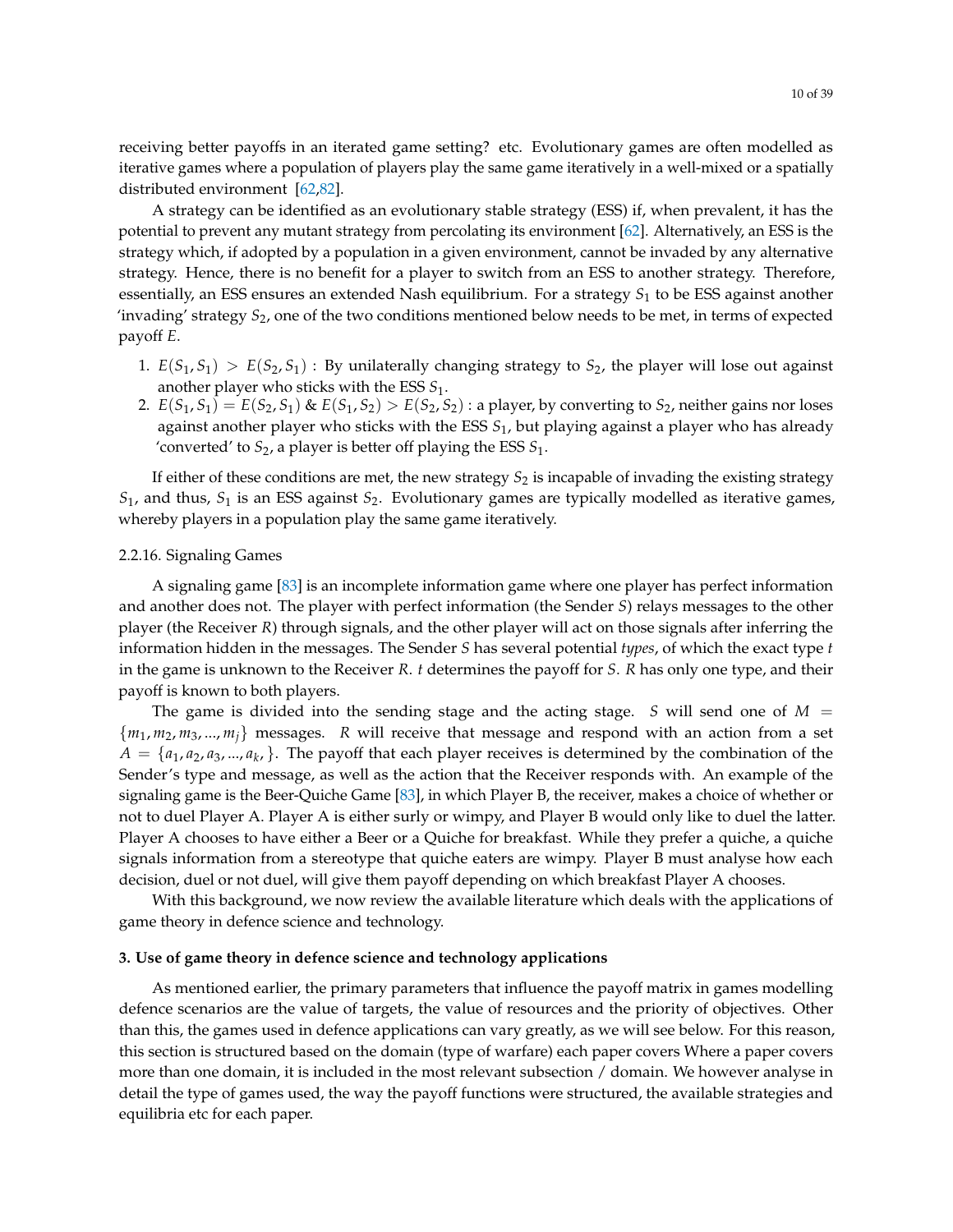receiving better payoffs in an iterated game setting? etc. Evolutionary games are often modelled as iterative games where a population of players play the same game iteratively in a well-mixed or a spatially distributed environment [62,82].

A strategy can be identified as an evolutionary stable strategy (ESS) if, when prevalent, it has the potential to prevent any mutant strategy from percolating its environment [62]. Alternatively, an ESS is the strategy which, if adopted by a population in a given environment, cannot be invaded by any alternative strategy. Hence, there is no benefit for a player to switch from an ESS to another strategy. Therefore, essentially, an ESS ensures an extended Nash equilibrium. For a strategy $S_1$ to be ESS against another 'invading' strategy $S_2$, one of the two conditions mentioned below needs to be met, in terms of expected payoff $E$.

1. $E(S_1, S_1) > E(S_2, S_1)$ : By unilaterally changing strategy to $S_2$, the player will lose out against another player who sticks with the ESS $S_1$.
2. $E(S_1, S_1) = E(S_2, S_1)$ & $E(S_1, S_2) > E(S_2, S_2)$ : a player, by converting to $S_2$, neither gains nor loses against another player who sticks with the ESS $S_1$, but playing against a player who has already 'converted' to $S_2$, a player is better off playing the ESS $S_1$.

If either of these conditions are met, the new strategy $S_2$ is incapable of invading the existing strategy $S_1$, and thus, $S_1$ is an ESS against $S_2$. Evolutionary games are typically modelled as iterative games, whereby players in a population play the same game iteratively.

#### 2.2.16. Signaling Games

A signaling game [83] is an incomplete information game where one player has perfect information and another does not. The player with perfect information (the Sender $S$) relays messages to the other player (the Receiver $R$) through signals, and the other player will act on those signals after inferring the information hidden in the messages. The Sender $S$ has several potential *types*, of which the exact type $t$ in the game is unknown to the Receiver $R$. $t$ determines the payoff for $S$. $R$ has only one type, and their payoff is known to both players.

The game is divided into the sending stage and the acting stage. $S$ will send one of $M = \{m_1, m_2, m_3, ..., m_j\}$ messages. $R$ will receive that message and respond with an action from a set $A = \{a_1, a_2, a_3, ..., a_k, \}$. The payoff that each player receives is determined by the combination of the Sender's type and message, as well as the action that the Receiver responds with. An example of the signaling game is the Beer-Quiche Game [83], in which Player B, the receiver, makes a choice of whether or not to duel Player A. Player A is either surly or wimpy, and Player B would only like to duel the latter. Player A chooses to have either a Beer or a Quiche for breakfast. While they prefer a quiche, a quiche signals information from a stereotype that quiche eaters are wimpy. Player B must analyse how each decision, duel or not duel, will give them payoff depending on which breakfast Player A chooses.

With this background, we now review the available literature which deals with the applications of game theory in defence science and technology.

## 3. Use of game theory in defence science and technology applications

As mentioned earlier, the primary parameters that influence the payoff matrix in games modelling defence scenarios are the value of targets, the value of resources and the priority of objectives. Other than this, the games used in defence applications can vary greatly, as we will see below. For this reason, this section is structured based on the domain (type of warfare) each paper covers Where a paper covers more than one domain, it is included in the most relevant subsection / domain. We however analyse in detail the type of games used, the way the payoff functions were structured, the available strategies and equilibria etc for each paper.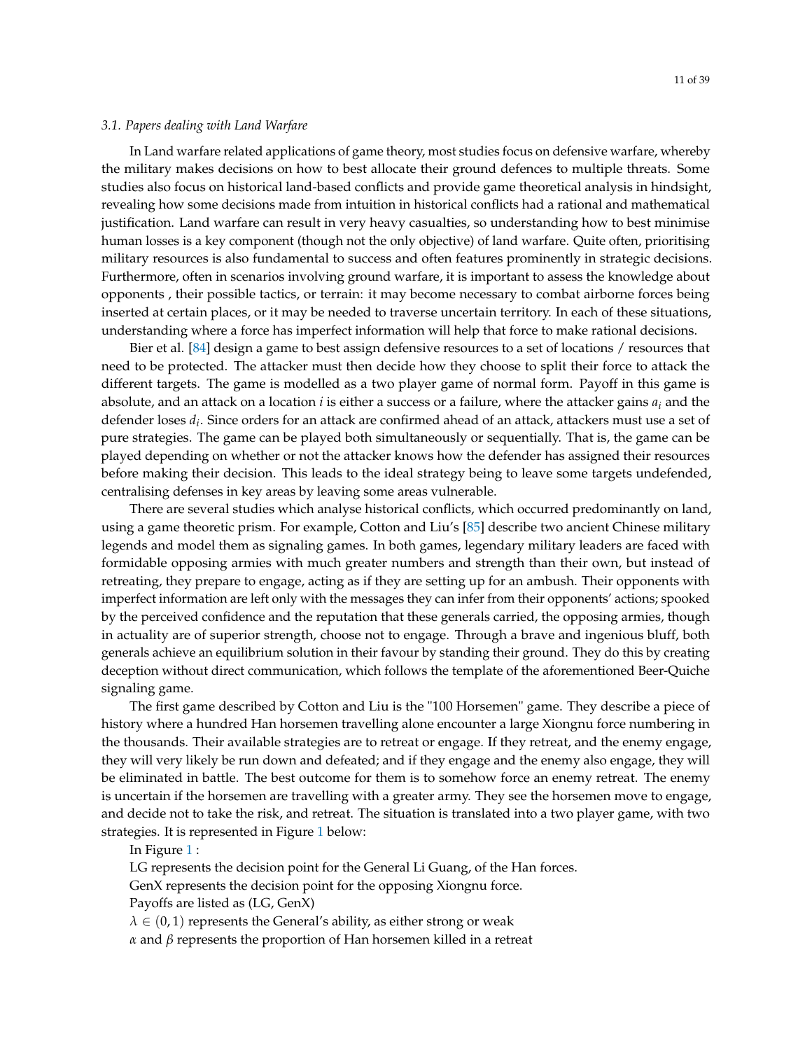### 3.1. Papers dealing with Land Warfare

In Land warfare related applications of game theory, most studies focus on defensive warfare, whereby the military makes decisions on how to best allocate their ground defences to multiple threats. Some studies also focus on historical land-based conflicts and provide game theoretical analysis in hindsight, revealing how some decisions made from intuition in historical conflicts had a rational and mathematical justification. Land warfare can result in very heavy casualties, so understanding how to best minimise human losses is a key component (though not the only objective) of land warfare. Quite often, prioritising military resources is also fundamental to success and often features prominently in strategic decisions. Furthermore, often in scenarios involving ground warfare, it is important to assess the knowledge about opponents , their possible tactics, or terrain: it may become necessary to combat airborne forces being inserted at certain places, or it may be needed to traverse uncertain territory. In each of these situations, understanding where a force has imperfect information will help that force to make rational decisions.

Bier et al. [84] design a game to best assign defensive resources to a set of locations / resources that need to be protected. The attacker must then decide how they choose to split their force to attack the different targets. The game is modelled as a two player game of normal form. Payoff in this game is absolute, and an attack on a location $i$ is either a success or a failure, where the attacker gains $a_i$ and the defender loses $d_i$. Since orders for an attack are confirmed ahead of an attack, attackers must use a set of pure strategies. The game can be played both simultaneously or sequentially. That is, the game can be played depending on whether or not the attacker knows how the defender has assigned their resources before making their decision. This leads to the ideal strategy being to leave some targets undefended, centralising defenses in key areas by leaving some areas vulnerable.

There are several studies which analyse historical conflicts, which occurred predominantly on land, using a game theoretic prism. For example, Cotton and Liu's [85] describe two ancient Chinese military legends and model them as signaling games. In both games, legendary military leaders are faced with formidable opposing armies with much greater numbers and strength than their own, but instead of retreating, they prepare to engage, acting as if they are setting up for an ambush. Their opponents with imperfect information are left only with the messages they can infer from their opponents' actions; spooked by the perceived confidence and the reputation that these generals carried, the opposing armies, though in actuality are of superior strength, choose not to engage. Through a brave and ingenious bluff, both generals achieve an equilibrium solution in their favour by standing their ground. They do this by creating deception without direct communication, which follows the template of the aforementioned Beer-Quiche signaling game.

The first game described by Cotton and Liu is the "100 Horsemen" game. They describe a piece of history where a hundred Han horsemen travelling alone encounter a large Xiongnu force numbering in the thousands. Their available strategies are to retreat or engage. If they retreat, and the enemy engage, they will very likely be run down and defeated; and if they engage and the enemy also engage, they will be eliminated in battle. The best outcome for them is to somehow force an enemy retreat. The enemy is uncertain if the horsemen are travelling with a greater army. They see the horsemen move to engage, and decide not to take the risk, and retreat. The situation is translated into a two player game, with two strategies. It is represented in Figure 1 below:

In Figure 1 :

LG represents the decision point for the General Li Guang, of the Han forces.

GenX represents the decision point for the opposing Xiongnu force.

Payoffs are listed as (LG, GenX)

$\lambda \in (0, 1)$ represents the General's ability, as either strong or weak

$\alpha$ and $\beta$ represents the proportion of Han horsemen killed in a retreat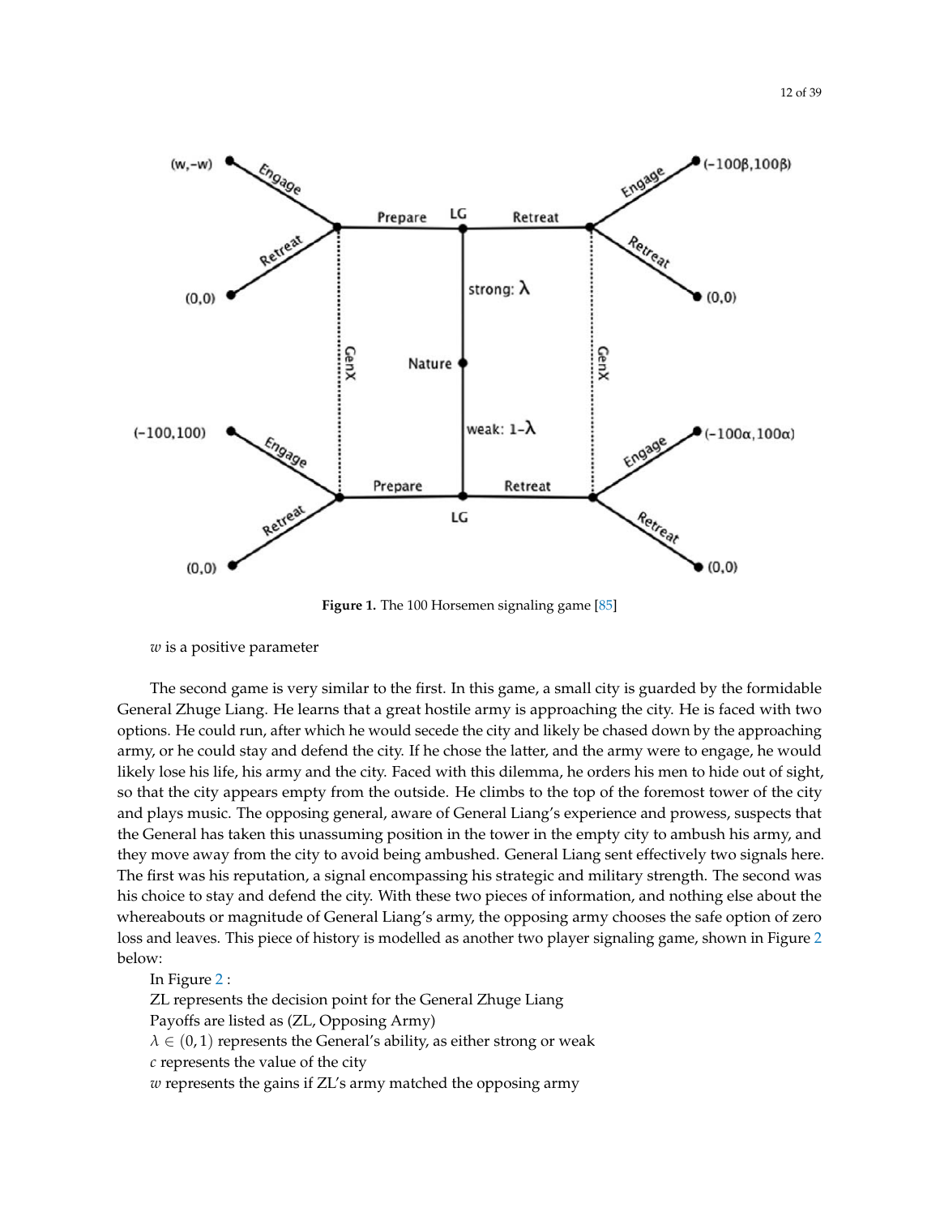**Figure 1.** The 100 Horsemen signaling game [85]

$w$ is a positive parameter

The second game is very similar to the first. In this game, a small city is guarded by the formidable General Zhuge Liang. He learns that a great hostile army is approaching the city. He is faced with two options. He could run, after which he would secede the city and likely be chased down by the approaching army, or he could stay and defend the city. If he chose the latter, and the army were to engage, he would likely lose his life, his army and the city. Faced with this dilemma, he orders his men to hide out of sight, so that the city appears empty from the outside. He climbs to the top of the foremost tower of the city and plays music. The opposing general, aware of General Liang's experience and prowess, suspects that the General has taken this unassuming position in the tower in the empty city to ambush his army, and they move away from the city to avoid being ambushed. General Liang sent effectively two signals here. The first was his reputation, a signal encompassing his strategic and military strength. The second was his choice to stay and defend the city. With these two pieces of information, and nothing else about the whereabouts or magnitude of General Liang's army, the opposing army chooses the safe option of zero loss and leaves. This piece of history is modelled as another two player signaling game, shown in Figure 2 below:

In Figure 2 :

ZL represents the decision point for the General Zhuge Liang

Payoffs are listed as (ZL, Opposing Army)

$\lambda \in (0, 1)$ represents the General's ability, as either strong or weak

$c$ represents the value of the city

$w$ represents the gains if ZL's army matched the opposing army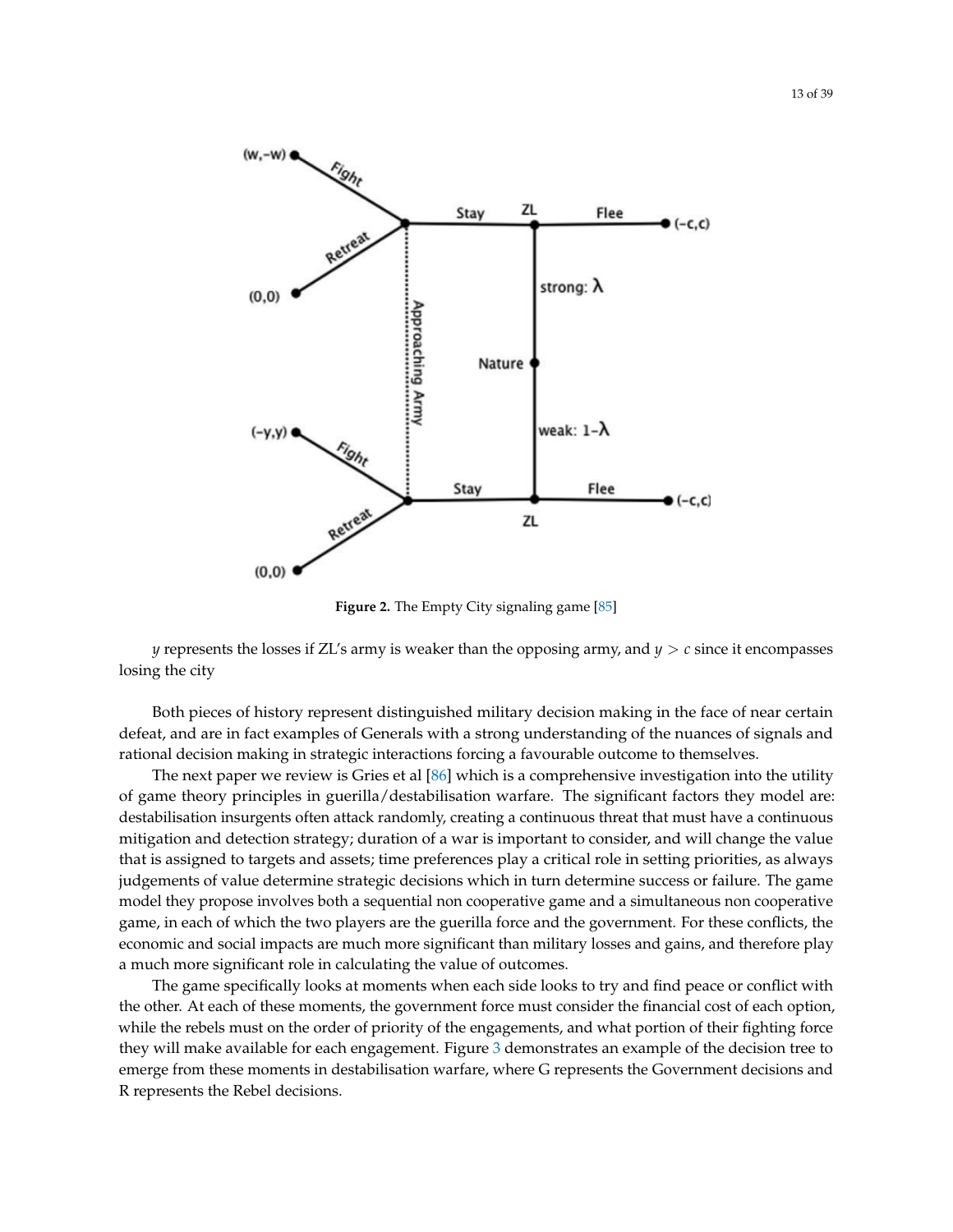**Figure 2.** The Empty City signaling game [85]

$y$ represents the losses if ZL's army is weaker than the opposing army, and $y > c$ since it encompasses losing the city

Both pieces of history represent distinguished military decision making in the face of near certain defeat, and are in fact examples of Generals with a strong understanding of the nuances of signals and rational decision making in strategic interactions forcing a favourable outcome to themselves.

The next paper we review is Gries et al [86] which is a comprehensive investigation into the utility of game theory principles in guerilla/destabilisation warfare. The significant factors they model are: destabilisation insurgents often attack randomly, creating a continuous threat that must have a continuous mitigation and detection strategy; duration of a war is important to consider, and will change the value that is assigned to targets and assets; time preferences play a critical role in setting priorities, as always judgements of value determine strategic decisions which in turn determine success or failure. The game model they propose involves both a sequential non cooperative game and a simultaneous non cooperative game, in each of which the two players are the guerilla force and the government. For these conflicts, the economic and social impacts are much more significant than military losses and gains, and therefore play a much more significant role in calculating the value of outcomes.

The game specifically looks at moments when each side looks to try and find peace or conflict with the other. At each of these moments, the government force must consider the financial cost of each option, while the rebels must on the order of priority of the engagements, and what portion of their fighting force they will make available for each engagement. Figure 3 demonstrates an example of the decision tree to emerge from these moments in destabilisation warfare, where G represents the Government decisions and R represents the Rebel decisions.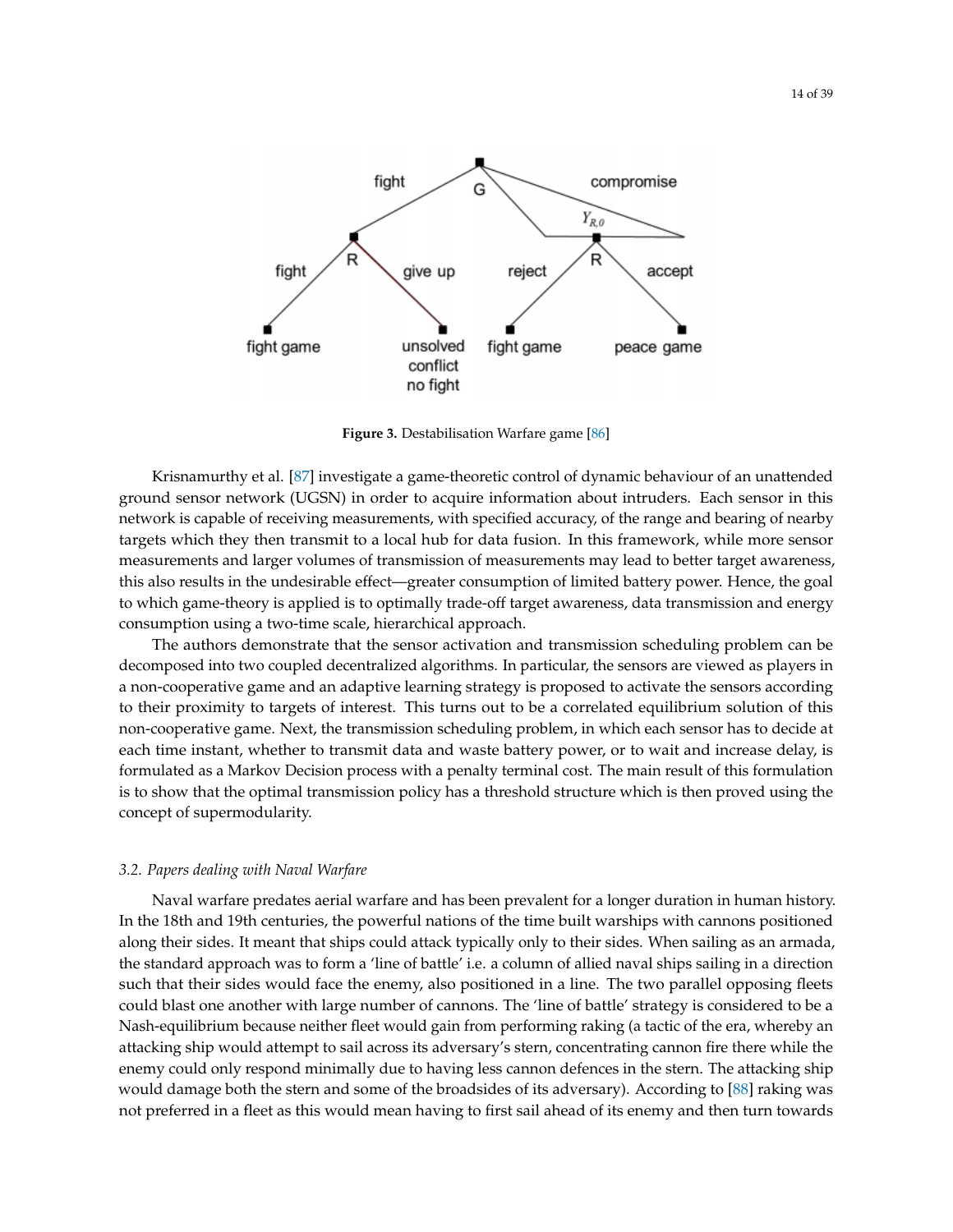Figure 3. Destabilisation Warfare game [86]

Krisnamurthy et al. [87] investigate a game-theoretic control of dynamic behaviour of an unattended ground sensor network (UGSN) in order to acquire information about intruders. Each sensor in this network is capable of receiving measurements, with specified accuracy, of the range and bearing of nearby targets which they then transmit to a local hub for data fusion. In this framework, while more sensor measurements and larger volumes of transmission of measurements may lead to better target awareness, this also results in the undesirable effect—greater consumption of limited battery power. Hence, the goal to which game-theory is applied is to optimally trade-off target awareness, data transmission and energy consumption using a two-time scale, hierarchical approach.

The authors demonstrate that the sensor activation and transmission scheduling problem can be decomposed into two coupled decentralized algorithms. In particular, the sensors are viewed as players in a non-cooperative game and an adaptive learning strategy is proposed to activate the sensors according to their proximity to targets of interest. This turns out to be a correlated equilibrium solution of this non-cooperative game. Next, the transmission scheduling problem, in which each sensor has to decide at each time instant, whether to transmit data and waste battery power, or to wait and increase delay, is formulated as a Markov Decision process with a penalty terminal cost. The main result of this formulation is to show that the optimal transmission policy has a threshold structure which is then proved using the concept of supermodularity.

### 3.2. *Papers dealing with Naval Warfare*

Naval warfare predates aerial warfare and has been prevalent for a longer duration in human history. In the 18th and 19th centuries, the powerful nations of the time built warships with cannons positioned along their sides. It meant that ships could attack typically only to their sides. When sailing as an armada, the standard approach was to form a 'line of battle' i.e. a column of allied naval ships sailing in a direction such that their sides would face the enemy, also positioned in a line. The two parallel opposing fleets could blast one another with large number of cannons. The 'line of battle' strategy is considered to be a Nash-equilibrium because neither fleet would gain from performing raking (a tactic of the era, whereby an attacking ship would attempt to sail across its adversary's stern, concentrating cannon fire there while the enemy could only respond minimally due to having less cannon defences in the stern. The attacking ship would damage both the stern and some of the broadsides of its adversary). According to [88] raking was not preferred in a fleet as this would mean having to first sail ahead of its enemy and then turn towards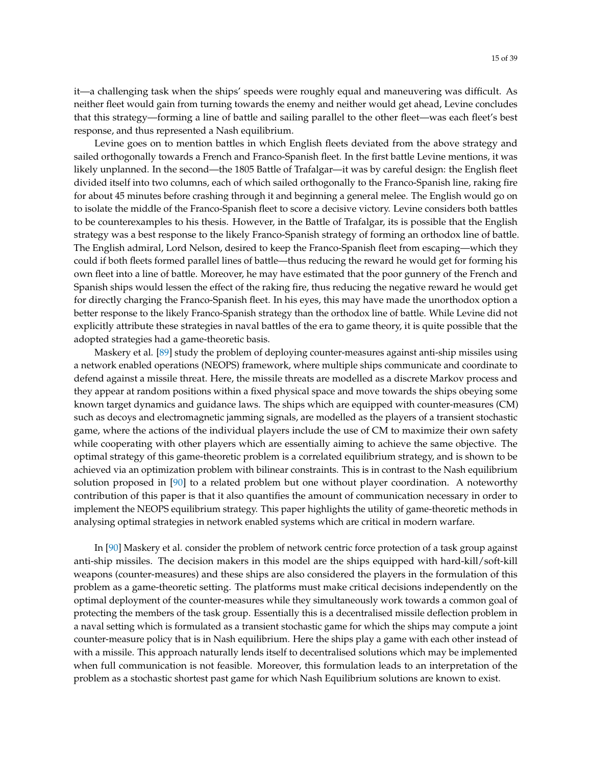it—a challenging task when the ships' speeds were roughly equal and maneuvering was difficult. As neither fleet would gain from turning towards the enemy and neither would get ahead, Levine concludes that this strategy—forming a line of battle and sailing parallel to the other fleet—was each fleet's best response, and thus represented a Nash equilibrium.

Levine goes on to mention battles in which English fleets deviated from the above strategy and sailed orthogonally towards a French and Franco-Spanish fleet. In the first battle Levine mentions, it was likely unplanned. In the second—the 1805 Battle of Trafalgar—it was by careful design: the English fleet divided itself into two columns, each of which sailed orthogonally to the Franco-Spanish line, raking fire for about 45 minutes before crashing through it and beginning a general melee. The English would go on to isolate the middle of the Franco-Spanish fleet to score a decisive victory. Levine considers both battles to be counterexamples to his thesis. However, in the Battle of Trafalgar, its is possible that the English strategy was a best response to the likely Franco-Spanish strategy of forming an orthodox line of battle. The English admiral, Lord Nelson, desired to keep the Franco-Spanish fleet from escaping—which they could if both fleets formed parallel lines of battle—thus reducing the reward he would get for forming his own fleet into a line of battle. Moreover, he may have estimated that the poor gunnery of the French and Spanish ships would lessen the effect of the raking fire, thus reducing the negative reward he would get for directly charging the Franco-Spanish fleet. In his eyes, this may have made the unorthodox option a better response to the likely Franco-Spanish strategy than the orthodox line of battle. While Levine did not explicitly attribute these strategies in naval battles of the era to game theory, it is quite possible that the adopted strategies had a game-theoretic basis.

Maskery et al. [89] study the problem of deploying counter-measures against anti-ship missiles using a network enabled operations (NEOPS) framework, where multiple ships communicate and coordinate to defend against a missile threat. Here, the missile threats are modelled as a discrete Markov process and they appear at random positions within a fixed physical space and move towards the ships obeying some known target dynamics and guidance laws. The ships which are equipped with counter-measures (CM) such as decoys and electromagnetic jamming signals, are modelled as the players of a transient stochastic game, where the actions of the individual players include the use of CM to maximize their own safety while cooperating with other players which are essentially aiming to achieve the same objective. The optimal strategy of this game-theoretic problem is a correlated equilibrium strategy, and is shown to be achieved via an optimization problem with bilinear constraints. This is in contrast to the Nash equilibrium solution proposed in [90] to a related problem but one without player coordination. A noteworthy contribution of this paper is that it also quantifies the amount of communication necessary in order to implement the NEOPS equilibrium strategy. This paper highlights the utility of game-theoretic methods in analysing optimal strategies in network enabled systems which are critical in modern warfare.

In [90] Maskery et al. consider the problem of network centric force protection of a task group against anti-ship missiles. The decision makers in this model are the ships equipped with hard-kill/soft-kill weapons (counter-measures) and these ships are also considered the players in the formulation of this problem as a game-theoretic setting. The platforms must make critical decisions independently on the optimal deployment of the counter-measures while they simultaneously work towards a common goal of protecting the members of the task group. Essentially this is a decentralised missile deflection problem in a naval setting which is formulated as a transient stochastic game for which the ships may compute a joint counter-measure policy that is in Nash equilibrium. Here the ships play a game with each other instead of with a missile. This approach naturally lends itself to decentralised solutions which may be implemented when full communication is not feasible. Moreover, this formulation leads to an interpretation of the problem as a stochastic shortest past game for which Nash Equilibrium solutions are known to exist.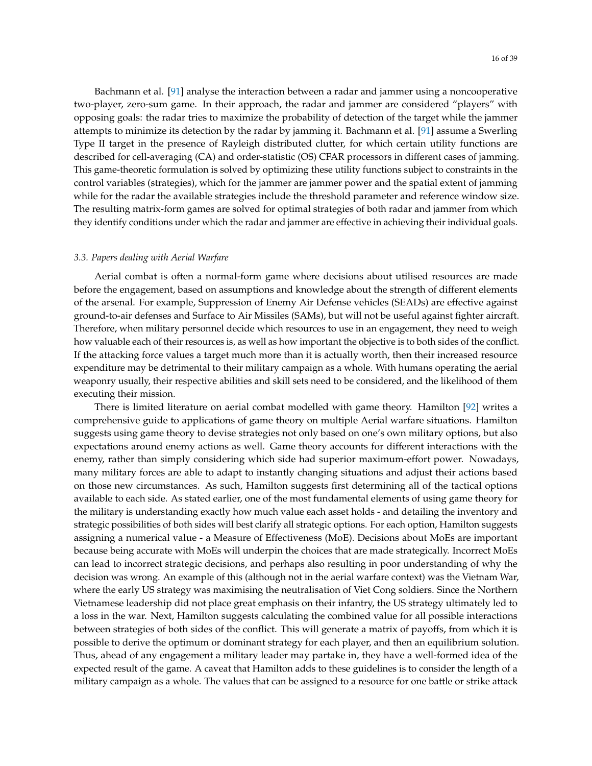Bachmann et al. [91] analyse the interaction between a radar and jammer using a noncooperative two-player, zero-sum game. In their approach, the radar and jammer are considered "players" with opposing goals: the radar tries to maximize the probability of detection of the target while the jammer attempts to minimize its detection by the radar by jamming it. Bachmann et al. [91] assume a Swerling Type II target in the presence of Rayleigh distributed clutter, for which certain utility functions are described for cell-averaging (CA) and order-statistic (OS) CFAR processors in different cases of jamming. This game-theoretic formulation is solved by optimizing these utility functions subject to constraints in the control variables (strategies), which for the jammer are jammer power and the spatial extent of jamming while for the radar the available strategies include the threshold parameter and reference window size. The resulting matrix-form games are solved for optimal strategies of both radar and jammer from which they identify conditions under which the radar and jammer are effective in achieving their individual goals.

### 3.3. Papers dealing with Aerial Warfare

Aerial combat is often a normal-form game where decisions about utilised resources are made before the engagement, based on assumptions and knowledge about the strength of different elements of the arsenal. For example, Suppression of Enemy Air Defense vehicles (SEADs) are effective against ground-to-air defenses and Surface to Air Missiles (SAMs), but will not be useful against fighter aircraft. Therefore, when military personnel decide which resources to use in an engagement, they need to weigh how valuable each of their resources is, as well as how important the objective is to both sides of the conflict. If the attacking force values a target much more than it is actually worth, then their increased resource expenditure may be detrimental to their military campaign as a whole. With humans operating the aerial weaponry usually, their respective abilities and skill sets need to be considered, and the likelihood of them executing their mission.

There is limited literature on aerial combat modelled with game theory. Hamilton [92] writes a comprehensive guide to applications of game theory on multiple Aerial warfare situations. Hamilton suggests using game theory to devise strategies not only based on one's own military options, but also expectations around enemy actions as well. Game theory accounts for different interactions with the enemy, rather than simply considering which side had superior maximum-effort power. Nowadays, many military forces are able to adapt to instantly changing situations and adjust their actions based on those new circumstances. As such, Hamilton suggests first determining all of the tactical options available to each side. As stated earlier, one of the most fundamental elements of using game theory for the military is understanding exactly how much value each asset holds - and detailing the inventory and strategic possibilities of both sides will best clarify all strategic options. For each option, Hamilton suggests assigning a numerical value - a Measure of Effectiveness (MoE). Decisions about MoEs are important because being accurate with MoEs will underpin the choices that are made strategically. Incorrect MoEs can lead to incorrect strategic decisions, and perhaps also resulting in poor understanding of why the decision was wrong. An example of this (although not in the aerial warfare context) was the Vietnam War, where the early US strategy was maximising the neutralisation of Viet Cong soldiers. Since the Northern Vietnamese leadership did not place great emphasis on their infantry, the US strategy ultimately led to a loss in the war. Next, Hamilton suggests calculating the combined value for all possible interactions between strategies of both sides of the conflict. This will generate a matrix of payoffs, from which it is possible to derive the optimum or dominant strategy for each player, and then an equilibrium solution. Thus, ahead of any engagement a military leader may partake in, they have a well-formed idea of the expected result of the game. A caveat that Hamilton adds to these guidelines is to consider the length of a military campaign as a whole. The values that can be assigned to a resource for one battle or strike attack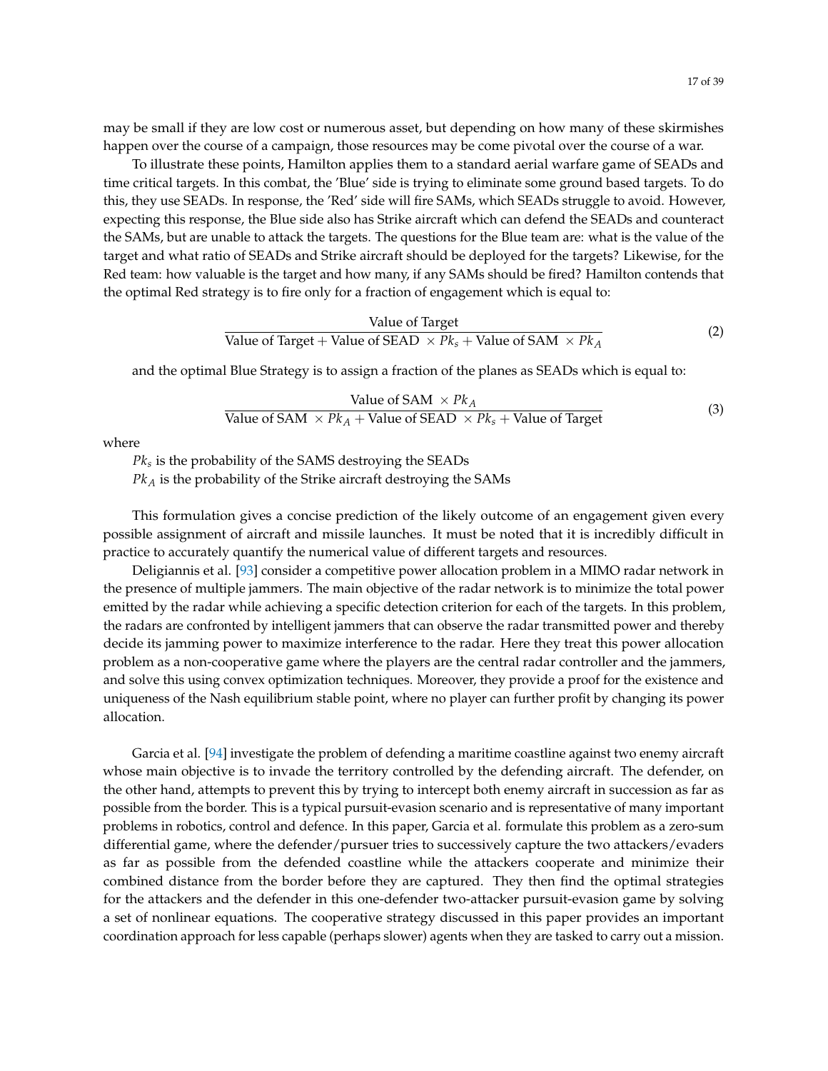may be small if they are low cost or numerous asset, but depending on how many of these skirmishes happen over the course of a campaign, those resources may be come pivotal over the course of a war.

To illustrate these points, Hamilton applies them to a standard aerial warfare game of SEADs and time critical targets. In this combat, the 'Blue' side is trying to eliminate some ground based targets. To do this, they use SEADs. In response, the 'Red' side will fire SAMs, which SEADs struggle to avoid. However, expecting this response, the Blue side also has Strike aircraft which can defend the SEADs and counteract the SAMs, but are unable to attack the targets. The questions for the Blue team are: what is the value of the target and what ratio of SEADs and Strike aircraft should be deployed for the targets? Likewise, for the Red team: how valuable is the target and how many, if any SAMs should be fired? Hamilton contends that the optimal Red strategy is to fire only for a fraction of engagement which is equal to:

$$\frac{\text{Value of Target}}{\text{Value of Target} + \text{Value of SEAD } \times Pk_s + \text{Value of SAM } \times Pk_A} \tag{2}$$

and the optimal Blue Strategy is to assign a fraction of the planes as SEADs which is equal to:

$$\frac{\text{Value of SAM } \times Pk_A}{\text{Value of SAM } \times Pk_A + \text{Value of SEAD } \times Pk_s + \text{Value of Target}} \tag{3}$$

where

$Pk_s$ is the probability of the SAMS destroying the SEADs
$Pk_A$ is the probability of the Strike aircraft destroying the SAMs

This formulation gives a concise prediction of the likely outcome of an engagement given every possible assignment of aircraft and missile launches. It must be noted that it is incredibly difficult in practice to accurately quantify the numerical value of different targets and resources.

Deligiannis et al. [93] consider a competitive power allocation problem in a MIMO radar network in the presence of multiple jammers. The main objective of the radar network is to minimize the total power emitted by the radar while achieving a specific detection criterion for each of the targets. In this problem, the radars are confronted by intelligent jammers that can observe the radar transmitted power and thereby decide its jamming power to maximize interference to the radar. Here they treat this power allocation problem as a non-cooperative game where the players are the central radar controller and the jammers, and solve this using convex optimization techniques. Moreover, they provide a proof for the existence and uniqueness of the Nash equilibrium stable point, where no player can further profit by changing its power allocation.

Garcia et al. [94] investigate the problem of defending a maritime coastline against two enemy aircraft whose main objective is to invade the territory controlled by the defending aircraft. The defender, on the other hand, attempts to prevent this by trying to intercept both enemy aircraft in succession as far as possible from the border. This is a typical pursuit-evasion scenario and is representative of many important problems in robotics, control and defence. In this paper, Garcia et al. formulate this problem as a zero-sum differential game, where the defender/pursuer tries to successively capture the two attackers/evaders as far as possible from the defended coastline while the attackers cooperate and minimize their combined distance from the border before they are captured. They then find the optimal strategies for the attackers and the defender in this one-defender two-attacker pursuit-evasion game by solving a set of nonlinear equations. The cooperative strategy discussed in this paper provides an important coordination approach for less capable (perhaps slower) agents when they are tasked to carry out a mission.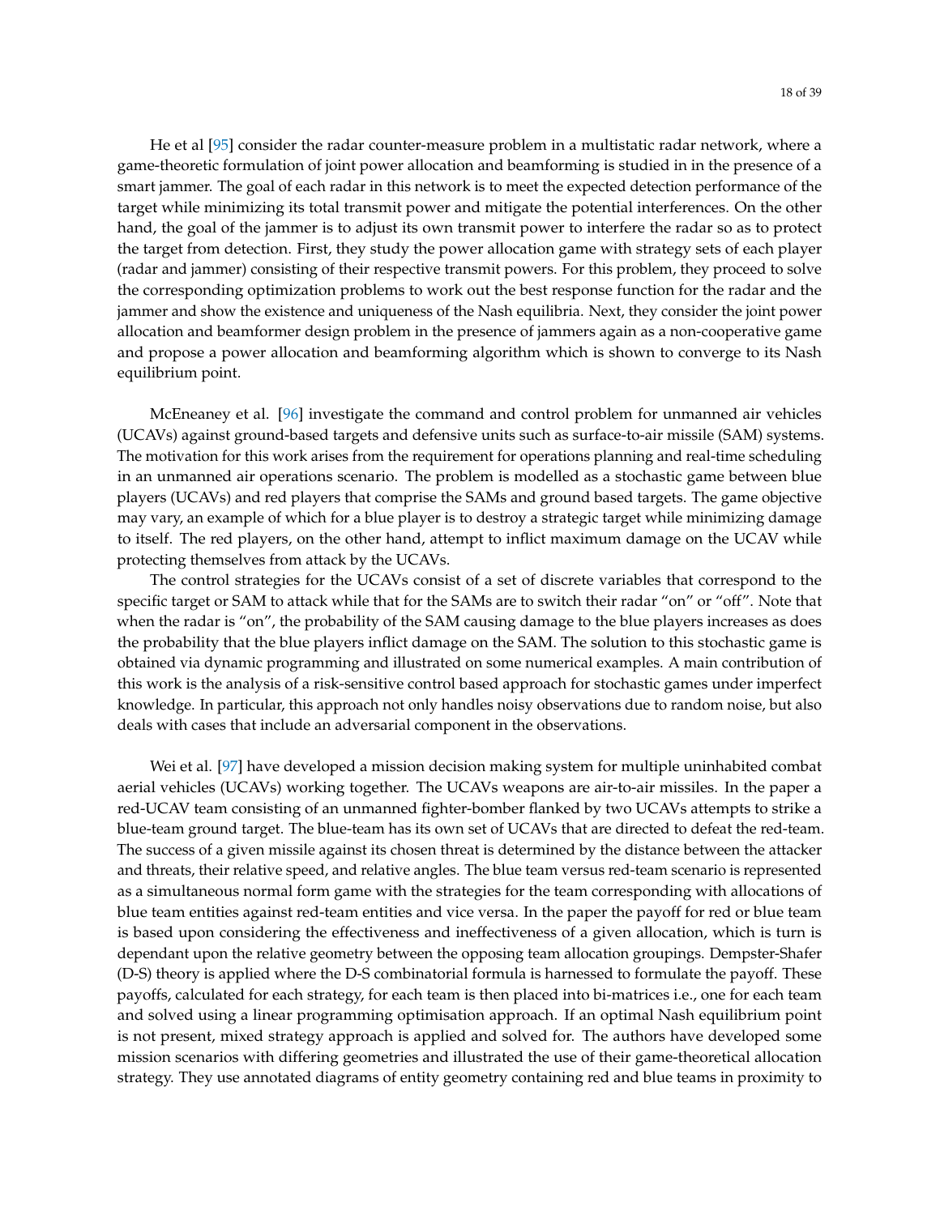He et al [95] consider the radar counter-measure problem in a multistatic radar network, where a game-theoretic formulation of joint power allocation and beamforming is studied in in the presence of a smart jammer. The goal of each radar in this network is to meet the expected detection performance of the target while minimizing its total transmit power and mitigate the potential interferences. On the other hand, the goal of the jammer is to adjust its own transmit power to interfere the radar so as to protect the target from detection. First, they study the power allocation game with strategy sets of each player (radar and jammer) consisting of their respective transmit powers. For this problem, they proceed to solve the corresponding optimization problems to work out the best response function for the radar and the jammer and show the existence and uniqueness of the Nash equilibria. Next, they consider the joint power allocation and beamformer design problem in the presence of jammers again as a non-cooperative game and propose a power allocation and beamforming algorithm which is shown to converge to its Nash equilibrium point.

McEneaney et al. [96] investigate the command and control problem for unmanned air vehicles (UCAVs) against ground-based targets and defensive units such as surface-to-air missile (SAM) systems. The motivation for this work arises from the requirement for operations planning and real-time scheduling in an unmanned air operations scenario. The problem is modelled as a stochastic game between blue players (UCAVs) and red players that comprise the SAMs and ground based targets. The game objective may vary, an example of which for a blue player is to destroy a strategic target while minimizing damage to itself. The red players, on the other hand, attempt to inflict maximum damage on the UCAV while protecting themselves from attack by the UCAVs.

The control strategies for the UCAVs consist of a set of discrete variables that correspond to the specific target or SAM to attack while that for the SAMs are to switch their radar "on" or "off". Note that when the radar is "on", the probability of the SAM causing damage to the blue players increases as does the probability that the blue players inflict damage on the SAM. The solution to this stochastic game is obtained via dynamic programming and illustrated on some numerical examples. A main contribution of this work is the analysis of a risk-sensitive control based approach for stochastic games under imperfect knowledge. In particular, this approach not only handles noisy observations due to random noise, but also deals with cases that include an adversarial component in the observations.

Wei et al. [97] have developed a mission decision making system for multiple uninhabited combat aerial vehicles (UCAVs) working together. The UCAVs weapons are air-to-air missiles. In the paper a red-UCAV team consisting of an unmanned fighter-bomber flanked by two UCAVs attempts to strike a blue-team ground target. The blue-team has its own set of UCAVs that are directed to defeat the red-team. The success of a given missile against its chosen threat is determined by the distance between the attacker and threats, their relative speed, and relative angles. The blue team versus red-team scenario is represented as a simultaneous normal form game with the strategies for the team corresponding with allocations of blue team entities against red-team entities and vice versa. In the paper the payoff for red or blue team is based upon considering the effectiveness and ineffectiveness of a given allocation, which is turn is dependant upon the relative geometry between the opposing team allocation groupings. Dempster-Shafer (D-S) theory is applied where the D-S combinatorial formula is harnessed to formulate the payoff. These payoffs, calculated for each strategy, for each team is then placed into bi-matrices i.e., one for each team and solved using a linear programming optimisation approach. If an optimal Nash equilibrium point is not present, mixed strategy approach is applied and solved for. The authors have developed some mission scenarios with differing geometries and illustrated the use of their game-theoretical allocation strategy. They use annotated diagrams of entity geometry containing red and blue teams in proximity to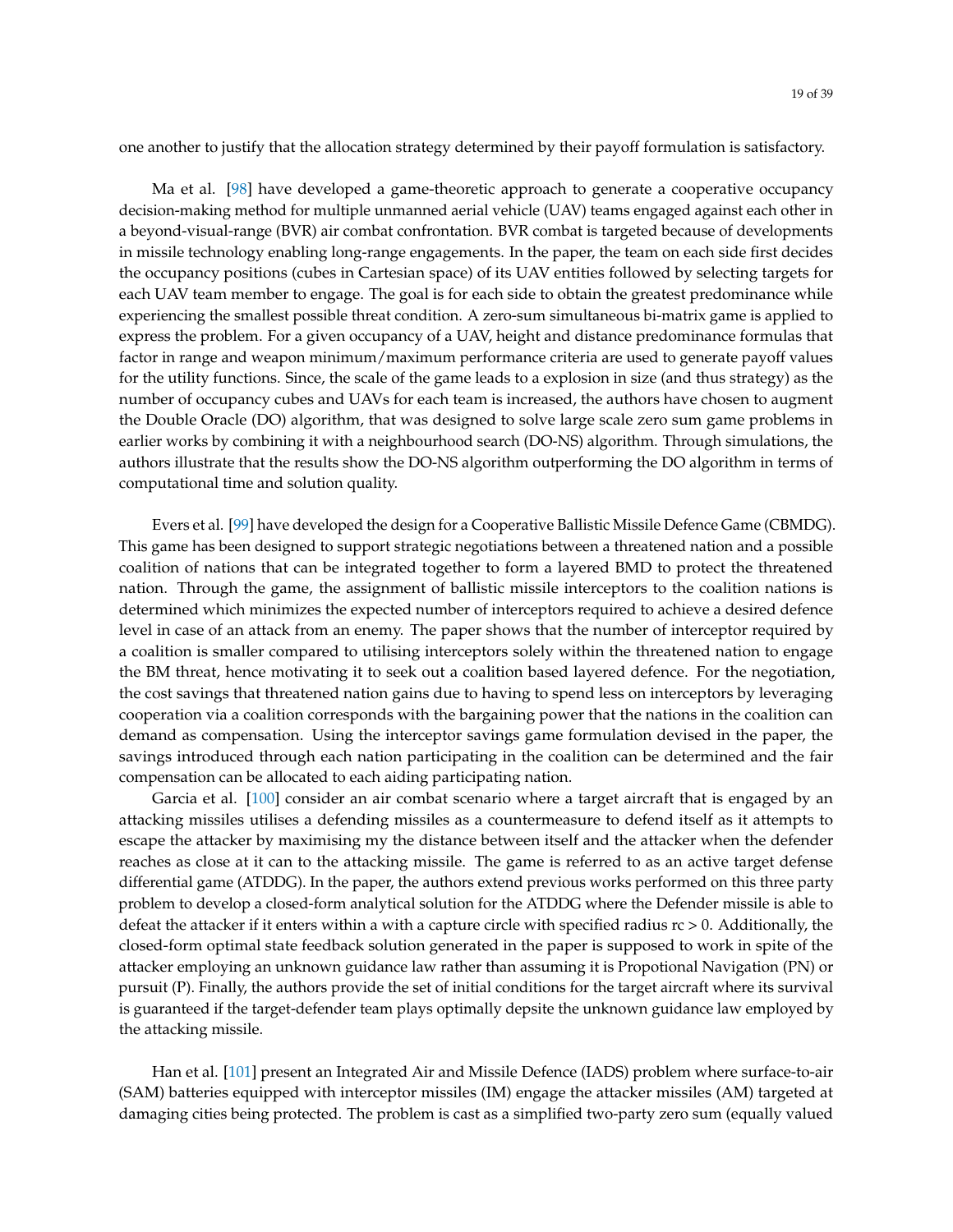one another to justify that the allocation strategy determined by their payoff formulation is satisfactory.

Ma et al. [98] have developed a game-theoretic approach to generate a cooperative occupancy decision-making method for multiple unmanned aerial vehicle (UAV) teams engaged against each other in a beyond-visual-range (BVR) air combat confrontation. BVR combat is targeted because of developments in missile technology enabling long-range engagements. In the paper, the team on each side first decides the occupancy positions (cubes in Cartesian space) of its UAV entities followed by selecting targets for each UAV team member to engage. The goal is for each side to obtain the greatest predominance while experiencing the smallest possible threat condition. A zero-sum simultaneous bi-matrix game is applied to express the problem. For a given occupancy of a UAV, height and distance predominance formulas that factor in range and weapon minimum/maximum performance criteria are used to generate payoff values for the utility functions. Since, the scale of the game leads to a explosion in size (and thus strategy) as the number of occupancy cubes and UAVs for each team is increased, the authors have chosen to augment the Double Oracle (DO) algorithm, that was designed to solve large scale zero sum game problems in earlier works by combining it with a neighbourhood search (DO-NS) algorithm. Through simulations, the authors illustrate that the results show the DO-NS algorithm outperforming the DO algorithm in terms of computational time and solution quality.

Evers et al. [99] have developed the design for a Cooperative Ballistic Missile Defence Game (CBMDG). This game has been designed to support strategic negotiations between a threatened nation and a possible coalition of nations that can be integrated together to form a layered BMD to protect the threatened nation. Through the game, the assignment of ballistic missile interceptors to the coalition nations is determined which minimizes the expected number of interceptors required to achieve a desired defence level in case of an attack from an enemy. The paper shows that the number of interceptor required by a coalition is smaller compared to utilising interceptors solely within the threatened nation to engage the BM threat, hence motivating it to seek out a coalition based layered defence. For the negotiation, the cost savings that threatened nation gains due to having to spend less on interceptors by leveraging cooperation via a coalition corresponds with the bargaining power that the nations in the coalition can demand as compensation. Using the interceptor savings game formulation devised in the paper, the savings introduced through each nation participating in the coalition can be determined and the fair compensation can be allocated to each aiding participating nation.

Garcia et al. [100] consider an air combat scenario where a target aircraft that is engaged by an attacking missiles utilises a defending missiles as a countermeasure to defend itself as it attempts to escape the attacker by maximising my the distance between itself and the attacker when the defender reaches as close at it can to the attacking missile. The game is referred to as an active target defense differential game (ATDDG). In the paper, the authors extend previous works performed on this three party problem to develop a closed-form analytical solution for the ATDDG where the Defender missile is able to defeat the attacker if it enters within a with a capture circle with specified radius $rc > 0$. Additionally, the closed-form optimal state feedback solution generated in the paper is supposed to work in spite of the attacker employing an unknown guidance law rather than assuming it is Propotional Navigation (PN) or pursuit (P). Finally, the authors provide the set of initial conditions for the target aircraft where its survival is guaranteed if the target-defender team plays optimally depsite the unknown guidance law employed by the attacking missile.

Han et al. [101] present an Integrated Air and Missile Defence (IADS) problem where surface-to-air (SAM) batteries equipped with interceptor missiles (IM) engage the attacker missiles (AM) targeted at damaging cities being protected. The problem is cast as a simplified two-party zero sum (equally valued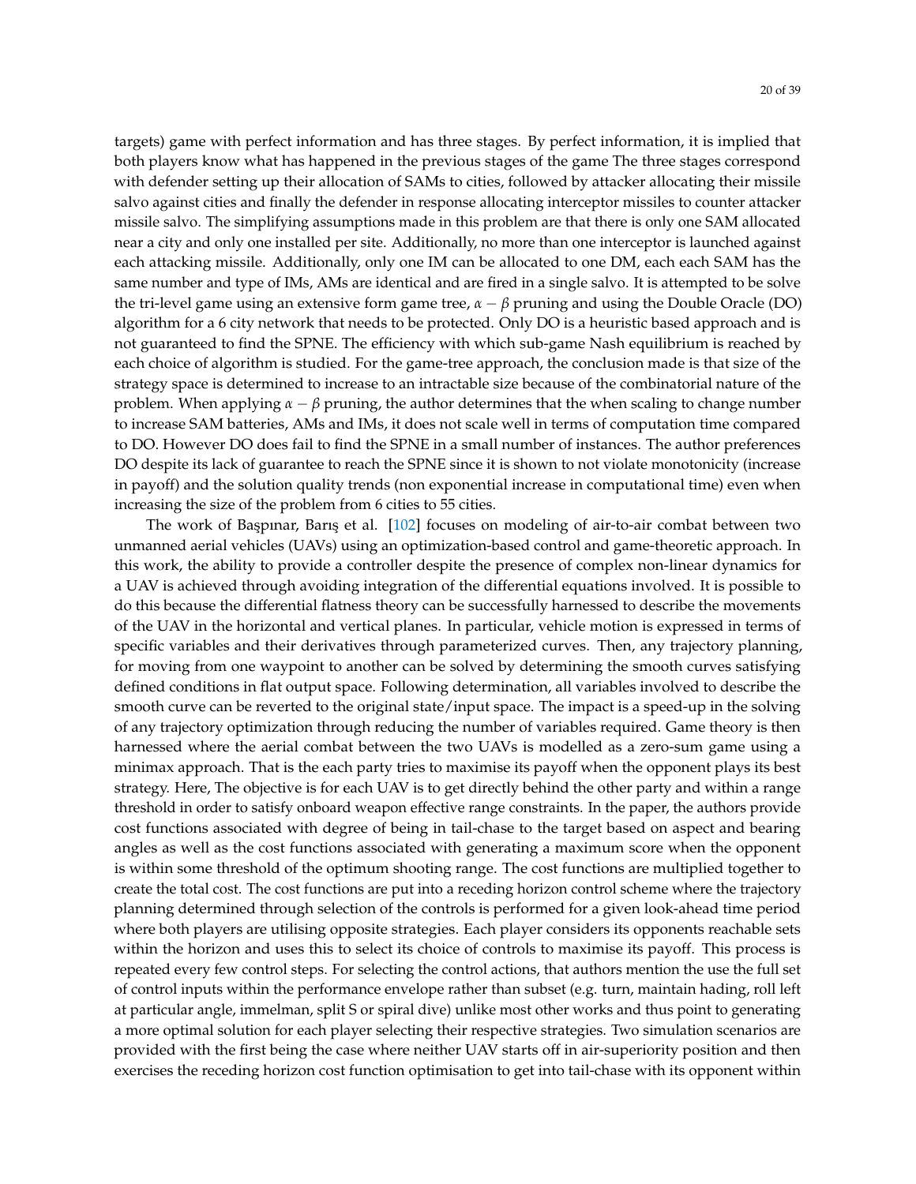targets) game with perfect information and has three stages. By perfect information, it is implied that both players know what has happened in the previous stages of the game The three stages correspond with defender setting up their allocation of SAMs to cities, followed by attacker allocating their missile salvo against cities and finally the defender in response allocating interceptor missiles to counter attacker missile salvo. The simplifying assumptions made in this problem are that there is only one SAM allocated near a city and only one installed per site. Additionally, no more than one interceptor is launched against each attacking missile. Additionally, only one IM can be allocated to one DM, each each SAM has the same number and type of IMs, AMs are identical and are fired in a single salvo. It is attempted to be solve the tri-level game using an extensive form game tree, $\alpha - \beta$ pruning and using the Double Oracle (DO) algorithm for a 6 city network that needs to be protected. Only DO is a heuristic based approach and is not guaranteed to find the SPNE. The efficiency with which sub-game Nash equilibrium is reached by each choice of algorithm is studied. For the game-tree approach, the conclusion made is that size of the strategy space is determined to increase to an intractable size because of the combinatorial nature of the problem. When applying $\alpha - \beta$ pruning, the author determines that the when scaling to change number to increase SAM batteries, AMs and IMs, it does not scale well in terms of computation time compared to DO. However DO does fail to find the SPNE in a small number of instances. The author preferences DO despite its lack of guarantee to reach the SPNE since it is shown to not violate monotonicity (increase in payoff) and the solution quality trends (non exponential increase in computational time) even when increasing the size of the problem from 6 cities to 55 cities.

The work of Başpınar, Barış et al. [102] focuses on modeling of air-to-air combat between two unmanned aerial vehicles (UAVs) using an optimization-based control and game-theoretic approach. In this work, the ability to provide a controller despite the presence of complex non-linear dynamics for a UAV is achieved through avoiding integration of the differential equations involved. It is possible to do this because the differential flatness theory can be successfully harnessed to describe the movements of the UAV in the horizontal and vertical planes. In particular, vehicle motion is expressed in terms of specific variables and their derivatives through parameterized curves. Then, any trajectory planning, for moving from one waypoint to another can be solved by determining the smooth curves satisfying defined conditions in flat output space. Following determination, all variables involved to describe the smooth curve can be reverted to the original state/input space. The impact is a speed-up in the solving of any trajectory optimization through reducing the number of variables required. Game theory is then harnessed where the aerial combat between the two UAVs is modelled as a zero-sum game using a minimax approach. That is the each party tries to maximise its payoff when the opponent plays its best strategy. Here, The objective is for each UAV is to get directly behind the other party and within a range threshold in order to satisfy onboard weapon effective range constraints. In the paper, the authors provide cost functions associated with degree of being in tail-chase to the target based on aspect and bearing angles as well as the cost functions associated with generating a maximum score when the opponent is within some threshold of the optimum shooting range. The cost functions are multiplied together to create the total cost. The cost functions are put into a receding horizon control scheme where the trajectory planning determined through selection of the controls is performed for a given look-ahead time period where both players are utilising opposite strategies. Each player considers its opponents reachable sets within the horizon and uses this to select its choice of controls to maximise its payoff. This process is repeated every few control steps. For selecting the control actions, that authors mention the use the full set of control inputs within the performance envelope rather than subset (e.g. turn, maintain hading, roll left at particular angle, immelman, split S or spiral dive) unlike most other works and thus point to generating a more optimal solution for each player selecting their respective strategies. Two simulation scenarios are provided with the first being the case where neither UAV starts off in air-superiority position and then exercises the receding horizon cost function optimisation to get into tail-chase with its opponent within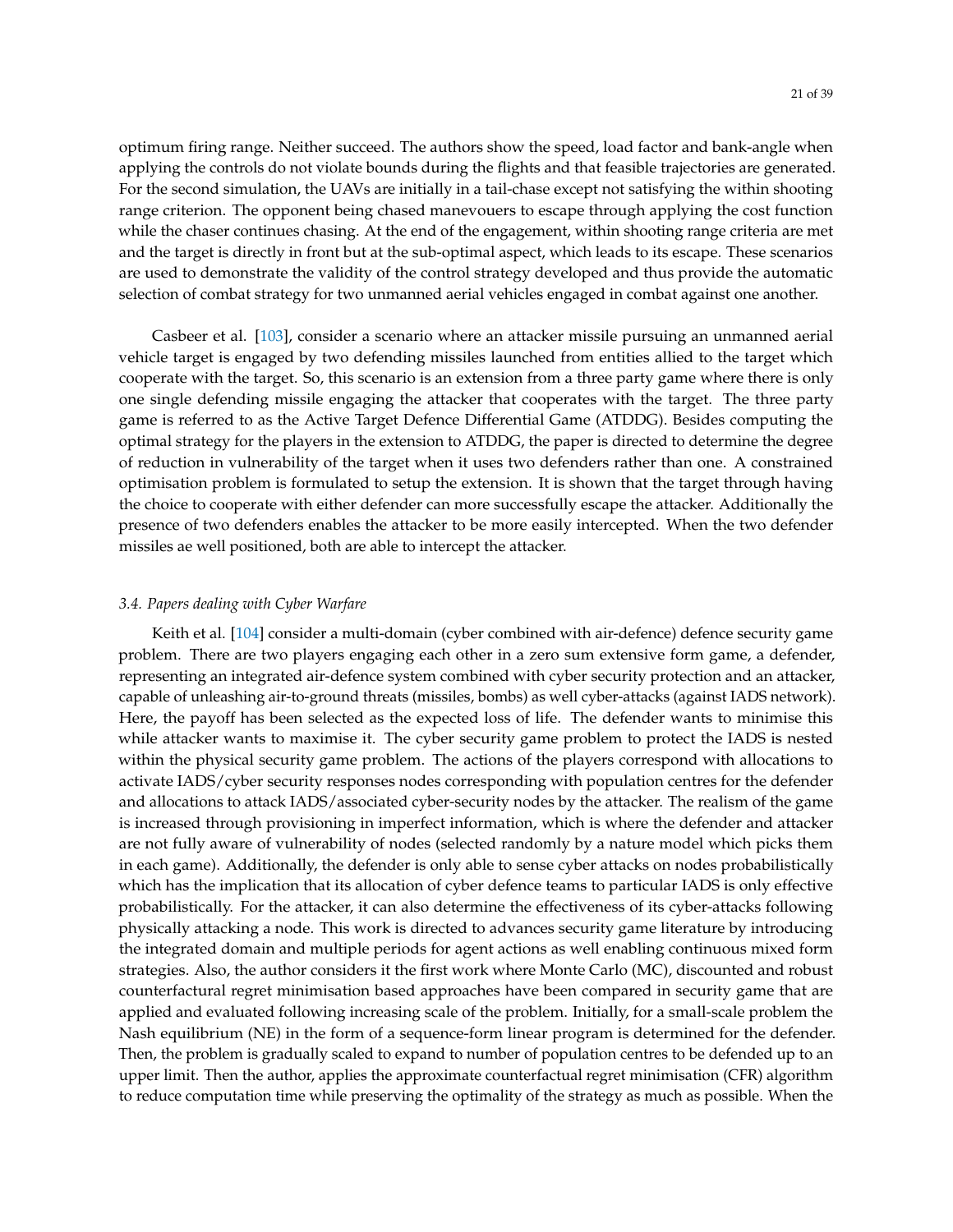optimum firing range. Neither succeed. The authors show the speed, load factor and bank-angle when applying the controls do not violate bounds during the flights and that feasible trajectories are generated. For the second simulation, the UAVs are initially in a tail-chase except not satisfying the within shooting range criterion. The opponent being chased manevouers to escape through applying the cost function while the chaser continues chasing. At the end of the engagement, within shooting range criteria are met and the target is directly in front but at the sub-optimal aspect, which leads to its escape. These scenarios are used to demonstrate the validity of the control strategy developed and thus provide the automatic selection of combat strategy for two unmanned aerial vehicles engaged in combat against one another.

Casbeer et al. [103], consider a scenario where an attacker missile pursuing an unmanned aerial vehicle target is engaged by two defending missiles launched from entities allied to the target which cooperate with the target. So, this scenario is an extension from a three party game where there is only one single defending missile engaging the attacker that cooperates with the target. The three party game is referred to as the Active Target Defence Differential Game (ATDDG). Besides computing the optimal strategy for the players in the extension to ATDDG, the paper is directed to determine the degree of reduction in vulnerability of the target when it uses two defenders rather than one. A constrained optimisation problem is formulated to setup the extension. It is shown that the target through having the choice to cooperate with either defender can more successfully escape the attacker. Additionally the presence of two defenders enables the attacker to be more easily intercepted. When the two defender missiles ae well positioned, both are able to intercept the attacker.

### *3.4. Papers dealing with Cyber Warfare*

Keith et al. [104] consider a multi-domain (cyber combined with air-defence) defence security game problem. There are two players engaging each other in a zero sum extensive form game, a defender, representing an integrated air-defence system combined with cyber security protection and an attacker, capable of unleashing air-to-ground threats (missiles, bombs) as well cyber-attacks (against IADS network). Here, the payoff has been selected as the expected loss of life. The defender wants to minimise this while attacker wants to maximise it. The cyber security game problem to protect the IADS is nested within the physical security game problem. The actions of the players correspond with allocations to activate IADS/cyber security responses nodes corresponding with population centres for the defender and allocations to attack IADS/associated cyber-security nodes by the attacker. The realism of the game is increased through provisioning in imperfect information, which is where the defender and attacker are not fully aware of vulnerability of nodes (selected randomly by a nature model which picks them in each game). Additionally, the defender is only able to sense cyber attacks on nodes probabilistically which has the implication that its allocation of cyber defence teams to particular IADS is only effective probabilistically. For the attacker, it can also determine the effectiveness of its cyber-attacks following physically attacking a node. This work is directed to advances security game literature by introducing the integrated domain and multiple periods for agent actions as well enabling continuous mixed form strategies. Also, the author considers it the first work where Monte Carlo (MC), discounted and robust counterfactual regret minimisation based approaches have been compared in security game that are applied and evaluated following increasing scale of the problem. Initially, for a small-scale problem the Nash equilibrium (NE) in the form of a sequence-form linear program is determined for the defender. Then, the problem is gradually scaled to expand to number of population centres to be defended up to an upper limit. Then the author, applies the approximate counterfactual regret minimisation (CFR) algorithm to reduce computation time while preserving the optimality of the strategy as much as possible. When the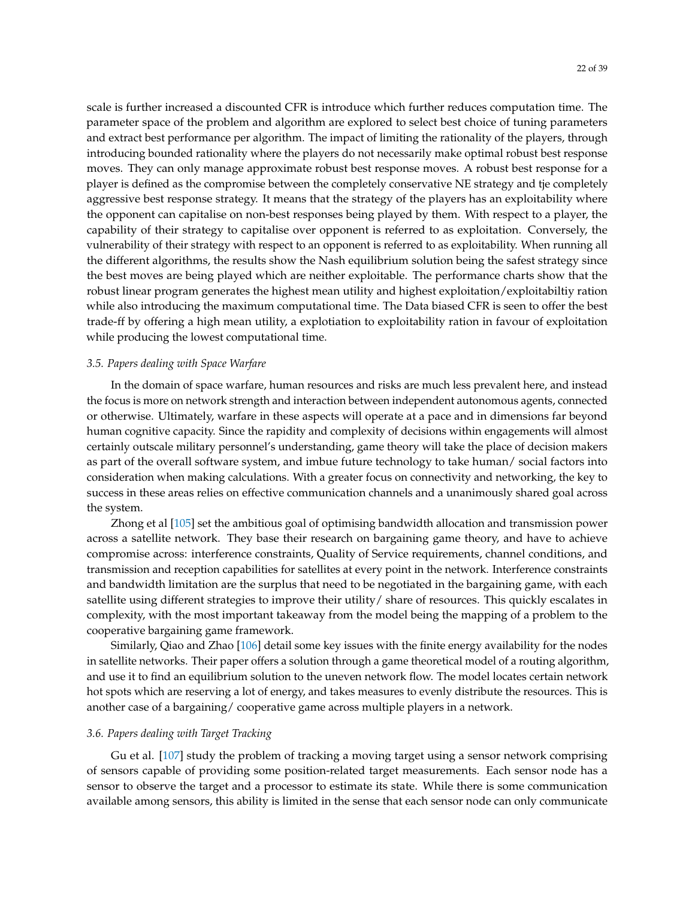scale is further increased a discounted CFR is introduce which further reduces computation time. The parameter space of the problem and algorithm are explored to select best choice of tuning parameters and extract best performance per algorithm. The impact of limiting the rationality of the players, through introducing bounded rationality where the players do not necessarily make optimal robust best response moves. They can only manage approximate robust best response moves. A robust best response for a player is defined as the compromise between the completely conservative NE strategy and tje completely aggressive best response strategy. It means that the strategy of the players has an exploitability where the opponent can capitalise on non-best responses being played by them. With respect to a player, the capability of their strategy to capitalise over opponent is referred to as exploitation. Conversely, the vulnerability of their strategy with respect to an opponent is referred to as exploitability. When running all the different algorithms, the results show the Nash equilibrium solution being the safest strategy since the best moves are being played which are neither exploitable. The performance charts show that the robust linear program generates the highest mean utility and highest exploitation/exploitabiltiy ration while also introducing the maximum computational time. The Data biased CFR is seen to offer the best trade-ff by offering a high mean utility, a explotiation to exploitability ration in favour of exploitation while producing the lowest computational time.

### 3.5. Papers dealing with Space Warfare

In the domain of space warfare, human resources and risks are much less prevalent here, and instead the focus is more on network strength and interaction between independent autonomous agents, connected or otherwise. Ultimately, warfare in these aspects will operate at a pace and in dimensions far beyond human cognitive capacity. Since the rapidity and complexity of decisions within engagements will almost certainly outscale military personnel's understanding, game theory will take the place of decision makers as part of the overall software system, and imbue future technology to take human/ social factors into consideration when making calculations. With a greater focus on connectivity and networking, the key to success in these areas relies on effective communication channels and a unanimously shared goal across the system.

Zhong et al [105] set the ambitious goal of optimising bandwidth allocation and transmission power across a satellite network. They base their research on bargaining game theory, and have to achieve compromise across: interference constraints, Quality of Service requirements, channel conditions, and transmission and reception capabilities for satellites at every point in the network. Interference constraints and bandwidth limitation are the surplus that need to be negotiated in the bargaining game, with each satellite using different strategies to improve their utility/ share of resources. This quickly escalates in complexity, with the most important takeaway from the model being the mapping of a problem to the cooperative bargaining game framework.

Similarly, Qiao and Zhao [106] detail some key issues with the finite energy availability for the nodes in satellite networks. Their paper offers a solution through a game theoretical model of a routing algorithm, and use it to find an equilibrium solution to the uneven network flow. The model locates certain network hot spots which are reserving a lot of energy, and takes measures to evenly distribute the resources. This is another case of a bargaining/ cooperative game across multiple players in a network.

### 3.6. Papers dealing with Target Tracking

Gu et al. [107] study the problem of tracking a moving target using a sensor network comprising of sensors capable of providing some position-related target measurements. Each sensor node has a sensor to observe the target and a processor to estimate its state. While there is some communication available among sensors, this ability is limited in the sense that each sensor node can only communicate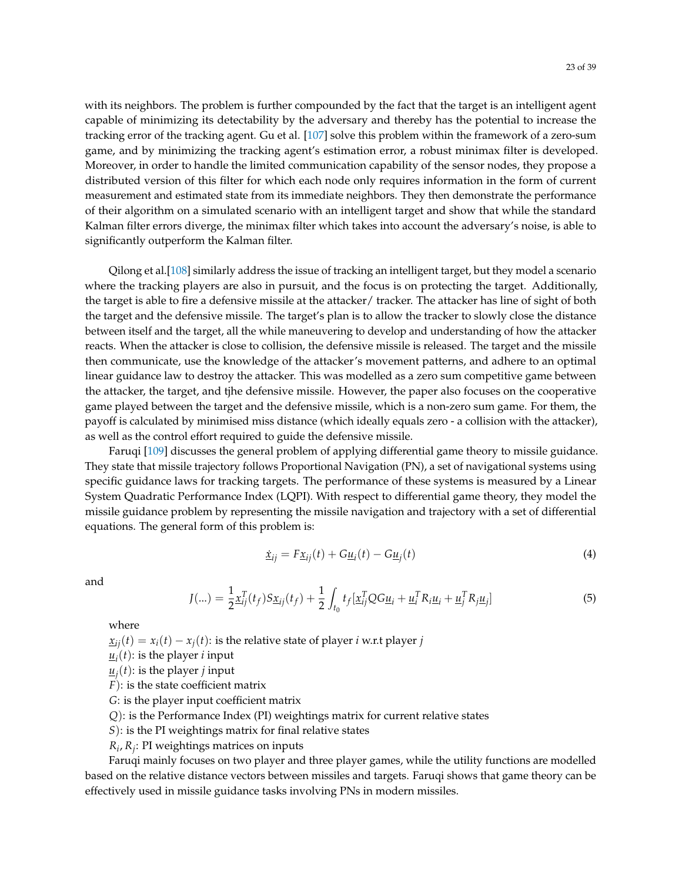with its neighbors. The problem is further compounded by the fact that the target is an intelligent agent capable of minimizing its detectability by the adversary and thereby has the potential to increase the tracking error of the tracking agent. Gu et al. [107] solve this problem within the framework of a zero-sum game, and by minimizing the tracking agent's estimation error, a robust minimax filter is developed. Moreover, in order to handle the limited communication capability of the sensor nodes, they propose a distributed version of this filter for which each node only requires information in the form of current measurement and estimated state from its immediate neighbors. They then demonstrate the performance of their algorithm on a simulated scenario with an intelligent target and show that while the standard Kalman filter errors diverge, the minimax filter which takes into account the adversary's noise, is able to significantly outperform the Kalman filter.

Qilong et al.[108] similarly address the issue of tracking an intelligent target, but they model a scenario where the tracking players are also in pursuit, and the focus is on protecting the target. Additionally, the target is able to fire a defensive missile at the attacker/ tracker. The attacker has line of sight of both the target and the defensive missile. The target's plan is to allow the tracker to slowly close the distance between itself and the target, all the while maneuvering to develop and understanding of how the attacker reacts. When the attacker is close to collision, the defensive missile is released. The target and the missile then communicate, use the knowledge of the attacker's movement patterns, and adhere to an optimal linear guidance law to destroy the attacker. This was modelled as a zero sum competitive game between the attacker, the target, and tjhe defensive missile. However, the paper also focuses on the cooperative game played between the target and the defensive missile, which is a non-zero sum game. For them, the payoff is calculated by minimised miss distance (which ideally equals zero - a collision with the attacker), as well as the control effort required to guide the defensive missile.

Faruqi [109] discusses the general problem of applying differential game theory to missile guidance. They state that missile trajectory follows Proportional Navigation (PN), a set of navigational systems using specific guidance laws for tracking targets. The performance of these systems is measured by a Linear System Quadratic Performance Index (LQPI). With respect to differential game theory, they model the missile guidance problem by representing the missile navigation and trajectory with a set of differential equations. The general form of this problem is:

$$\dot{\underline{x}}_{ij} = F\underline{x}_{ij}(t) + G\underline{u}_i(t) - G\underline{u}_j(t) \tag{4}$$

and

$$J(...) = \frac{1}{2}\underline{x}_{ij}^T(t_f)S\underline{x}_{ij}(t_f) + \frac{1}{2}\int_{t_0} t_f[\underline{x}_{ij}^T QG\underline{u}_i + \underline{u}_i^T R_i \underline{u}_i + \underline{u}_j^T R_j \underline{u}_j] \tag{5}$$

where

$\underline{x}_{ij}(t) = x_i(t) - x_j(t)$: is the relative state of player $i$ w.r.t player $j$

$\underline{u}_i(t)$: is the player $i$ input

$\underline{u}_j(t)$: is the player $j$ input

$F$): is the state coefficient matrix

$G$: is the player input coefficient matrix

$Q$): is the Performance Index (PI) weightings matrix for current relative states

$S$): is the PI weightings matrix for final relative states

$R_i$, $R_j$: PI weightings matrices on inputs

Faruqi mainly focuses on two player and three player games, while the utility functions are modelled based on the relative distance vectors between missiles and targets. Faruqi shows that game theory can be effectively used in missile guidance tasks involving PNs in modern missiles.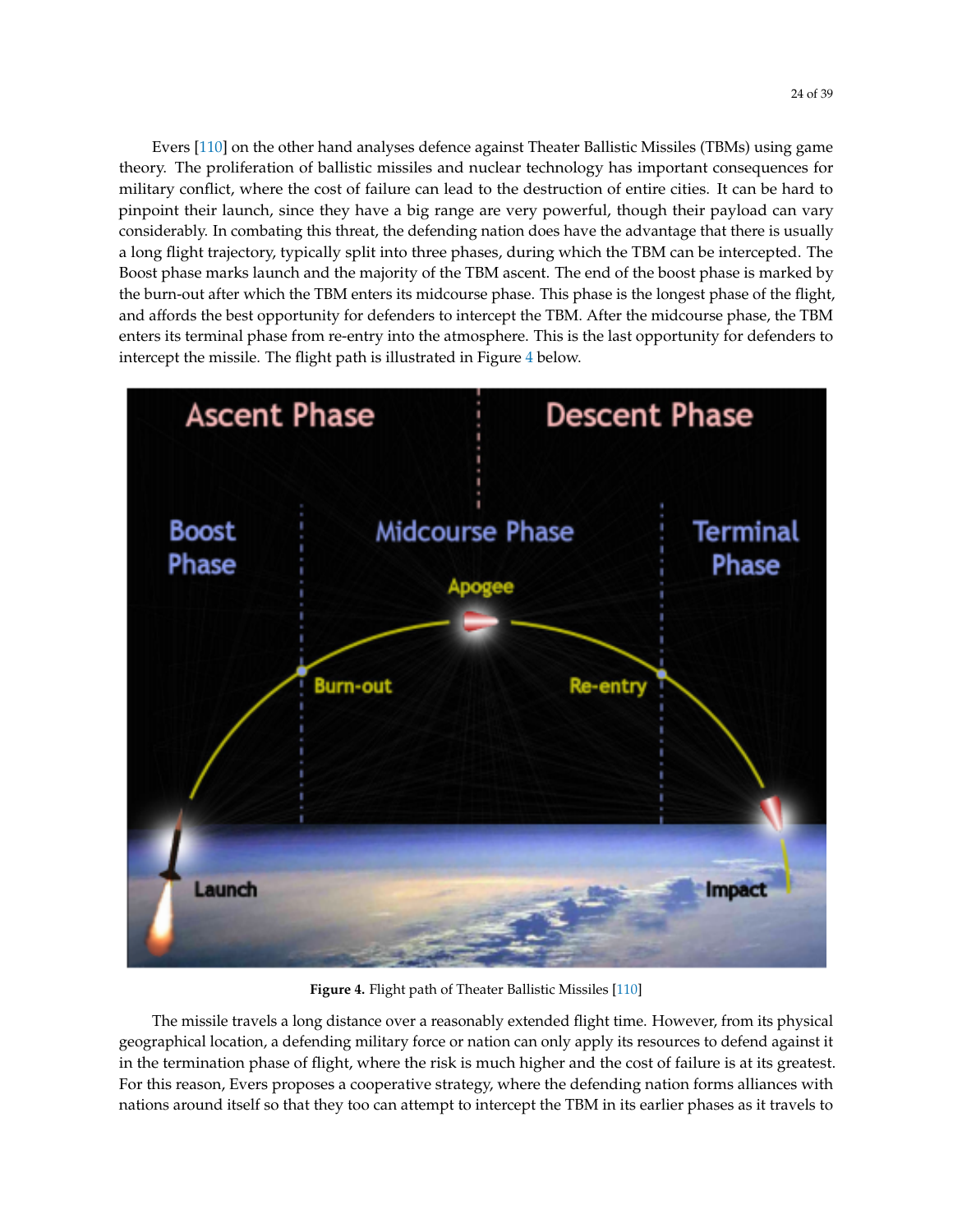Evers [110] on the other hand analyses defence against Theater Ballistic Missiles (TBMs) using game theory. The proliferation of ballistic missiles and nuclear technology has important consequences for military conflict, where the cost of failure can lead to the destruction of entire cities. It can be hard to pinpoint their launch, since they have a big range are very powerful, though their payload can vary considerably. In combating this threat, the defending nation does have the advantage that there is usually a long flight trajectory, typically split into three phases, during which the TBM can be intercepted. The Boost phase marks launch and the majority of the TBM ascent. The end of the boost phase is marked by the burn-out after which the TBM enters its midcourse phase. This phase is the longest phase of the flight, and affords the best opportunity for defenders to intercept the TBM. After the midcourse phase, the TBM enters its terminal phase from re-entry into the atmosphere. This is the last opportunity for defenders to intercept the missile. The flight path is illustrated in Figure 4 below.

**Figure 4.** Flight path of Theater Ballistic Missiles [110]

The missile travels a long distance over a reasonably extended flight time. However, from its physical geographical location, a defending military force or nation can only apply its resources to defend against it in the termination phase of flight, where the risk is much higher and the cost of failure is at its greatest. For this reason, Evers proposes a cooperative strategy, where the defending nation forms alliances with nations around itself so that they too can attempt to intercept the TBM in its earlier phases as it travels to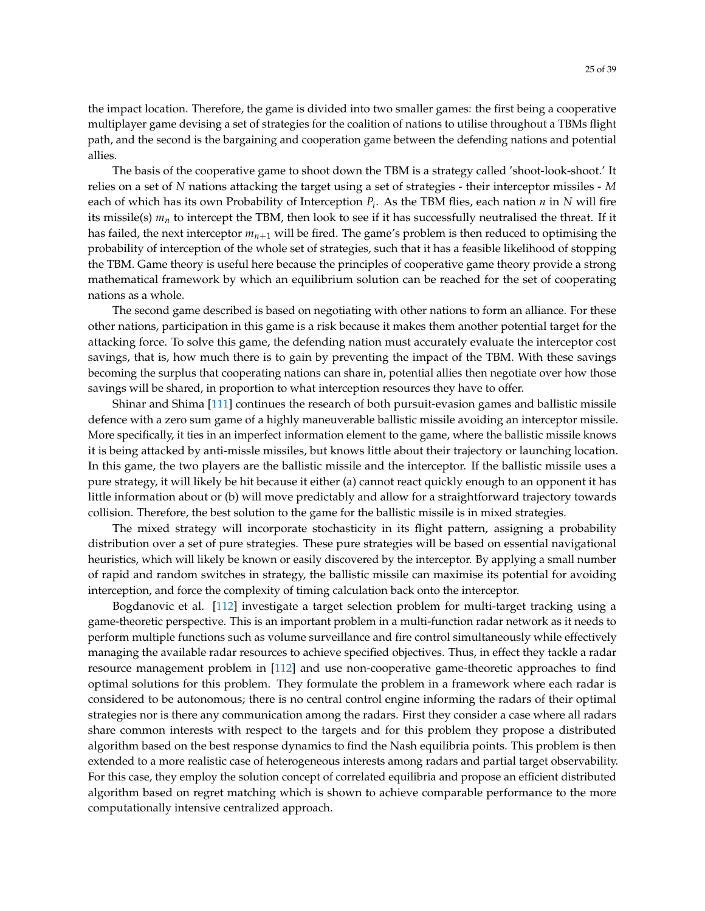the impact location. Therefore, the game is divided into two smaller games: the first being a cooperative multiplayer game devising a set of strategies for the coalition of nations to utilise throughout a TBMs flight path, and the second is the bargaining and cooperation game between the defending nations and potential allies.

The basis of the cooperative game to shoot down the TBM is a strategy called 'shoot-look-shoot.' It relies on a set of $N$ nations attacking the target using a set of strategies - their interceptor missiles - $M$ each of which has its own Probability of Interception $P_i$. As the TBM flies, each nation $n$ in $N$ will fire its missile(s) $m_n$ to intercept the TBM, then look to see if it has successfully neutralised the threat. If it has failed, the next interceptor $m_{n+1}$ will be fired. The game's problem is then reduced to optimising the probability of interception of the whole set of strategies, such that it has a feasible likelihood of stopping the TBM. Game theory is useful here because the principles of cooperative game theory provide a strong mathematical framework by which an equilibrium solution can be reached for the set of cooperating nations as a whole.

The second game described is based on negotiating with other nations to form an alliance. For these other nations, participation in this game is a risk because it makes them another potential target for the attacking force. To solve this game, the defending nation must accurately evaluate the interceptor cost savings, that is, how much there is to gain by preventing the impact of the TBM. With these savings becoming the surplus that cooperating nations can share in, potential allies then negotiate over how those savings will be shared, in proportion to what interception resources they have to offer.

Shinar and Shima [111] continues the research of both pursuit-evasion games and ballistic missile defence with a zero sum game of a highly maneuverable ballistic missile avoiding an interceptor missile. More specifically, it ties in an imperfect information element to the game, where the ballistic missile knows it is being attacked by anti-missle missiles, but knows little about their trajectory or launching location. In this game, the two players are the ballistic missile and the interceptor. If the ballistic missile uses a pure strategy, it will likely be hit because it either (a) cannot react quickly enough to an opponent it has little information about or (b) will move predictably and allow for a straightforward trajectory towards collision. Therefore, the best solution to the game for the ballistic missile is in mixed strategies.

The mixed strategy will incorporate stochasticity in its flight pattern, assigning a probability distribution over a set of pure strategies. These pure strategies will be based on essential navigational heuristics, which will likely be known or easily discovered by the interceptor. By applying a small number of rapid and random switches in strategy, the ballistic missile can maximise its potential for avoiding interception, and force the complexity of timing calculation back onto the interceptor.

Bogdanovic et al. [112] investigate a target selection problem for multi-target tracking using a game-theoretic perspective. This is an important problem in a multi-function radar network as it needs to perform multiple functions such as volume surveillance and fire control simultaneously while effectively managing the available radar resources to achieve specified objectives. Thus, in effect they tackle a radar resource management problem in [112] and use non-cooperative game-theoretic approaches to find optimal solutions for this problem. They formulate the problem in a framework where each radar is considered to be autonomous; there is no central control engine informing the radars of their optimal strategies nor is there any communication among the radars. First they consider a case where all radars share common interests with respect to the targets and for this problem they propose a distributed algorithm based on the best response dynamics to find the Nash equilibria points. This problem is then extended to a more realistic case of heterogeneous interests among radars and partial target observability. For this case, they employ the solution concept of correlated equilibria and propose an efficient distributed algorithm based on regret matching which is shown to achieve comparable performance to the more computationally intensive centralized approach.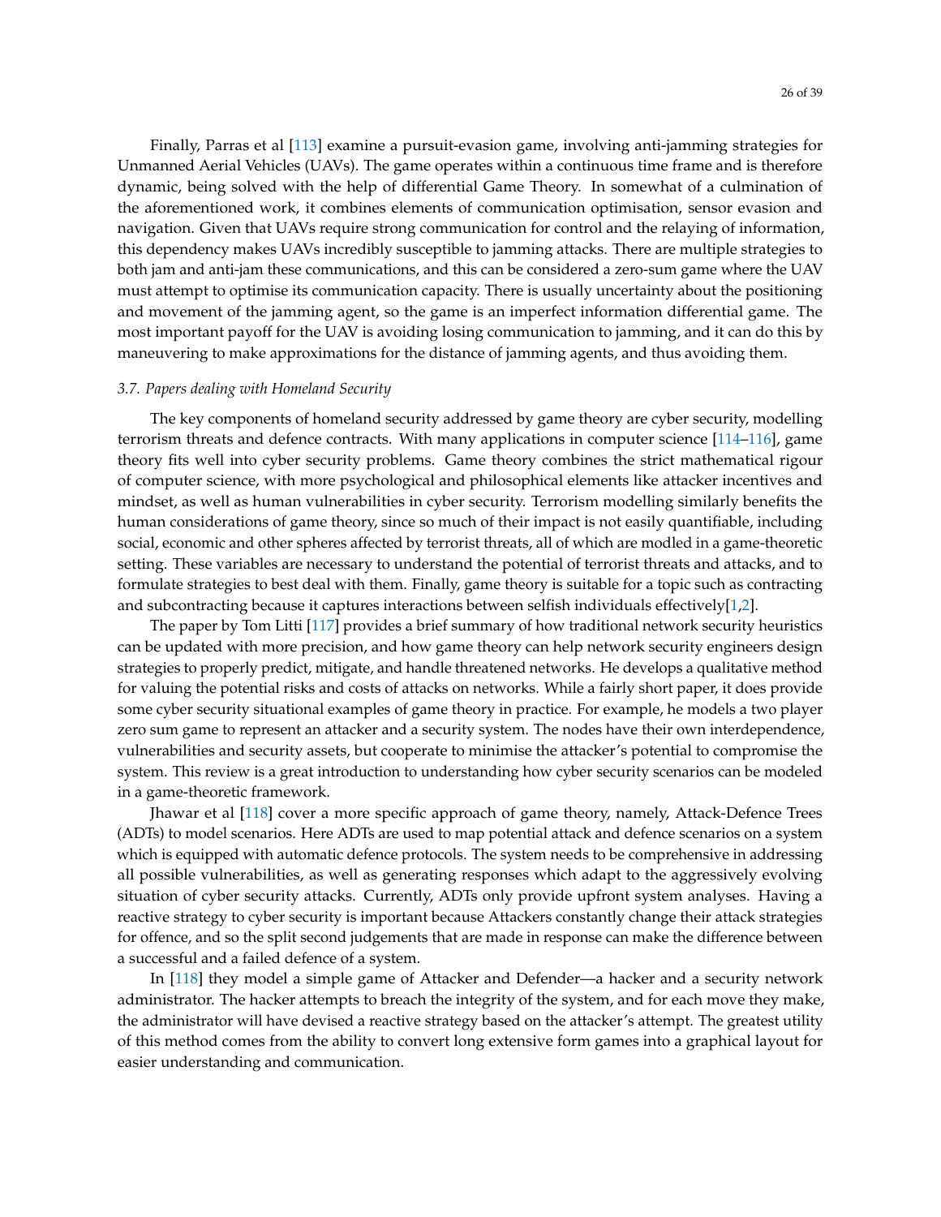Finally, Parras et al [113] examine a pursuit-evasion game, involving anti-jamming strategies for Unmanned Aerial Vehicles (UAVs). The game operates within a continuous time frame and is therefore dynamic, being solved with the help of differential Game Theory. In somewhat of a culmination of the aforementioned work, it combines elements of communication optimisation, sensor evasion and navigation. Given that UAVs require strong communication for control and the relaying of information, this dependency makes UAVs incredibly susceptible to jamming attacks. There are multiple strategies to both jam and anti-jam these communications, and this can be considered a zero-sum game where the UAV must attempt to optimise its communication capacity. There is usually uncertainty about the positioning and movement of the jamming agent, so the game is an imperfect information differential game. The most important payoff for the UAV is avoiding losing communication to jamming, and it can do this by maneuvering to make approximations for the distance of jamming agents, and thus avoiding them.

### *3.7. Papers dealing with Homeland Security*

The key components of homeland security addressed by game theory are cyber security, modelling terrorism threats and defence contracts. With many applications in computer science [114–116], game theory fits well into cyber security problems. Game theory combines the strict mathematical rigour of computer science, with more psychological and philosophical elements like attacker incentives and mindset, as well as human vulnerabilities in cyber security. Terrorism modelling similarly benefits the human considerations of game theory, since so much of their impact is not easily quantifiable, including social, economic and other spheres affected by terrorist threats, all of which are modled in a game-theoretic setting. These variables are necessary to understand the potential of terrorist threats and attacks, and to formulate strategies to best deal with them. Finally, game theory is suitable for a topic such as contracting and subcontracting because it captures interactions between selfish individuals effectively[1,2].

The paper by Tom Litti [117] provides a brief summary of how traditional network security heuristics can be updated with more precision, and how game theory can help network security engineers design strategies to properly predict, mitigate, and handle threatened networks. He develops a qualitative method for valuing the potential risks and costs of attacks on networks. While a fairly short paper, it does provide some cyber security situational examples of game theory in practice. For example, he models a two player zero sum game to represent an attacker and a security system. The nodes have their own interdependence, vulnerabilities and security assets, but cooperate to minimise the attacker's potential to compromise the system. This review is a great introduction to understanding how cyber security scenarios can be modeled in a game-theoretic framework.

Jhawar et al [118] cover a more specific approach of game theory, namely, Attack-Defence Trees (ADTs) to model scenarios. Here ADTs are used to map potential attack and defence scenarios on a system which is equipped with automatic defence protocols. The system needs to be comprehensive in addressing all possible vulnerabilities, as well as generating responses which adapt to the aggressively evolving situation of cyber security attacks. Currently, ADTs only provide upfront system analyses. Having a reactive strategy to cyber security is important because Attackers constantly change their attack strategies for offence, and so the split second judgements that are made in response can make the difference between a successful and a failed defence of a system.

In [118] they model a simple game of Attacker and Defender—a hacker and a security network administrator. The hacker attempts to breach the integrity of the system, and for each move they make, the administrator will have devised a reactive strategy based on the attacker's attempt. The greatest utility of this method comes from the ability to convert long extensive form games into a graphical layout for easier understanding and communication.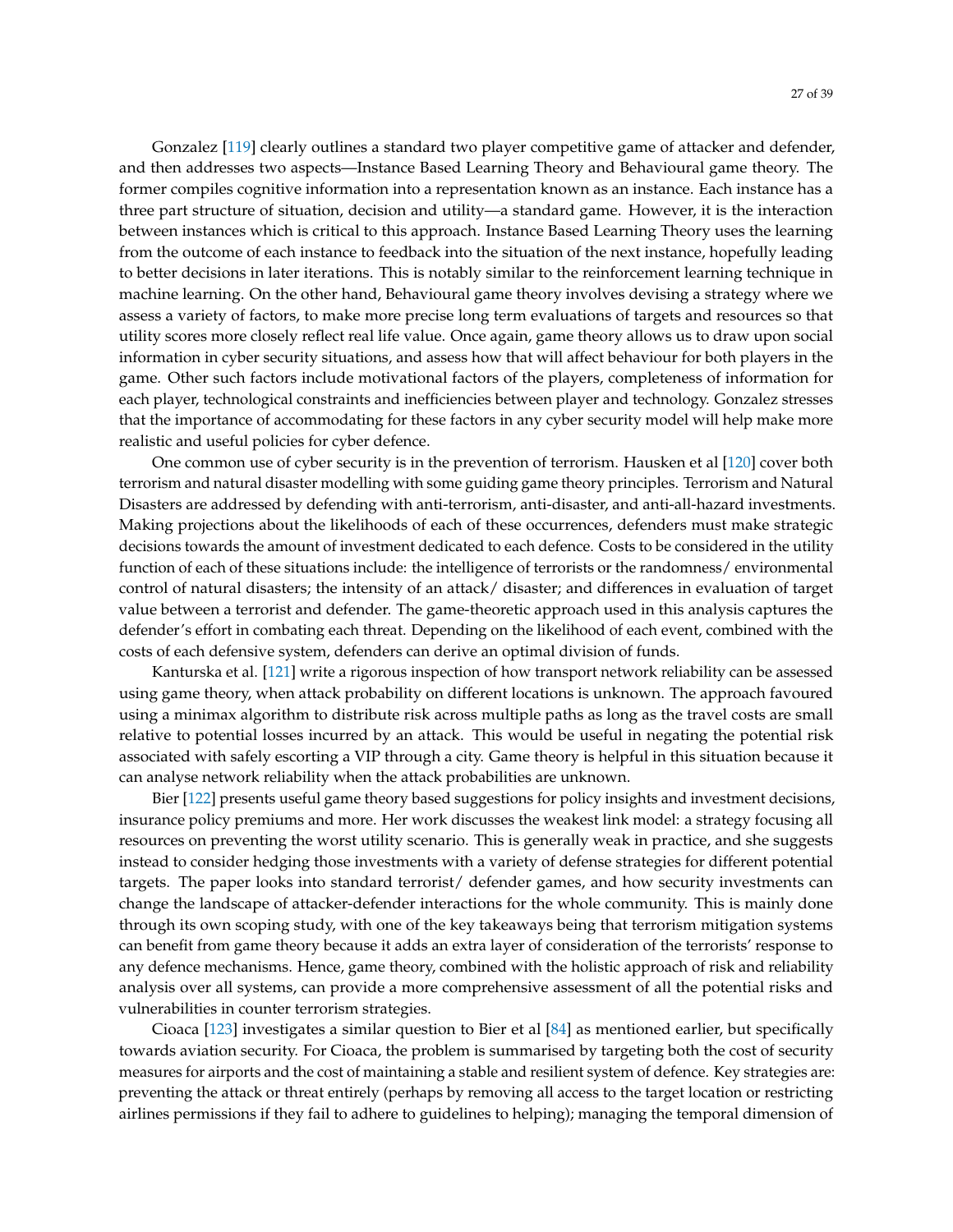Gonzalez [119] clearly outlines a standard two player competitive game of attacker and defender, and then addresses two aspects—Instance Based Learning Theory and Behavioural game theory. The former compiles cognitive information into a representation known as an instance. Each instance has a three part structure of situation, decision and utility—a standard game. However, it is the interaction between instances which is critical to this approach. Instance Based Learning Theory uses the learning from the outcome of each instance to feedback into the situation of the next instance, hopefully leading to better decisions in later iterations. This is notably similar to the reinforcement learning technique in machine learning. On the other hand, Behavioural game theory involves devising a strategy where we assess a variety of factors, to make more precise long term evaluations of targets and resources so that utility scores more closely reflect real life value. Once again, game theory allows us to draw upon social information in cyber security situations, and assess how that will affect behaviour for both players in the game. Other such factors include motivational factors of the players, completeness of information for each player, technological constraints and inefficiencies between player and technology. Gonzalez stresses that the importance of accommodating for these factors in any cyber security model will help make more realistic and useful policies for cyber defence.

One common use of cyber security is in the prevention of terrorism. Hausken et al [120] cover both terrorism and natural disaster modelling with some guiding game theory principles. Terrorism and Natural Disasters are addressed by defending with anti-terrorism, anti-disaster, and anti-all-hazard investments. Making projections about the likelihoods of each of these occurrences, defenders must make strategic decisions towards the amount of investment dedicated to each defence. Costs to be considered in the utility function of each of these situations include: the intelligence of terrorists or the randomness/ environmental control of natural disasters; the intensity of an attack/ disaster; and differences in evaluation of target value between a terrorist and defender. The game-theoretic approach used in this analysis captures the defender's effort in combating each threat. Depending on the likelihood of each event, combined with the costs of each defensive system, defenders can derive an optimal division of funds.

Kanturska et al. [121] write a rigorous inspection of how transport network reliability can be assessed using game theory, when attack probability on different locations is unknown. The approach favoured using a minimax algorithm to distribute risk across multiple paths as long as the travel costs are small relative to potential losses incurred by an attack. This would be useful in negating the potential risk associated with safely escorting a VIP through a city. Game theory is helpful in this situation because it can analyse network reliability when the attack probabilities are unknown.

Bier [122] presents useful game theory based suggestions for policy insights and investment decisions, insurance policy premiums and more. Her work discusses the weakest link model: a strategy focusing all resources on preventing the worst utility scenario. This is generally weak in practice, and she suggests instead to consider hedging those investments with a variety of defense strategies for different potential targets. The paper looks into standard terrorist/ defender games, and how security investments can change the landscape of attacker-defender interactions for the whole community. This is mainly done through its own scoping study, with one of the key takeaways being that terrorism mitigation systems can benefit from game theory because it adds an extra layer of consideration of the terrorists' response to any defence mechanisms. Hence, game theory, combined with the holistic approach of risk and reliability analysis over all systems, can provide a more comprehensive assessment of all the potential risks and vulnerabilities in counter terrorism strategies.

Cioaca [123] investigates a similar question to Bier et al [84] as mentioned earlier, but specifically towards aviation security. For Cioaca, the problem is summarised by targeting both the cost of security measures for airports and the cost of maintaining a stable and resilient system of defence. Key strategies are: preventing the attack or threat entirely (perhaps by removing all access to the target location or restricting airlines permissions if they fail to adhere to guidelines to helping); managing the temporal dimension of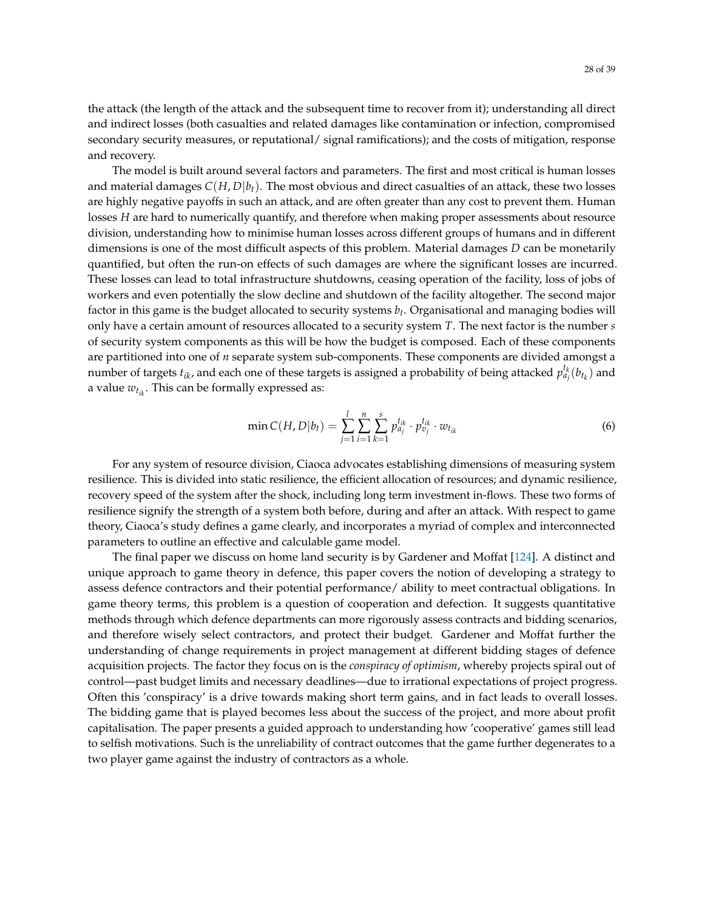the attack (the length of the attack and the subsequent time to recover from it); understanding all direct and indirect losses (both casualties and related damages like contamination or infection, compromised secondary security measures, or reputational/ signal ramifications); and the costs of mitigation, response and recovery.

The model is built around several factors and parameters. The first and most critical is human losses and material damages $C(H, D|b_t)$. The most obvious and direct casualties of an attack, these two losses are highly negative payoffs in such an attack, and are often greater than any cost to prevent them. Human losses $H$ are hard to numerically quantify, and therefore when making proper assessments about resource division, understanding how to minimise human losses across different groups of humans and in different dimensions is one of the most difficult aspects of this problem. Material damages $D$ can be monetarily quantified, but often the run-on effects of such damages are where the significant losses are incurred. These losses can lead to total infrastructure shutdowns, ceasing operation of the facility, loss of jobs of workers and even potentially the slow decline and shutdown of the facility altogether. The second major factor in this game is the budget allocated to security systems $b_t$. Organisational and managing bodies will only have a certain amount of resources allocated to a security system $T$. The next factor is the number $s$ of security system components as this will be how the budget is composed. Each of these components are partitioned into one of $n$ separate system sub-components. These components are divided amongst a number of targets $t_{ik}$, and each one of these targets is assigned a probability of being attacked $p_{a_j}^{t_k}(b_{t_k})$ and a value $w_{t_{ik}}$. This can be formally expressed as:

$$\min C(H, D|b_t) = \sum_{j=1}^{l} \sum_{i=1}^{n} \sum_{k=1}^{s} p_{a_j}^{t_{ik}} \cdot p_{v_j}^{t_{ik}} \cdot w_{t_{ik}} \tag{6}$$

For any system of resource division, Ciaoca advocates establishing dimensions of measuring system resilience. This is divided into static resilience, the efficient allocation of resources; and dynamic resilience, recovery speed of the system after the shock, including long term investment in-flows. These two forms of resilience signify the strength of a system both before, during and after an attack. With respect to game theory, Ciaoca's study defines a game clearly, and incorporates a myriad of complex and interconnected parameters to outline an effective and calculable game model.

The final paper we discuss on home land security is by Gardener and Moffat [124]. A distinct and unique approach to game theory in defence, this paper covers the notion of developing a strategy to assess defence contractors and their potential performance/ ability to meet contractual obligations. In game theory terms, this problem is a question of cooperation and defection. It suggests quantitative methods through which defence departments can more rigorously assess contracts and bidding scenarios, and therefore wisely select contractors, and protect their budget. Gardener and Moffat further the understanding of change requirements in project management at different bidding stages of defence acquisition projects. The factor they focus on is the *conspiracy of optimism*, whereby projects spiral out of control—past budget limits and necessary deadlines—due to irrational expectations of project progress. Often this 'conspiracy' is a drive towards making short term gains, and in fact leads to overall losses. The bidding game that is played becomes less about the success of the project, and more about profit capitalisation. The paper presents a guided approach to understanding how 'cooperative' games still lead to selfish motivations. Such is the unreliability of contract outcomes that the game further degenerates to a two player game against the industry of contractors as a whole.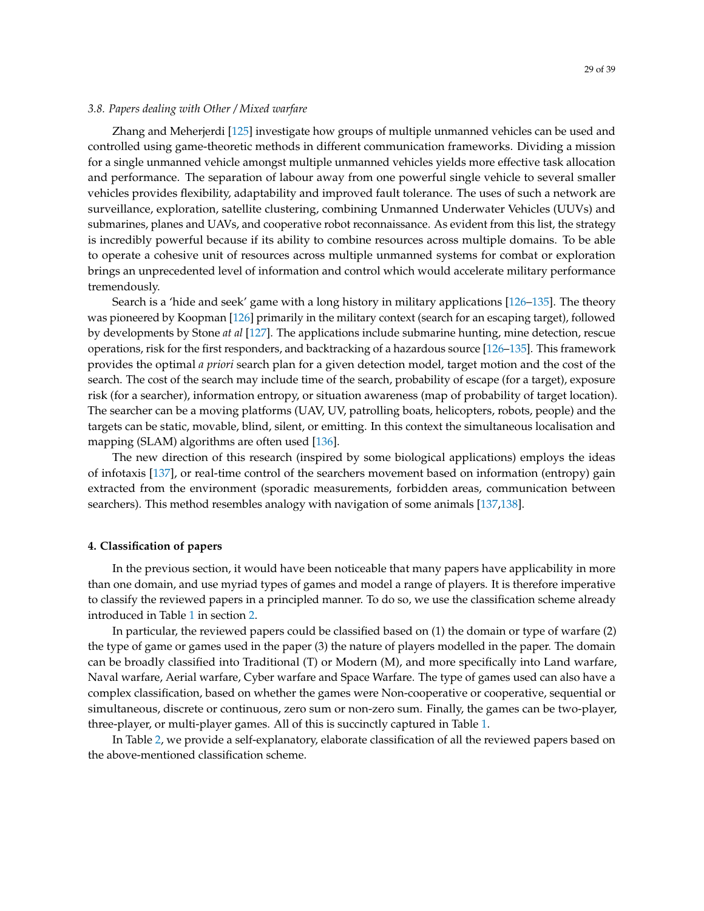### 3.8. Papers dealing with Other / Mixed warfare

Zhang and Meherjerdi [125] investigate how groups of multiple unmanned vehicles can be used and controlled using game-theoretic methods in different communication frameworks. Dividing a mission for a single unmanned vehicle amongst multiple unmanned vehicles yields more effective task allocation and performance. The separation of labour away from one powerful single vehicle to several smaller vehicles provides flexibility, adaptability and improved fault tolerance. The uses of such a network are surveillance, exploration, satellite clustering, combining Unmanned Underwater Vehicles (UUVs) and submarines, planes and UAVs, and cooperative robot reconnaissance. As evident from this list, the strategy is incredibly powerful because if its ability to combine resources across multiple domains. To be able to operate a cohesive unit of resources across multiple unmanned systems for combat or exploration brings an unprecedented level of information and control which would accelerate military performance tremendously.

Search is a 'hide and seek' game with a long history in military applications [126–135]. The theory was pioneered by Koopman [126] primarily in the military context (search for an escaping target), followed by developments by Stone *at al* [127]. The applications include submarine hunting, mine detection, rescue operations, risk for the first responders, and backtracking of a hazardous source [126–135]. This framework provides the optimal *a priori* search plan for a given detection model, target motion and the cost of the search. The cost of the search may include time of the search, probability of escape (for a target), exposure risk (for a searcher), information entropy, or situation awareness (map of probability of target location). The searcher can be a moving platforms (UAV, UV, patrolling boats, helicopters, robots, people) and the targets can be static, movable, blind, silent, or emitting. In this context the simultaneous localisation and mapping (SLAM) algorithms are often used [136].

The new direction of this research (inspired by some biological applications) employs the ideas of infotaxis [137], or real-time control of the searchers movement based on information (entropy) gain extracted from the environment (sporadic measurements, forbidden areas, communication between searchers). This method resembles analogy with navigation of some animals [137,138].

## 4. Classification of papers

In the previous section, it would have been noticeable that many papers have applicability in more than one domain, and use myriad types of games and model a range of players. It is therefore imperative to classify the reviewed papers in a principled manner. To do so, we use the classification scheme already introduced in Table 1 in section 2.

In particular, the reviewed papers could be classified based on (1) the domain or type of warfare (2) the type of game or games used in the paper (3) the nature of players modelled in the paper. The domain can be broadly classified into Traditional (T) or Modern (M), and more specifically into Land warfare, Naval warfare, Aerial warfare, Cyber warfare and Space Warfare. The type of games used can also have a complex classification, based on whether the games were Non-cooperative or cooperative, sequential or simultaneous, discrete or continuous, zero sum or non-zero sum. Finally, the games can be two-player, three-player, or multi-player games. All of this is succinctly captured in Table 1.

In Table 2, we provide a self-explanatory, elaborate classification of all the reviewed papers based on the above-mentioned classification scheme.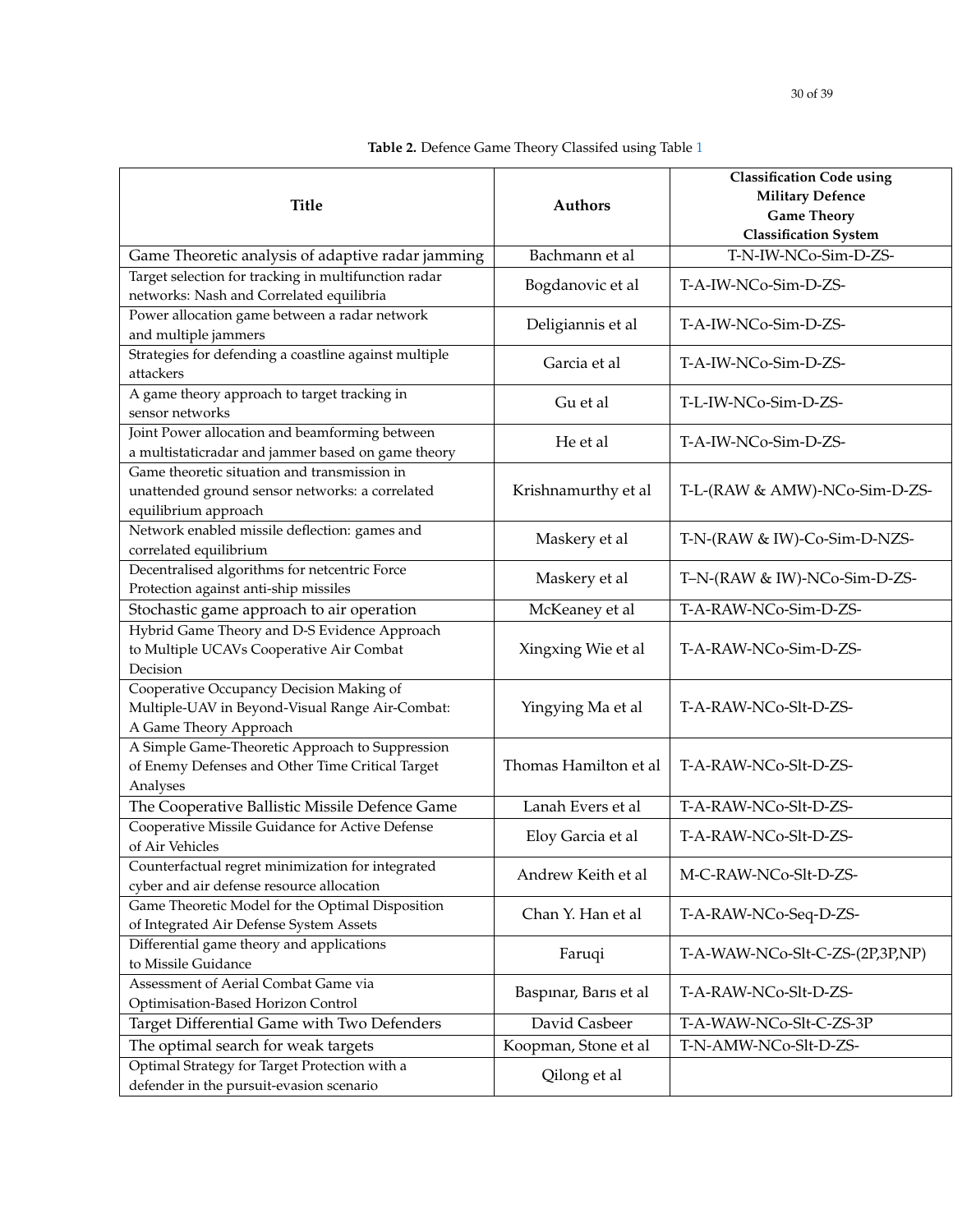**Table 2.** Defence Game Theory Classifed using Table 1

| Title | Authors | Classification Code using Military Defence Game Theory Classification System |
|---|---|---|
| Game Theoretic analysis of adaptive radar jamming | Bachmann et al | T-N-IW-NCo-Sim-D-ZS- |
| Target selection for tracking in multifunction radar networks: Nash and Correlated equilibria | Bogdanovic et al | T-A-IW-NCo-Sim-D-ZS- |
| Power allocation game between a radar network and multiple jammers | Deligiannis et al | T-A-IW-NCo-Sim-D-ZS- |
| Strategies for defending a coastline against multiple attackers | Garcia et al | T-A-IW-NCo-Sim-D-ZS- |
| A game theory approach to target tracking in sensor networks | Gu et al | T-L-IW-NCo-Sim-D-ZS- |
| Joint Power allocation and beamforming between a multistaticradar and jammer based on game theory | He et al | T-A-IW-NCo-Sim-D-ZS- |
| Game theoretic situation and transmission in unattended ground sensor networks: a correlated equilibrium approach | Krishnamurthy et al | T-L-(RAW & AMW)-NCo-Sim-D-ZS- |
| Network enabled missile deflection: games and correlated equilibrium | Maskery et al | T-N-(RAW & IW)-Co-Sim-D-NZS- |
| Decentralised algorithms for netcentric Force Protection against anti-ship missiles | Maskery et al | T–N-(RAW & IW)-NCo-Sim-D-ZS- |
| Stochastic game approach to air operation | McKeaney et al | T-A-RAW-NCo-Sim-D-ZS- |
| Hybrid Game Theory and D-S Evidence Approach to Multiple UCAVs Cooperative Air Combat Decision | Xingxing Wie et al | T-A-RAW-NCo-Sim-D-ZS- |
| Cooperative Occupancy Decision Making of Multiple-UAV in Beyond-Visual Range Air-Combat: A Game Theory Approach | Yingying Ma et al | T-A-RAW-NCo-Slt-D-ZS- |
| A Simple Game-Theoretic Approach to Suppression of Enemy Defenses and Other Time Critical Target Analyses | Thomas Hamilton et al | T-A-RAW-NCo-Slt-D-ZS- |
| The Cooperative Ballistic Missile Defence Game | Lanah Evers et al | T-A-RAW-NCo-Slt-D-ZS- |
| Cooperative Missile Guidance for Active Defense of Air Vehicles | Eloy Garcia et al | T-A-RAW-NCo-Slt-D-ZS- |
| Counterfactual regret minimization for integrated cyber and air defense resource allocation | Andrew Keith et al | M-C-RAW-NCo-Slt-D-ZS- |
| Game Theoretic Model for the Optimal Disposition of Integrated Air Defense System Assets | Chan Y. Han et al | T-A-RAW-NCo-Seq-D-ZS- |
| Differential game theory and applications to Missile Guidance | Faruqi | T-A-WAW-NCo-Slt-C-ZS-(2P,3P,NP) |
| Assessment of Aerial Combat Game via Optimisation-Based Horizon Control | Baspınar, Barıs et al | T-A-RAW-NCo-Slt-D-ZS- |
| Target Differential Game with Two Defenders | David Casbeer | T-A-WAW-NCo-Slt-C-ZS-3P |
| The optimal search for weak targets | Koopman, Stone et al | T-N-AMW-NCo-Slt-D-ZS- |
| Optimal Strategy for Target Protection with a defender in the pursuit-evasion scenario | Qilong et al | |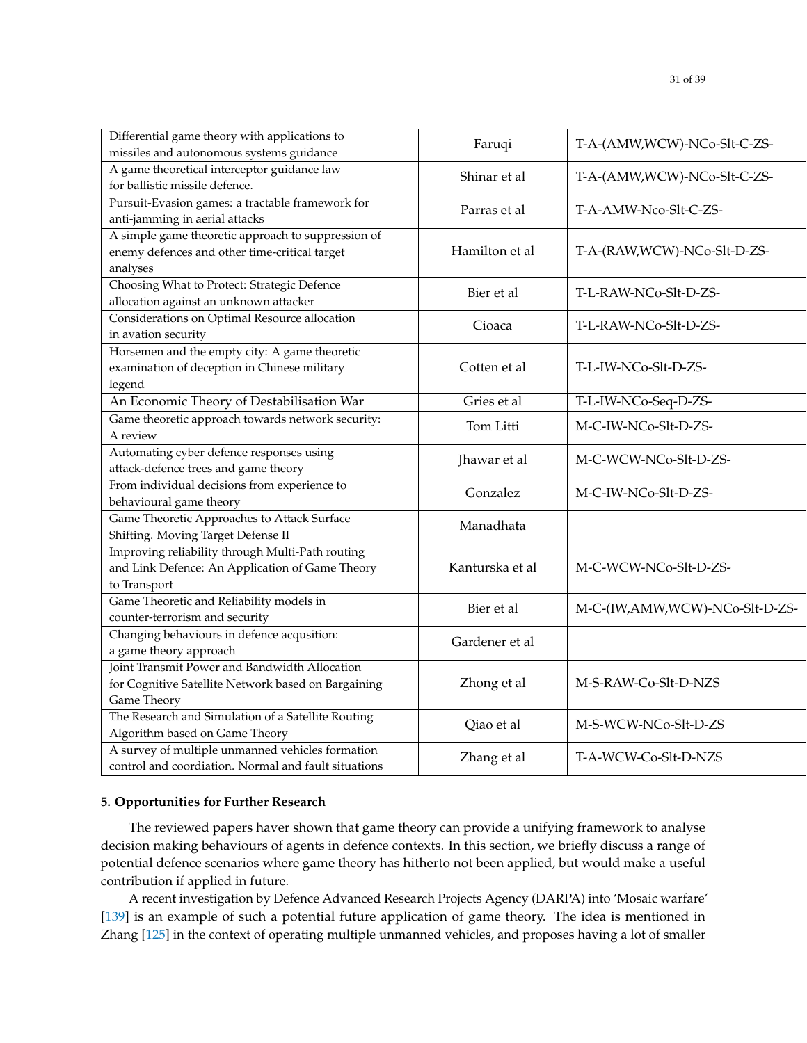| | | |
|---|---|---|
| Differential game theory with applications to missiles and autonomous systems guidance | Faruqi | T-A-(AMW,WCW)-NCo-Slt-C-ZS- |
| A game theoretical interceptor guidance law for ballistic missile defence. | Shinar et al | T-A-(AMW,WCW)-NCo-Slt-C-ZS- |
| Pursuit-Evasion games: a tractable framework for anti-jamming in aerial attacks | Parras et al | T-A-AMW-Nco-Slt-C-ZS- |
| A simple game theoretic approach to suppression of enemy defences and other time-critical target analyses | Hamilton et al | T-A-(RAW,WCW)-NCo-Slt-D-ZS- |
| Choosing What to Protect: Strategic Defence allocation against an unknown attacker | Bier et al | T-L-RAW-NCo-Slt-D-ZS- |
| Considerations on Optimal Resource allocation in avation security | Cioaca | T-L-RAW-NCo-Slt-D-ZS- |
| Horsemen and the empty city: A game theoretic examination of deception in Chinese military legend | Cotten et al | T-L-IW-NCo-Slt-D-ZS- |
| An Economic Theory of Destabilisation War | Gries et al | T-L-IW-NCo-Seq-D-ZS- |
| Game theoretic approach towards network security: A review | Tom Litti | M-C-IW-NCo-Slt-D-ZS- |
| Automating cyber defence responses using attack-defence trees and game theory | Jhawar et al | M-C-WCW-NCo-Slt-D-ZS- |
| From individual decisions from experience to behavioural game theory | Gonzalez | M-C-IW-NCo-Slt-D-ZS- |
| Game Theoretic Approaches to Attack Surface Shifting. Moving Target Defense II | Manadhata | |
| Improving reliability through Multi-Path routing and Link Defence: An Application of Game Theory to Transport | Kanturska et al | M-C-WCW-NCo-Slt-D-ZS- |
| Game Theoretic and Reliability models in counter-terrorism and security | Bier et al | M-C-(IW,AMW,WCW)-NCo-Slt-D-ZS- |
| Changing behaviours in defence acqusition: a game theory approach | Gardener et al | |
| Joint Transmit Power and Bandwidth Allocation for Cognitive Satellite Network based on Bargaining Game Theory | Zhong et al | M-S-RAW-Co-Slt-D-NZS |
| The Research and Simulation of a Satellite Routing Algorithm based on Game Theory | Qiao et al | M-S-WCW-NCo-Slt-D-ZS |
| A survey of multiple unmanned vehicles formation control and coordiation. Normal and fault situations | Zhang et al | T-A-WCW-Co-Slt-D-NZS |

## 5. Opportunities for Further Research

The reviewed papers haver shown that game theory can provide a unifying framework to analyse decision making behaviours of agents in defence contexts. In this section, we briefly discuss a range of potential defence scenarios where game theory has hitherto not been applied, but would make a useful contribution if applied in future.

A recent investigation by Defence Advanced Research Projects Agency (DARPA) into 'Mosaic warfare' [139] is an example of such a potential future application of game theory. The idea is mentioned in Zhang [125] in the context of operating multiple unmanned vehicles, and proposes having a lot of smaller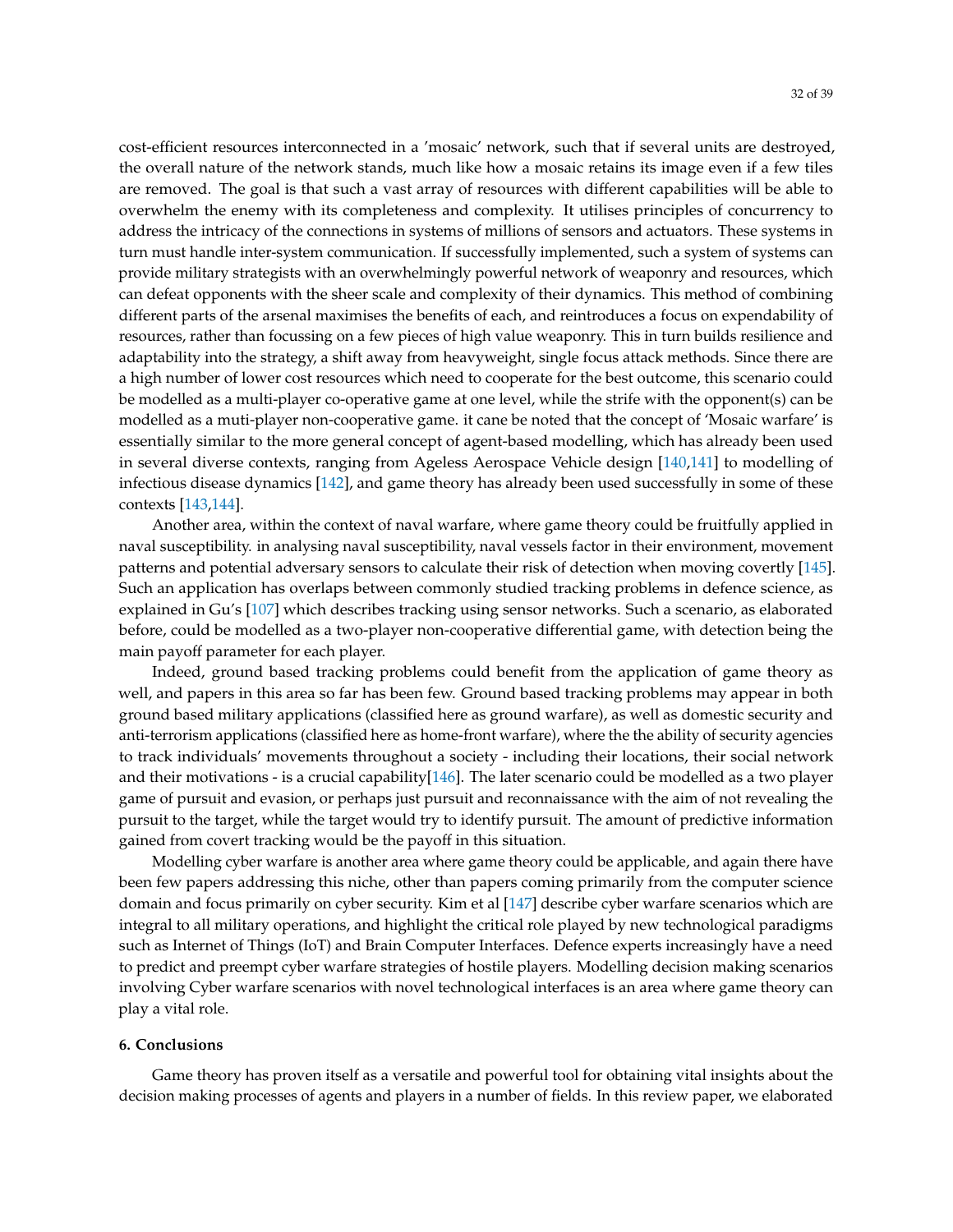cost-efficient resources interconnected in a 'mosaic' network, such that if several units are destroyed, the overall nature of the network stands, much like how a mosaic retains its image even if a few tiles are removed. The goal is that such a vast array of resources with different capabilities will be able to overwhelm the enemy with its completeness and complexity. It utilises principles of concurrency to address the intricacy of the connections in systems of millions of sensors and actuators. These systems in turn must handle inter-system communication. If successfully implemented, such a system of systems can provide military strategists with an overwhelmingly powerful network of weaponry and resources, which can defeat opponents with the sheer scale and complexity of their dynamics. This method of combining different parts of the arsenal maximises the benefits of each, and reintroduces a focus on expendability of resources, rather than focussing on a few pieces of high value weaponry. This in turn builds resilience and adaptability into the strategy, a shift away from heavyweight, single focus attack methods. Since there are a high number of lower cost resources which need to cooperate for the best outcome, this scenario could be modelled as a multi-player co-operative game at one level, while the strife with the opponent(s) can be modelled as a muti-player non-cooperative game. it cane be noted that the concept of 'Mosaic warfare' is essentially similar to the more general concept of agent-based modelling, which has already been used in several diverse contexts, ranging from Ageless Aerospace Vehicle design [140,141] to modelling of infectious disease dynamics [142], and game theory has already been used successfully in some of these contexts [143,144].

Another area, within the context of naval warfare, where game theory could be fruitfully applied in naval susceptibility. in analysing naval susceptibility, naval vessels factor in their environment, movement patterns and potential adversary sensors to calculate their risk of detection when moving covertly [145]. Such an application has overlaps between commonly studied tracking problems in defence science, as explained in Gu's [107] which describes tracking using sensor networks. Such a scenario, as elaborated before, could be modelled as a two-player non-cooperative differential game, with detection being the main payoff parameter for each player.

Indeed, ground based tracking problems could benefit from the application of game theory as well, and papers in this area so far has been few. Ground based tracking problems may appear in both ground based military applications (classified here as ground warfare), as well as domestic security and anti-terrorism applications (classified here as home-front warfare), where the the ability of security agencies to track individuals' movements throughout a society - including their locations, their social network and their motivations - is a crucial capability[146]. The later scenario could be modelled as a two player game of pursuit and evasion, or perhaps just pursuit and reconnaissance with the aim of not revealing the pursuit to the target, while the target would try to identify pursuit. The amount of predictive information gained from covert tracking would be the payoff in this situation.

Modelling cyber warfare is another area where game theory could be applicable, and again there have been few papers addressing this niche, other than papers coming primarily from the computer science domain and focus primarily on cyber security. Kim et al [147] describe cyber warfare scenarios which are integral to all military operations, and highlight the critical role played by new technological paradigms such as Internet of Things (IoT) and Brain Computer Interfaces. Defence experts increasingly have a need to predict and preempt cyber warfare strategies of hostile players. Modelling decision making scenarios involving Cyber warfare scenarios with novel technological interfaces is an area where game theory can play a vital role.

### 6. Conclusions

Game theory has proven itself as a versatile and powerful tool for obtaining vital insights about the decision making processes of agents and players in a number of fields. In this review paper, we elaborated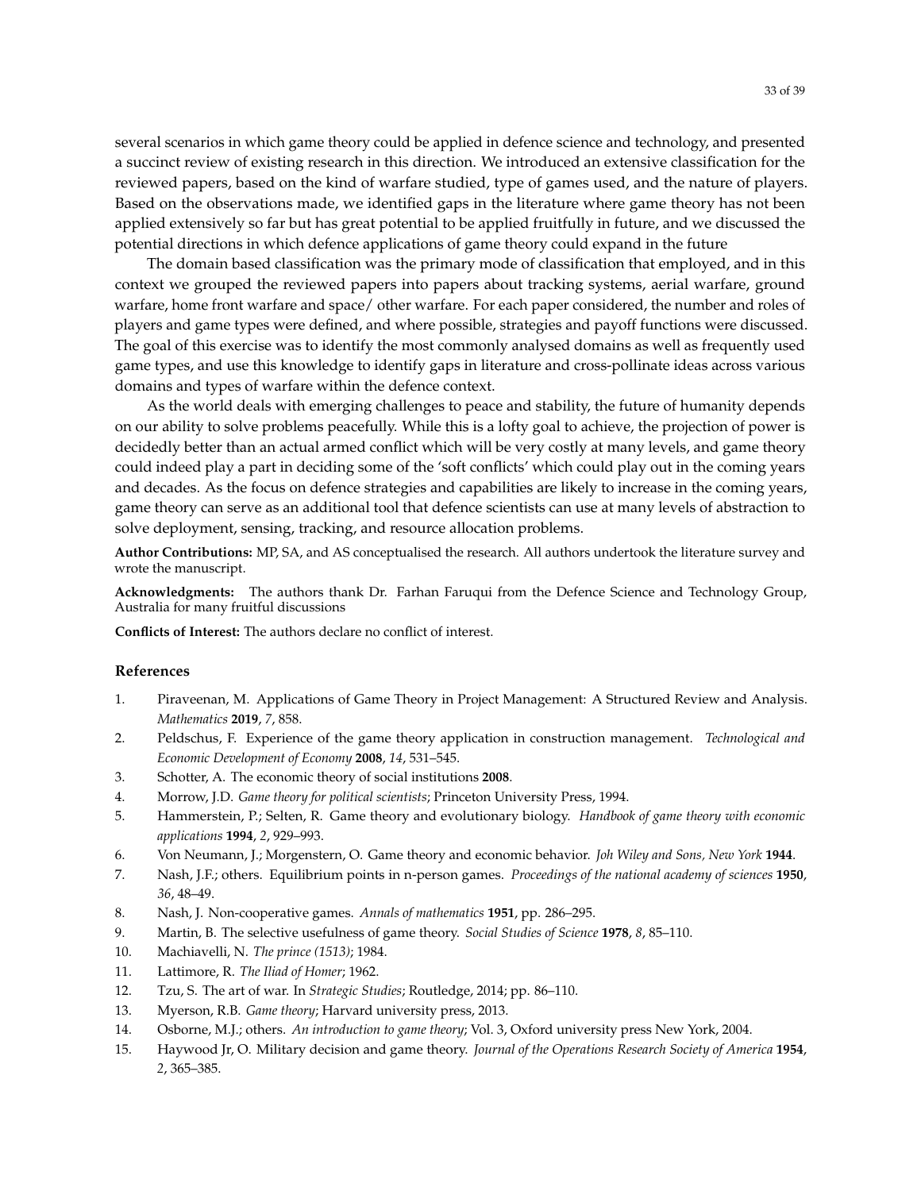several scenarios in which game theory could be applied in defence science and technology, and presented a succinct review of existing research in this direction. We introduced an extensive classification for the reviewed papers, based on the kind of warfare studied, type of games used, and the nature of players. Based on the observations made, we identified gaps in the literature where game theory has not been applied extensively so far but has great potential to be applied fruitfully in future, and we discussed the potential directions in which defence applications of game theory could expand in the future

The domain based classification was the primary mode of classification that employed, and in this context we grouped the reviewed papers into papers about tracking systems, aerial warfare, ground warfare, home front warfare and space/ other warfare. For each paper considered, the number and roles of players and game types were defined, and where possible, strategies and payoff functions were discussed. The goal of this exercise was to identify the most commonly analysed domains as well as frequently used game types, and use this knowledge to identify gaps in literature and cross-pollinate ideas across various domains and types of warfare within the defence context.

As the world deals with emerging challenges to peace and stability, the future of humanity depends on our ability to solve problems peacefully. While this is a lofty goal to achieve, the projection of power is decidedly better than an actual armed conflict which will be very costly at many levels, and game theory could indeed play a part in deciding some of the 'soft conflicts' which could play out in the coming years and decades. As the focus on defence strategies and capabilities are likely to increase in the coming years, game theory can serve as an additional tool that defence scientists can use at many levels of abstraction to solve deployment, sensing, tracking, and resource allocation problems.

**Author Contributions:** MP, SA, and AS conceptualised the research. All authors undertook the literature survey and wrote the manuscript.

**Acknowledgments:** The authors thank Dr. Farhan Faruqui from the Defence Science and Technology Group, Australia for many fruitful discussions

**Conflicts of Interest:** The authors declare no conflict of interest.

## References

1. Piraveenan, M. Applications of Game Theory in Project Management: A Structured Review and Analysis. *Mathematics* **2019**, *7*, 858.
2. Peldschus, F. Experience of the game theory application in construction management. *Technological and Economic Development of Economy* **2008**, *14*, 531–545.
3. Schotter, A. The economic theory of social institutions **2008**.
4. Morrow, J.D. *Game theory for political scientists*; Princeton University Press, 1994.
5. Hammerstein, P.; Selten, R. Game theory and evolutionary biology. *Handbook of game theory with economic applications* **1994**, *2*, 929–993.
6. Von Neumann, J.; Morgenstern, O. Game theory and economic behavior. *Joh Wiley and Sons, New York* **1944**.
7. Nash, J.F.; others. Equilibrium points in n-person games. *Proceedings of the national academy of sciences* **1950**, *36*, 48–49.
8. Nash, J. Non-cooperative games. *Annals of mathematics* **1951**, pp. 286–295.
9. Martin, B. The selective usefulness of game theory. *Social Studies of Science* **1978**, *8*, 85–110.
10. Machiavelli, N. *The prince (1513)*; 1984.
11. Lattimore, R. *The Iliad of Homer*; 1962.
12. Tzu, S. The art of war. In *Strategic Studies*; Routledge, 2014; pp. 86–110.
13. Myerson, R.B. *Game theory*; Harvard university press, 2013.
14. Osborne, M.J.; others. *An introduction to game theory*; Vol. 3, Oxford university press New York, 2004.
15. Haywood Jr, O. Military decision and game theory. *Journal of the Operations Research Society of America* **1954**, *2*, 365–385.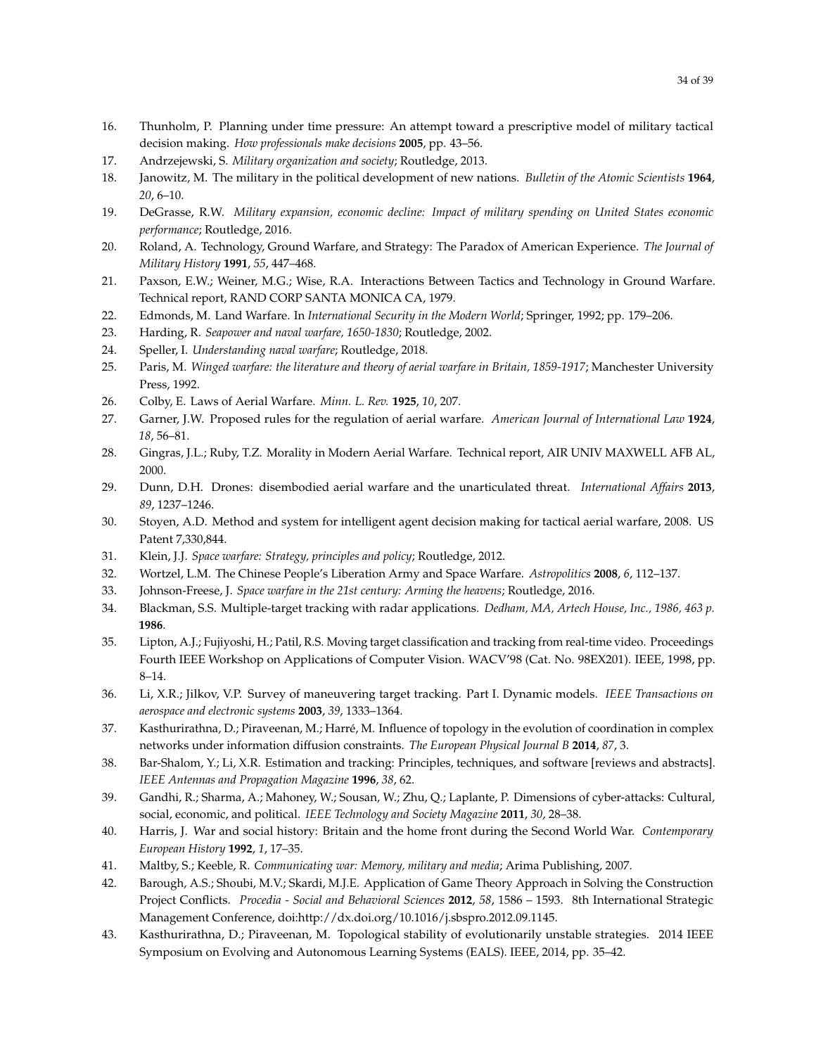16. Thunholm, P. Planning under time pressure: An attempt toward a prescriptive model of military tactical decision making. *How professionals make decisions* **2005**, pp. 43–56.
17. Andrzejewski, S. *Military organization and society*; Routledge, 2013.
18. Janowitz, M. The military in the political development of new nations. *Bulletin of the Atomic Scientists* **1964**, *20*, 6–10.
19. DeGrasse, R.W. *Military expansion, economic decline: Impact of military spending on United States economic performance*; Routledge, 2016.
20. Roland, A. Technology, Ground Warfare, and Strategy: The Paradox of American Experience. *The Journal of Military History* **1991**, *55*, 447–468.
21. Paxson, E.W.; Weiner, M.G.; Wise, R.A. Interactions Between Tactics and Technology in Ground Warfare. Technical report, RAND CORP SANTA MONICA CA, 1979.
22. Edmonds, M. Land Warfare. In *International Security in the Modern World*; Springer, 1992; pp. 179–206.
23. Harding, R. *Seapower and naval warfare, 1650-1830*; Routledge, 2002.
24. Speller, I. *Understanding naval warfare*; Routledge, 2018.
25. Paris, M. *Winged warfare: the literature and theory of aerial warfare in Britain, 1859-1917*; Manchester University Press, 1992.
26. Colby, E. Laws of Aerial Warfare. *Minn. L. Rev.* **1925**, *10*, 207.
27. Garner, J.W. Proposed rules for the regulation of aerial warfare. *American Journal of International Law* **1924**, *18*, 56–81.
28. Gingras, J.L.; Ruby, T.Z. Morality in Modern Aerial Warfare. Technical report, AIR UNIV MAXWELL AFB AL, 2000.
29. Dunn, D.H. Drones: disembodied aerial warfare and the unarticulated threat. *International Affairs* **2013**, *89*, 1237–1246.
30. Stoyen, A.D. Method and system for intelligent agent decision making for tactical aerial warfare, 2008. US Patent 7,330,844.
31. Klein, J.J. *Space warfare: Strategy, principles and policy*; Routledge, 2012.
32. Wortzel, L.M. The Chinese People's Liberation Army and Space Warfare. *Astropolitics* **2008**, *6*, 112–137.
33. Johnson-Freese, J. *Space warfare in the 21st century: Arming the heavens*; Routledge, 2016.
34. Blackman, S.S. Multiple-target tracking with radar applications. *Dedham, MA, Artech House, Inc., 1986, 463 p.* **1986**.
35. Lipton, A.J.; Fujiyoshi, H.; Patil, R.S. Moving target classification and tracking from real-time video. Proceedings Fourth IEEE Workshop on Applications of Computer Vision. WACV'98 (Cat. No. 98EX201). IEEE, 1998, pp. 8–14.
36. Li, X.R.; Jilkov, V.P. Survey of maneuvering target tracking. Part I. Dynamic models. *IEEE Transactions on aerospace and electronic systems* **2003**, *39*, 1333–1364.
37. Kasthurirathna, D.; Piraveenan, M.; Harré, M. Influence of topology in the evolution of coordination in complex networks under information diffusion constraints. *The European Physical Journal B* **2014**, *87*, 3.
38. Bar-Shalom, Y.; Li, X.R. Estimation and tracking: Principles, techniques, and software [reviews and abstracts]. *IEEE Antennas and Propagation Magazine* **1996**, *38*, 62.
39. Gandhi, R.; Sharma, A.; Mahoney, W.; Sousan, W.; Zhu, Q.; Laplante, P. Dimensions of cyber-attacks: Cultural, social, economic, and political. *IEEE Technology and Society Magazine* **2011**, *30*, 28–38.
40. Harris, J. War and social history: Britain and the home front during the Second World War. *Contemporary European History* **1992**, *1*, 17–35.
41. Maltby, S.; Keeble, R. *Communicating war: Memory, military and media*; Arima Publishing, 2007.
42. Barough, A.S.; Shoubi, M.V.; Skardi, M.J.E. Application of Game Theory Approach in Solving the Construction Project Conflicts. *Procedia - Social and Behavioral Sciences* **2012**, *58*, 1586 – 1593. 8th International Strategic Management Conference, doi:http://dx.doi.org/10.1016/j.sbspro.2012.09.1145.
43. Kasthurirathna, D.; Piraveenan, M. Topological stability of evolutionarily unstable strategies. 2014 IEEE Symposium on Evolving and Autonomous Learning Systems (EALS). IEEE, 2014, pp. 35–42.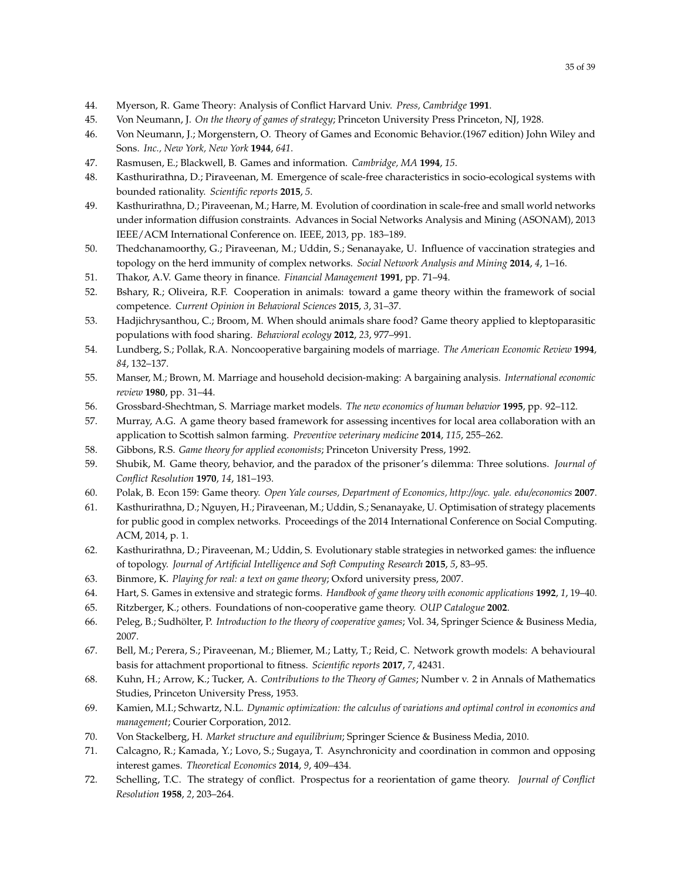44. Myerson, R. Game Theory: Analysis of Conflict Harvard Univ. *Press, Cambridge* **1991**.
45. Von Neumann, J. *On the theory of games of strategy*; Princeton University Press Princeton, NJ, 1928.
46. Von Neumann, J.; Morgenstern, O. Theory of Games and Economic Behavior.(1967 edition) John Wiley and Sons. *Inc., New York, New York* **1944**, *641*.
47. Rasmusen, E.; Blackwell, B. Games and information. *Cambridge, MA* **1994**, *15*.
48. Kasthurirathna, D.; Piraveenan, M. Emergence of scale-free characteristics in socio-ecological systems with bounded rationality. *Scientific reports* **2015**, *5*.
49. Kasthurirathna, D.; Piraveenan, M.; Harre, M. Evolution of coordination in scale-free and small world networks under information diffusion constraints. Advances in Social Networks Analysis and Mining (ASONAM), 2013 IEEE/ACM International Conference on. IEEE, 2013, pp. 183–189.
50. Thedchanamoorthy, G.; Piraveenan, M.; Uddin, S.; Senanayake, U. Influence of vaccination strategies and topology on the herd immunity of complex networks. *Social Network Analysis and Mining* **2014**, *4*, 1–16.
51. Thakor, A.V. Game theory in finance. *Financial Management* **1991**, pp. 71–94.
52. Bshary, R.; Oliveira, R.F. Cooperation in animals: toward a game theory within the framework of social competence. *Current Opinion in Behavioral Sciences* **2015**, *3*, 31–37.
53. Hadjichrysanthou, C.; Broom, M. When should animals share food? Game theory applied to kleptoparasitic populations with food sharing. *Behavioral ecology* **2012**, *23*, 977–991.
54. Lundberg, S.; Pollak, R.A. Noncooperative bargaining models of marriage. *The American Economic Review* **1994**, *84*, 132–137.
55. Manser, M.; Brown, M. Marriage and household decision-making: A bargaining analysis. *International economic review* **1980**, pp. 31–44.
56. Grossbard-Shechtman, S. Marriage market models. *The new economics of human behavior* **1995**, pp. 92–112.
57. Murray, A.G. A game theory based framework for assessing incentives for local area collaboration with an application to Scottish salmon farming. *Preventive veterinary medicine* **2014**, *115*, 255–262.
58. Gibbons, R.S. *Game theory for applied economists*; Princeton University Press, 1992.
59. Shubik, M. Game theory, behavior, and the paradox of the prisoner's dilemma: Three solutions. *Journal of Conflict Resolution* **1970**, *14*, 181–193.
60. Polak, B. Econ 159: Game theory. *Open Yale courses, Department of Economics, http://oyc. yale. edu/economics* **2007**.
61. Kasthurirathna, D.; Nguyen, H.; Piraveenan, M.; Uddin, S.; Senanayake, U. Optimisation of strategy placements for public good in complex networks. Proceedings of the 2014 International Conference on Social Computing. ACM, 2014, p. 1.
62. Kasthurirathna, D.; Piraveenan, M.; Uddin, S. Evolutionary stable strategies in networked games: the influence of topology. *Journal of Artificial Intelligence and Soft Computing Research* **2015**, *5*, 83–95.
63. Binmore, K. *Playing for real: a text on game theory*; Oxford university press, 2007.
64. Hart, S. Games in extensive and strategic forms. *Handbook of game theory with economic applications* **1992**, *1*, 19–40.
65. Ritzberger, K.; others. Foundations of non-cooperative game theory. *OUP Catalogue* **2002**.
66. Peleg, B.; Sudhölter, P. *Introduction to the theory of cooperative games*; Vol. 34, Springer Science & Business Media, 2007.
67. Bell, M.; Perera, S.; Piraveenan, M.; Bliemer, M.; Latty, T.; Reid, C. Network growth models: A behavioural basis for attachment proportional to fitness. *Scientific reports* **2017**, *7*, 42431.
68. Kuhn, H.; Arrow, K.; Tucker, A. *Contributions to the Theory of Games*; Number v. 2 in Annals of Mathematics Studies, Princeton University Press, 1953.
69. Kamien, M.I.; Schwartz, N.L. *Dynamic optimization: the calculus of variations and optimal control in economics and management*; Courier Corporation, 2012.
70. Von Stackelberg, H. *Market structure and equilibrium*; Springer Science & Business Media, 2010.
71. Calcagno, R.; Kamada, Y.; Lovo, S.; Sugaya, T. Asynchronicity and coordination in common and opposing interest games. *Theoretical Economics* **2014**, *9*, 409–434.
72. Schelling, T.C. The strategy of conflict. Prospectus for a reorientation of game theory. *Journal of Conflict Resolution* **1958**, *2*, 203–264.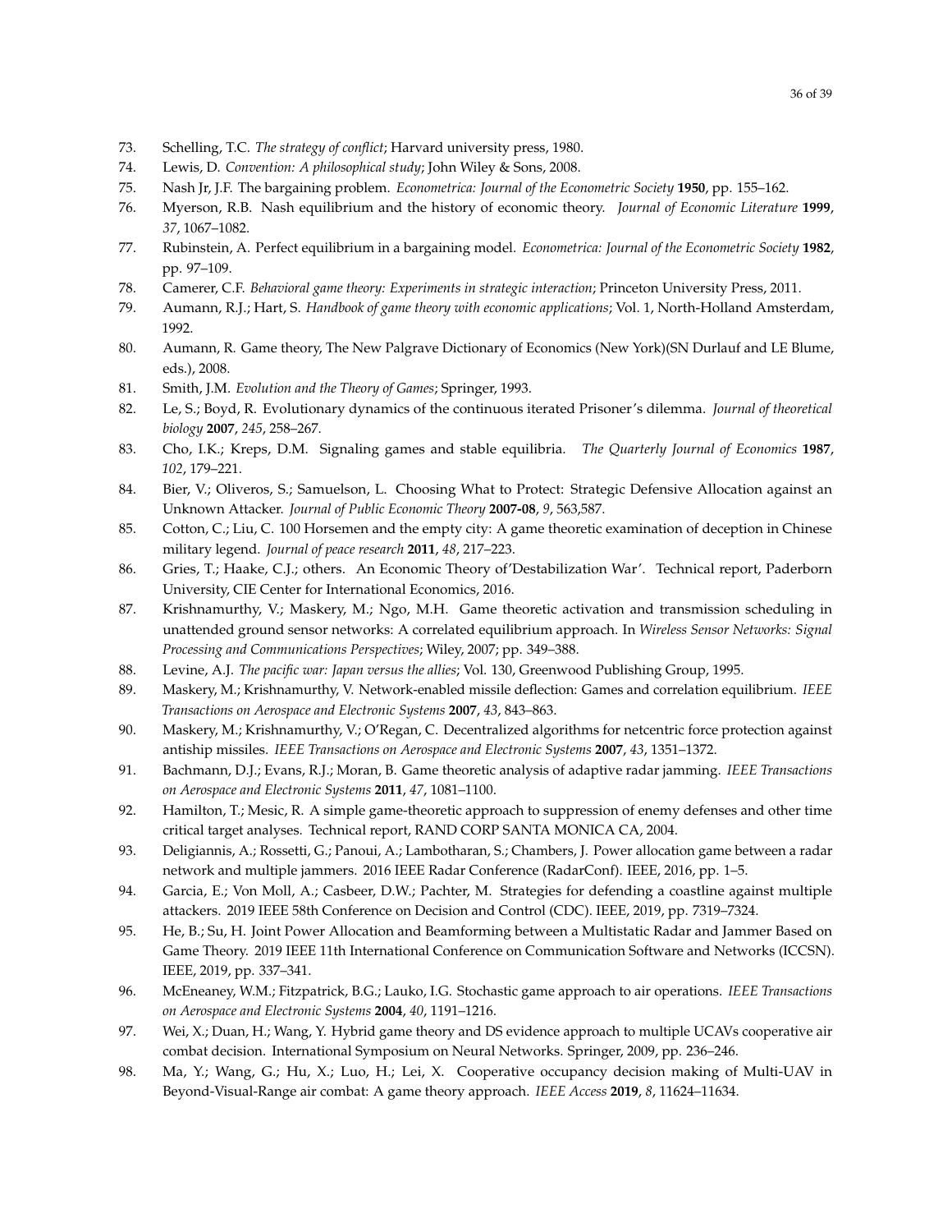73. Schelling, T.C. *The strategy of conflict*; Harvard university press, 1980.
74. Lewis, D. *Convention: A philosophical study*; John Wiley & Sons, 2008.
75. Nash Jr, J.F. The bargaining problem. *Econometrica: Journal of the Econometric Society* **1950**, pp. 155–162.
76. Myerson, R.B. Nash equilibrium and the history of economic theory. *Journal of Economic Literature* **1999**, *37*, 1067–1082.
77. Rubinstein, A. Perfect equilibrium in a bargaining model. *Econometrica: Journal of the Econometric Society* **1982**, pp. 97–109.
78. Camerer, C.F. *Behavioral game theory: Experiments in strategic interaction*; Princeton University Press, 2011.
79. Aumann, R.J.; Hart, S. *Handbook of game theory with economic applications*; Vol. 1, North-Holland Amsterdam, 1992.
80. Aumann, R. Game theory, The New Palgrave Dictionary of Economics (New York)(SN Durlauf and LE Blume, eds.), 2008.
81. Smith, J.M. *Evolution and the Theory of Games*; Springer, 1993.
82. Le, S.; Boyd, R. Evolutionary dynamics of the continuous iterated Prisoner's dilemma. *Journal of theoretical biology* **2007**, *245*, 258–267.
83. Cho, I.K.; Kreps, D.M. Signaling games and stable equilibria. *The Quarterly Journal of Economics* **1987**, *102*, 179–221.
84. Bier, V.; Oliveros, S.; Samuelson, L. Choosing What to Protect: Strategic Defensive Allocation against an Unknown Attacker. *Journal of Public Economic Theory* **2007-08**, *9*, 563,587.
85. Cotton, C.; Liu, C. 100 Horsemen and the empty city: A game theoretic examination of deception in Chinese military legend. *Journal of peace research* **2011**, *48*, 217–223.
86. Gries, T.; Haake, C.J.; others. An Economic Theory of'Destabilization War'. Technical report, Paderborn University, CIE Center for International Economics, 2016.
87. Krishnamurthy, V.; Maskery, M.; Ngo, M.H. Game theoretic activation and transmission scheduling in unattended ground sensor networks: A correlated equilibrium approach. In *Wireless Sensor Networks: Signal Processing and Communications Perspectives*; Wiley, 2007; pp. 349–388.
88. Levine, A.J. *The pacific war: Japan versus the allies*; Vol. 130, Greenwood Publishing Group, 1995.
89. Maskery, M.; Krishnamurthy, V. Network-enabled missile deflection: Games and correlation equilibrium. *IEEE Transactions on Aerospace and Electronic Systems* **2007**, *43*, 843–863.
90. Maskery, M.; Krishnamurthy, V.; O'Regan, C. Decentralized algorithms for netcentric force protection against antiship missiles. *IEEE Transactions on Aerospace and Electronic Systems* **2007**, *43*, 1351–1372.
91. Bachmann, D.J.; Evans, R.J.; Moran, B. Game theoretic analysis of adaptive radar jamming. *IEEE Transactions on Aerospace and Electronic Systems* **2011**, *47*, 1081–1100.
92. Hamilton, T.; Mesic, R. A simple game-theoretic approach to suppression of enemy defenses and other time critical target analyses. Technical report, RAND CORP SANTA MONICA CA, 2004.
93. Deligiannis, A.; Rossetti, G.; Panoui, A.; Lambotharan, S.; Chambers, J. Power allocation game between a radar network and multiple jammers. 2016 IEEE Radar Conference (RadarConf). IEEE, 2016, pp. 1–5.
94. Garcia, E.; Von Moll, A.; Casbeer, D.W.; Pachter, M. Strategies for defending a coastline against multiple attackers. 2019 IEEE 58th Conference on Decision and Control (CDC). IEEE, 2019, pp. 7319–7324.
95. He, B.; Su, H. Joint Power Allocation and Beamforming between a Multistatic Radar and Jammer Based on Game Theory. 2019 IEEE 11th International Conference on Communication Software and Networks (ICCSN). IEEE, 2019, pp. 337–341.
96. McEneaney, W.M.; Fitzpatrick, B.G.; Lauko, I.G. Stochastic game approach to air operations. *IEEE Transactions on Aerospace and Electronic Systems* **2004**, *40*, 1191–1216.
97. Wei, X.; Duan, H.; Wang, Y. Hybrid game theory and DS evidence approach to multiple UCAVs cooperative air combat decision. International Symposium on Neural Networks. Springer, 2009, pp. 236–246.
98. Ma, Y.; Wang, G.; Hu, X.; Luo, H.; Lei, X. Cooperative occupancy decision making of Multi-UAV in Beyond-Visual-Range air combat: A game theory approach. *IEEE Access* **2019**, *8*, 11624–11634.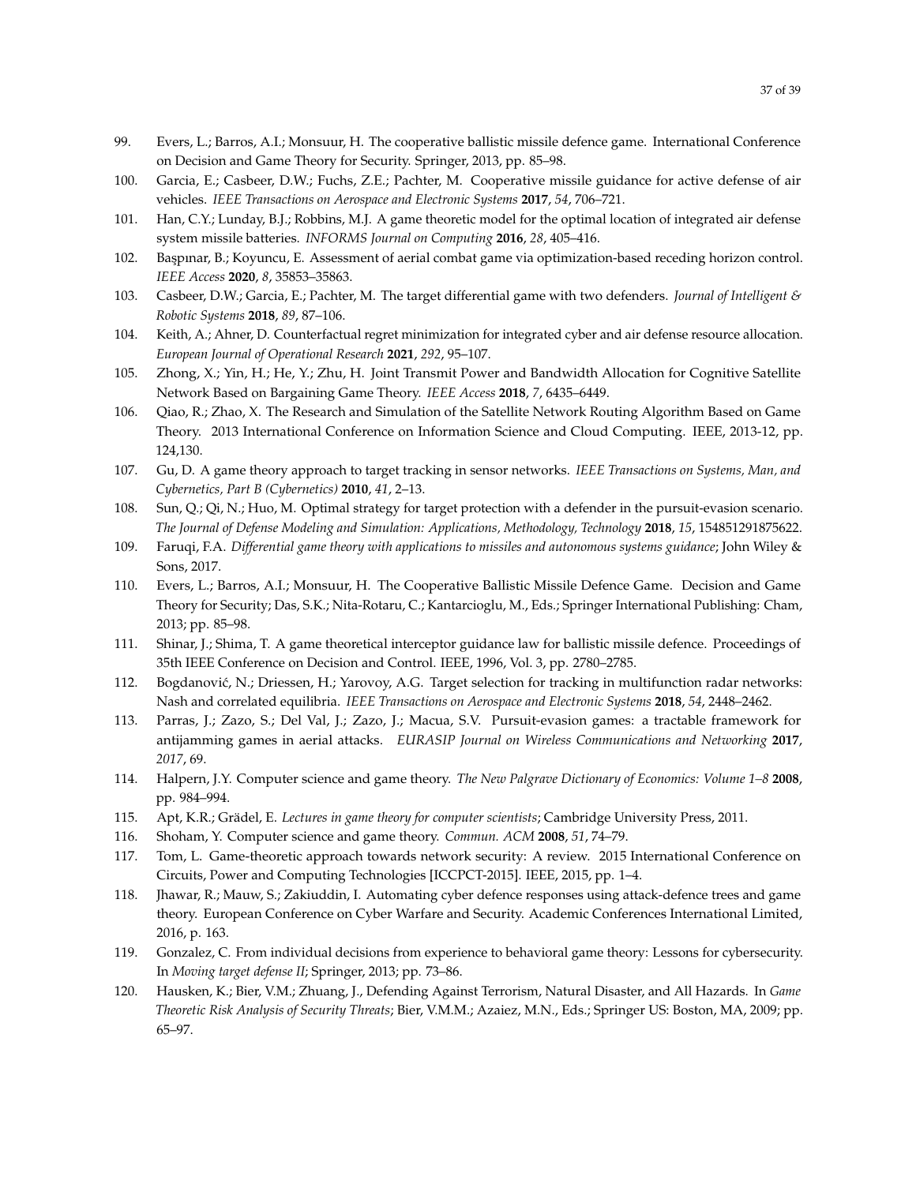99. Evers, L.; Barros, A.I.; Monsuur, H. The cooperative ballistic missile defence game. International Conference on Decision and Game Theory for Security. Springer, 2013, pp. 85–98.
100. Garcia, E.; Casbeer, D.W.; Fuchs, Z.E.; Pachter, M. Cooperative missile guidance for active defense of air vehicles. *IEEE Transactions on Aerospace and Electronic Systems* **2017**, *54*, 706–721.
101. Han, C.Y.; Lunday, B.J.; Robbins, M.J. A game theoretic model for the optimal location of integrated air defense system missile batteries. *INFORMS Journal on Computing* **2016**, *28*, 405–416.
102. Başpınar, B.; Koyuncu, E. Assessment of aerial combat game via optimization-based receding horizon control. *IEEE Access* **2020**, *8*, 35853–35863.
103. Casbeer, D.W.; Garcia, E.; Pachter, M. The target differential game with two defenders. *Journal of Intelligent & Robotic Systems* **2018**, *89*, 87–106.
104. Keith, A.; Ahner, D. Counterfactual regret minimization for integrated cyber and air defense resource allocation. *European Journal of Operational Research* **2021**, *292*, 95–107.
105. Zhong, X.; Yin, H.; He, Y.; Zhu, H. Joint Transmit Power and Bandwidth Allocation for Cognitive Satellite Network Based on Bargaining Game Theory. *IEEE Access* **2018**, *7*, 6435–6449.
106. Qiao, R.; Zhao, X. The Research and Simulation of the Satellite Network Routing Algorithm Based on Game Theory. 2013 International Conference on Information Science and Cloud Computing. IEEE, 2013-12, pp. 124,130.
107. Gu, D. A game theory approach to target tracking in sensor networks. *IEEE Transactions on Systems, Man, and Cybernetics, Part B (Cybernetics)* **2010**, *41*, 2–13.
108. Sun, Q.; Qi, N.; Huo, M. Optimal strategy for target protection with a defender in the pursuit-evasion scenario. *The Journal of Defense Modeling and Simulation: Applications, Methodology, Technology* **2018**, *15*, 154851291875622.
109. Faruqi, F.A. *Differential game theory with applications to missiles and autonomous systems guidance*; John Wiley & Sons, 2017.
110. Evers, L.; Barros, A.I.; Monsuur, H. The Cooperative Ballistic Missile Defence Game. Decision and Game Theory for Security; Das, S.K.; Nita-Rotaru, C.; Kantarcioglu, M., Eds.; Springer International Publishing: Cham, 2013; pp. 85–98.
111. Shinar, J.; Shima, T. A game theoretical interceptor guidance law for ballistic missile defence. Proceedings of 35th IEEE Conference on Decision and Control. IEEE, 1996, Vol. 3, pp. 2780–2785.
112. Bogdanović, N.; Driessen, H.; Yarovoy, A.G. Target selection for tracking in multifunction radar networks: Nash and correlated equilibria. *IEEE Transactions on Aerospace and Electronic Systems* **2018**, *54*, 2448–2462.
113. Parras, J.; Zazo, S.; Del Val, J.; Zazo, J.; Macua, S.V. Pursuit-evasion games: a tractable framework for antijamming games in aerial attacks. *EURASIP Journal on Wireless Communications and Networking* **2017**, *2017*, 69.
114. Halpern, J.Y. Computer science and game theory. *The New Palgrave Dictionary of Economics: Volume 1–8* **2008**, pp. 984–994.
115. Apt, K.R.; Grädel, E. *Lectures in game theory for computer scientists*; Cambridge University Press, 2011.
116. Shoham, Y. Computer science and game theory. *Commun. ACM* **2008**, *51*, 74–79.
117. Tom, L. Game-theoretic approach towards network security: A review. 2015 International Conference on Circuits, Power and Computing Technologies [ICCPCT-2015]. IEEE, 2015, pp. 1–4.
118. Jhawar, R.; Mauw, S.; Zakiuddin, I. Automating cyber defence responses using attack-defence trees and game theory. European Conference on Cyber Warfare and Security. Academic Conferences International Limited, 2016, p. 163.
119. Gonzalez, C. From individual decisions from experience to behavioral game theory: Lessons for cybersecurity. In *Moving target defense II*; Springer, 2013; pp. 73–86.
120. Hausken, K.; Bier, V.M.; Zhuang, J., Defending Against Terrorism, Natural Disaster, and All Hazards. In *Game Theoretic Risk Analysis of Security Threats*; Bier, V.M.M.; Azaiez, M.N., Eds.; Springer US: Boston, MA, 2009; pp. 65–97.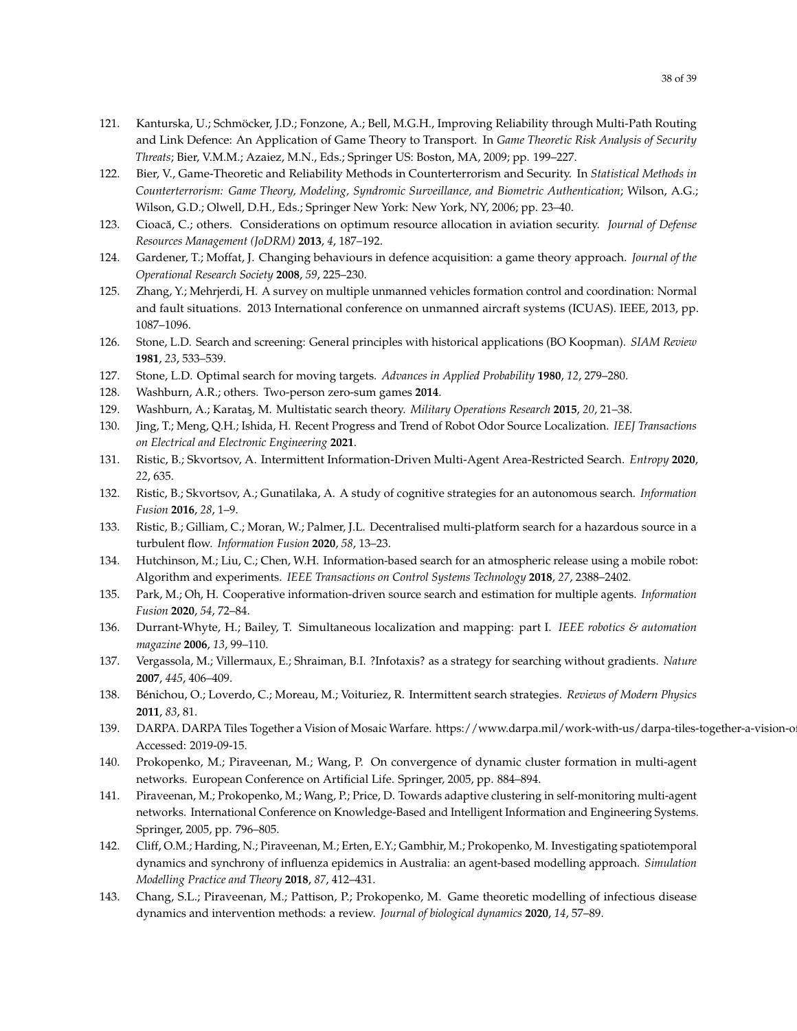121. Kanturska, U.; Schmöcker, J.D.; Fonzone, A.; Bell, M.G.H., Improving Reliability through Multi-Path Routing and Link Defence: An Application of Game Theory to Transport. In *Game Theoretic Risk Analysis of Security Threats*; Bier, V.M.M.; Azaiez, M.N., Eds.; Springer US: Boston, MA, 2009; pp. 199–227.
122. Bier, V., Game-Theoretic and Reliability Methods in Counterterrorism and Security. In *Statistical Methods in Counterterrorism: Game Theory, Modeling, Syndromic Surveillance, and Biometric Authentication*; Wilson, A.G.; Wilson, G.D.; Olwell, D.H., Eds.; Springer New York: New York, NY, 2006; pp. 23–40.
123. Cioacă, C.; others. Considerations on optimum resource allocation in aviation security. *Journal of Defense Resources Management (JoDRM)* **2013**, *4*, 187–192.
124. Gardener, T.; Moffat, J. Changing behaviours in defence acquisition: a game theory approach. *Journal of the Operational Research Society* **2008**, *59*, 225–230.
125. Zhang, Y.; Mehrjerdi, H. A survey on multiple unmanned vehicles formation control and coordination: Normal and fault situations. 2013 International conference on unmanned aircraft systems (ICUAS). IEEE, 2013, pp. 1087–1096.
126. Stone, L.D. Search and screening: General principles with historical applications (BO Koopman). *SIAM Review* **1981**, *23*, 533–539.
127. Stone, L.D. Optimal search for moving targets. *Advances in Applied Probability* **1980**, *12*, 279–280.
128. Washburn, A.R.; others. Two-person zero-sum games **2014**.
129. Washburn, A.; Karataş, M. Multistatic search theory. *Military Operations Research* **2015**, *20*, 21–38.
130. Jing, T.; Meng, Q.H.; Ishida, H. Recent Progress and Trend of Robot Odor Source Localization. *IEEJ Transactions on Electrical and Electronic Engineering* **2021**.
131. Ristic, B.; Skvortsov, A. Intermittent Information-Driven Multi-Agent Area-Restricted Search. *Entropy* **2020**, *22*, 635.
132. Ristic, B.; Skvortsov, A.; Gunatilaka, A. A study of cognitive strategies for an autonomous search. *Information Fusion* **2016**, *28*, 1–9.
133. Ristic, B.; Gilliam, C.; Moran, W.; Palmer, J.L. Decentralised multi-platform search for a hazardous source in a turbulent flow. *Information Fusion* **2020**, *58*, 13–23.
134. Hutchinson, M.; Liu, C.; Chen, W.H. Information-based search for an atmospheric release using a mobile robot: Algorithm and experiments. *IEEE Transactions on Control Systems Technology* **2018**, *27*, 2388–2402.
135. Park, M.; Oh, H. Cooperative information-driven source search and estimation for multiple agents. *Information Fusion* **2020**, *54*, 72–84.
136. Durrant-Whyte, H.; Bailey, T. Simultaneous localization and mapping: part I. *IEEE robotics & automation magazine* **2006**, *13*, 99–110.
137. Vergassola, M.; Villermaux, E.; Shraiman, B.I. ?Infotaxis? as a strategy for searching without gradients. *Nature* **2007**, *445*, 406–409.
138. Bénichou, O.; Loverdo, C.; Moreau, M.; Voituriez, R. Intermittent search strategies. *Reviews of Modern Physics* **2011**, *83*, 81.
139. DARPA. DARPA Tiles Together a Vision of Mosaic Warfare. https://www.darpa.mil/work-with-us/darpa-tiles-together-a-vision-of Accessed: 2019-09-15.
140. Prokopenko, M.; Piraveenan, M.; Wang, P. On convergence of dynamic cluster formation in multi-agent networks. European Conference on Artificial Life. Springer, 2005, pp. 884–894.
141. Piraveenan, M.; Prokopenko, M.; Wang, P.; Price, D. Towards adaptive clustering in self-monitoring multi-agent networks. International Conference on Knowledge-Based and Intelligent Information and Engineering Systems. Springer, 2005, pp. 796–805.
142. Cliff, O.M.; Harding, N.; Piraveenan, M.; Erten, E.Y.; Gambhir, M.; Prokopenko, M. Investigating spatiotemporal dynamics and synchrony of influenza epidemics in Australia: an agent-based modelling approach. *Simulation Modelling Practice and Theory* **2018**, *87*, 412–431.
143. Chang, S.L.; Piraveenan, M.; Pattison, P.; Prokopenko, M. Game theoretic modelling of infectious disease dynamics and intervention methods: a review. *Journal of biological dynamics* **2020**, *14*, 57–89.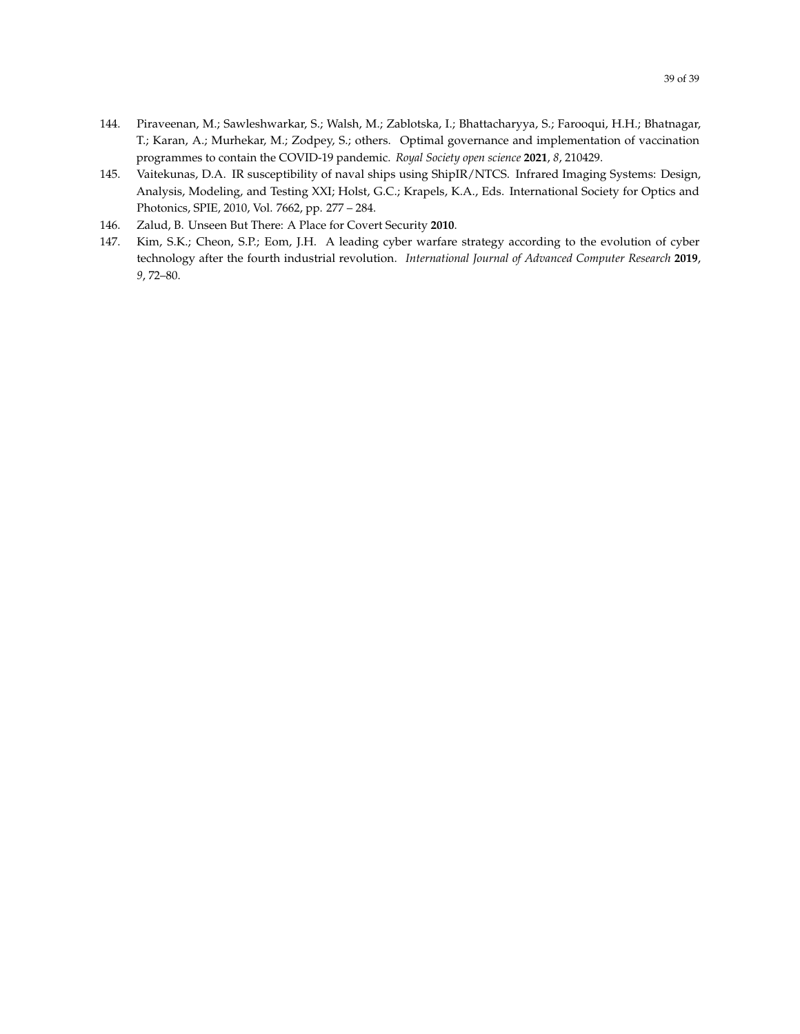144. Piraveenan, M.; Sawleshwarkar, S.; Walsh, M.; Zablotska, I.; Bhattacharyya, S.; Farooqui, H.H.; Bhatnagar, T.; Karan, A.; Murhekar, M.; Zodpey, S.; others. Optimal governance and implementation of vaccination programmes to contain the COVID-19 pandemic. *Royal Society open science* **2021**, *8*, 210429.
145. Vaitekunas, D.A. IR susceptibility of naval ships using ShipIR/NTCS. Infrared Imaging Systems: Design, Analysis, Modeling, and Testing XXI; Holst, G.C.; Krapels, K.A., Eds. International Society for Optics and Photonics, SPIE, 2010, Vol. 7662, pp. 277 – 284.
146. Zalud, B. Unseen But There: A Place for Covert Security **2010**.
147. Kim, S.K.; Cheon, S.P.; Eom, J.H. A leading cyber warfare strategy according to the evolution of cyber technology after the fourth industrial revolution. *International Journal of Advanced Computer Research* **2019**, *9*, 72–80.